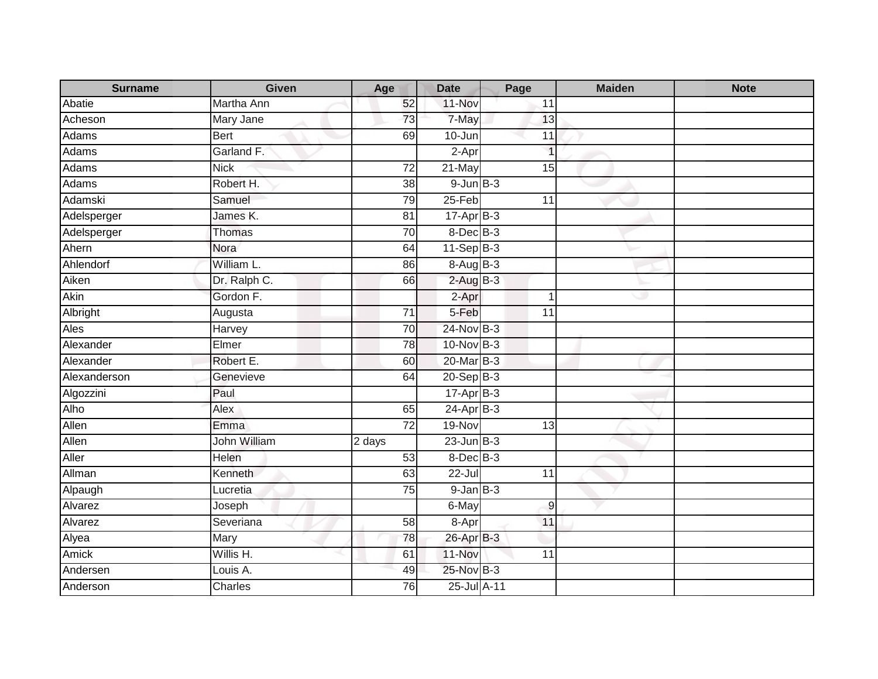| Surname | Given | Age | Date | Page | Maiden | Note |
|---|---|---|---|---|---|---|
| Abatie | Martha Ann | 52 | 11-Nov | 11 | | |
| Acheson | Mary Jane | 73 | 7-May | 13 | | |
| Adams | Bert | 69 | 10-Jun | 11 | | |
| Adams | Garland F. | | 2-Apr | 1 | | |
| Adams | Nick | 72 | 21-May | 15 | | |
| Adams | Robert H. | 38 | 9-Jun | B-3 | | |
| Adamski | Samuel | 79 | 25-Feb | 11 | | |
| Adelsperger | James K. | 81 | 17-Apr | B-3 | | |
| Adelsperger | Thomas | 70 | 8-Dec | B-3 | | |
| Ahern | Nora | 64 | 11-Sep | B-3 | | |
| Ahlendorf | William L. | 86 | 8-Aug | B-3 | | |
| Aiken | Dr. Ralph C. | 66 | 2-Aug | B-3 | | |
| Akin | Gordon F. | | 2-Apr | 1 | | |
| Albright | Augusta | 71 | 5-Feb | 11 | | |
| Ales | Harvey | 70 | 24-Nov | B-3 | | |
| Alexander | Elmer | 78 | 10-Nov | B-3 | | |
| Alexander | Robert E. | 60 | 20-Mar | B-3 | | |
| Alexanderson | Genevieve | 64 | 20-Sep | B-3 | | |
| Algozzini | Paul | | 17-Apr | B-3 | | |
| Alho | Alex | 65 | 24-Apr | B-3 | | |
| Allen | Emma | 72 | 19-Nov | 13 | | |
| Allen | John William | 2 days | 23-Jun | B-3 | | |
| Aller | Helen | 53 | 8-Dec | B-3 | | |
| Allman | Kenneth | 63 | 22-Jul | 11 | | |
| Alpaugh | Lucretia | 75 | 9-Jan | B-3 | | |
| Alvarez | Joseph | | 6-May | 9 | | |
| Alvarez | Severiana | 58 | 8-Apr | 11 | | |
| Alyea | Mary | 78 | 26-Apr | B-3 | | |
| Amick | Willis H. | 61 | 11-Nov | 11 | | |
| Andersen | Louis A. | 49 | 25-Nov | B-3 | | |
| Anderson | Charles | 76 | 25-Jul | A-11 | | |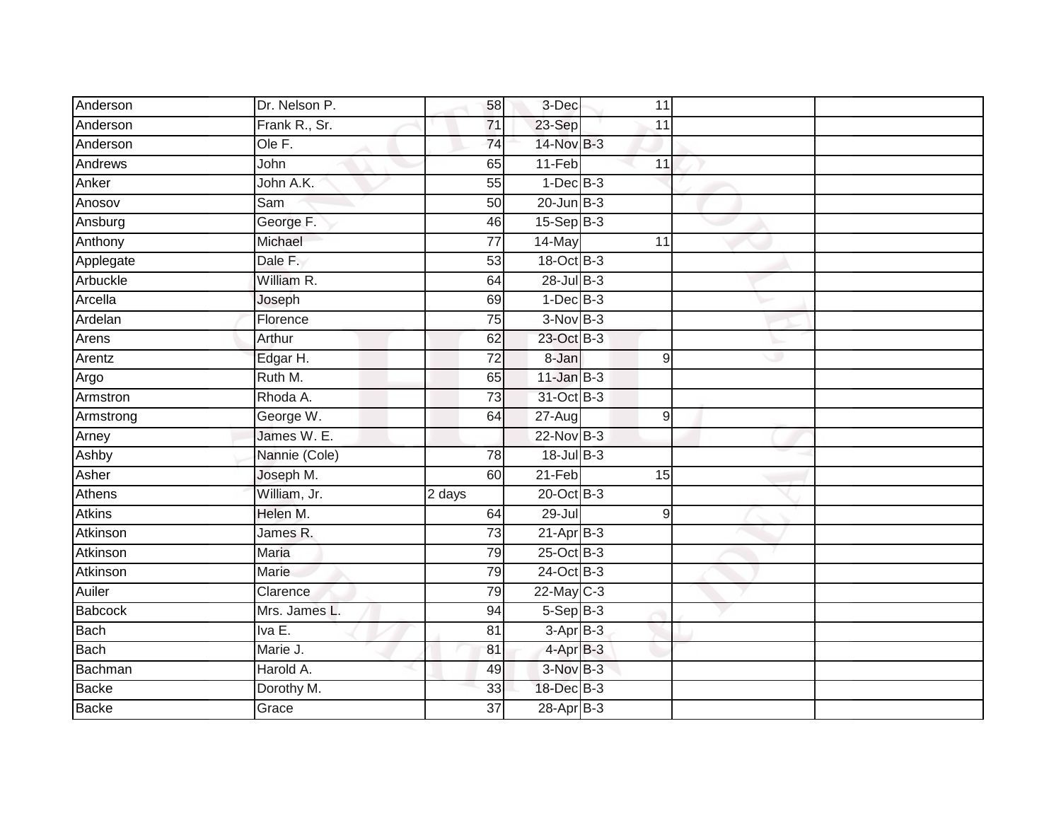| | | | | | | |
|---|---|---|---|---|---|---|
| Anderson | Dr. Nelson P. | 58 | 3-Dec | 11 | | |
| Anderson | Frank R., Sr. | 71 | 23-Sep | 11 | | |
| Anderson | Ole F. | 74 | 14-Nov | B-3 | | |
| Andrews | John | 65 | 11-Feb | 11 | | |
| Anker | John A.K. | 55 | 1-Dec | B-3 | | |
| Anosov | Sam | 50 | 20-Jun | B-3 | | |
| Ansburg | George F. | 46 | 15-Sep | B-3 | | |
| Anthony | Michael | 77 | 14-May | 11 | | |
| Applegate | Dale F. | 53 | 18-Oct | B-3 | | |
| Arbuckle | William R. | 64 | 28-Jul | B-3 | | |
| Arcella | Joseph | 69 | 1-Dec | B-3 | | |
| Ardelan | Florence | 75 | 3-Nov | B-3 | | |
| Arens | Arthur | 62 | 23-Oct | B-3 | | |
| Arentz | Edgar H. | 72 | 8-Jan | 9 | | |
| Argo | Ruth M. | 65 | 11-Jan | B-3 | | |
| Armstron | Rhoda A. | 73 | 31-Oct | B-3 | | |
| Armstrong | George W. | 64 | 27-Aug | 9 | | |
| Arney | James W. E. | | 22-Nov | B-3 | | |
| Ashby | Nannie (Cole) | 78 | 18-Jul | B-3 | | |
| Asher | Joseph M. | 60 | 21-Feb | 15 | | |
| Athens | William, Jr. | 2 days | 20-Oct | B-3 | | |
| Atkins | Helen M. | 64 | 29-Jul | 9 | | |
| Atkinson | James R. | 73 | 21-Apr | B-3 | | |
| Atkinson | Maria | 79 | 25-Oct | B-3 | | |
| Atkinson | Marie | 79 | 24-Oct | B-3 | | |
| Auiler | Clarence | 79 | 22-May | C-3 | | |
| Babcock | Mrs. James L. | 94 | 5-Sep | B-3 | | |
| Bach | Iva E. | 81 | 3-Apr | B-3 | | |
| Bach | Marie J. | 81 | 4-Apr | B-3 | | |
| Bachman | Harold A. | 49 | 3-Nov | B-3 | | |
| Backe | Dorothy M. | 33 | 18-Dec | B-3 | | |
| Backe | Grace | 37 | 28-Apr | B-3 | | |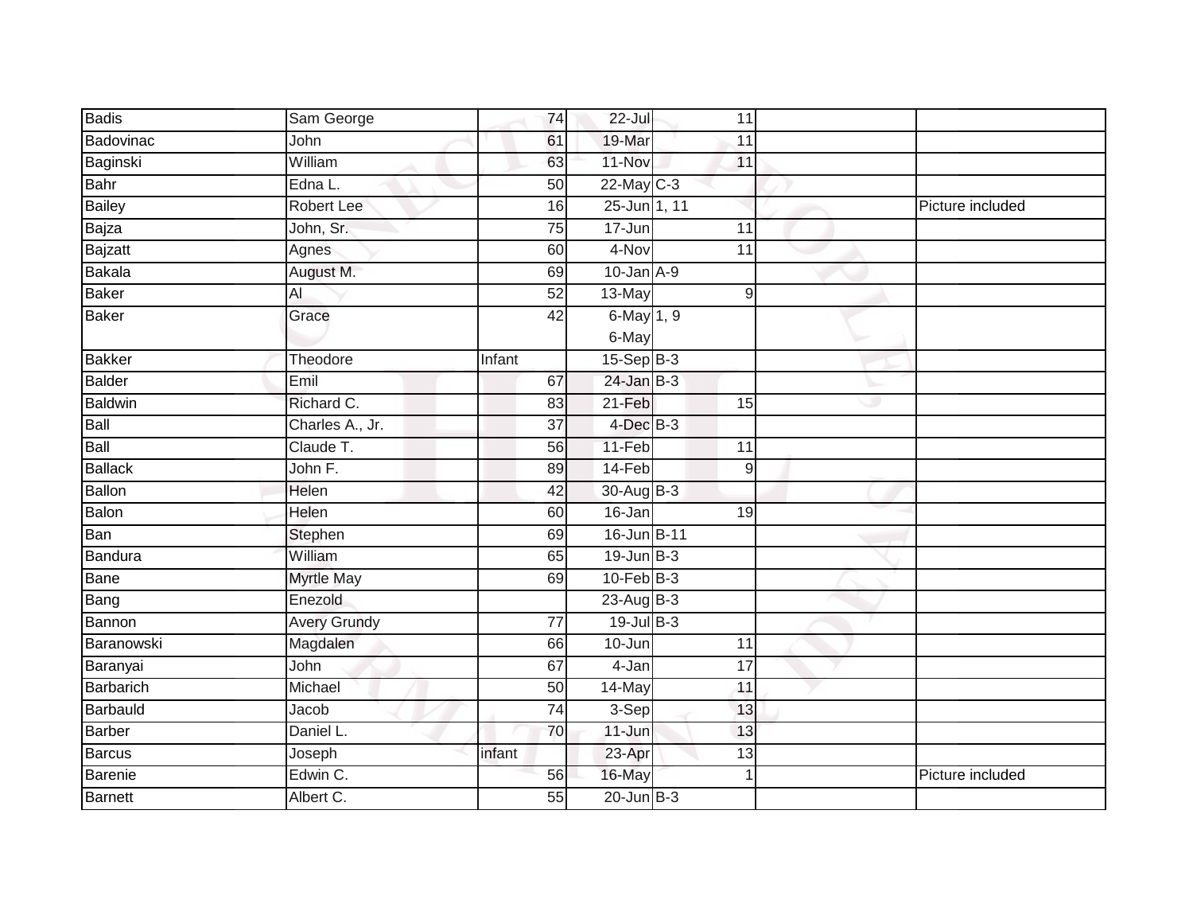| Badis | Sam George | 74 | 22-Jul | 11 | | |
|---|---|---|---|---|---|---|
| Badovinac | John | 61 | 19-Mar | 11 | | |
| Baginski | William | 63 | 11-Nov | 11 | | |
| Bahr | Edna L. | 50 | 22-May | C-3 | | |
| Bailey | Robert Lee | 16 | 25-Jun | 1, 11 | | Picture included |
| Bajza | John, Sr. | 75 | 17-Jun | 11 | | |
| Bajzatt | Agnes | 60 | 4-Nov | 11 | | |
| Bakala | August M. | 69 | 10-Jan | A-9 | | |
| Baker | Al | 52 | 13-May | 9 | | |
| Baker | Grace | 42 | 6-May<br>6-May | 1, 9 | | |
| Bakker | Theodore | Infant | 15-Sep | B-3 | | |
| Balder | Emil | 67 | 24-Jan | B-3 | | |
| Baldwin | Richard C. | 83 | 21-Feb | 15 | | |
| Ball | Charles A., Jr. | 37 | 4-Dec | B-3 | | |
| Ball | Claude T. | 56 | 11-Feb | 11 | | |
| Ballack | John F. | 89 | 14-Feb | 9 | | |
| Ballon | Helen | 42 | 30-Aug | B-3 | | |
| Balon | Helen | 60 | 16-Jan | 19 | | |
| Ban | Stephen | 69 | 16-Jun | B-11 | | |
| Bandura | William | 65 | 19-Jun | B-3 | | |
| Bane | Myrtle May | 69 | 10-Feb | B-3 | | |
| Bang | Enezold | | 23-Aug | B-3 | | |
| Bannon | Avery Grundy | 77 | 19-Jul | B-3 | | |
| Baranowski | Magdalen | 66 | 10-Jun | 11 | | |
| Baranyai | John | 67 | 4-Jan | 17 | | |
| Barbarich | Michael | 50 | 14-May | 11 | | |
| Barbauld | Jacob | 74 | 3-Sep | 13 | | |
| Barber | Daniel L. | 70 | 11-Jun | 13 | | |
| Barcus | Joseph | infant | 23-Apr | 13 | | |
| Barenie | Edwin C. | 56 | 16-May | 1 | | Picture included |
| Barnett | Albert C. | 55 | 20-Jun | B-3 | | |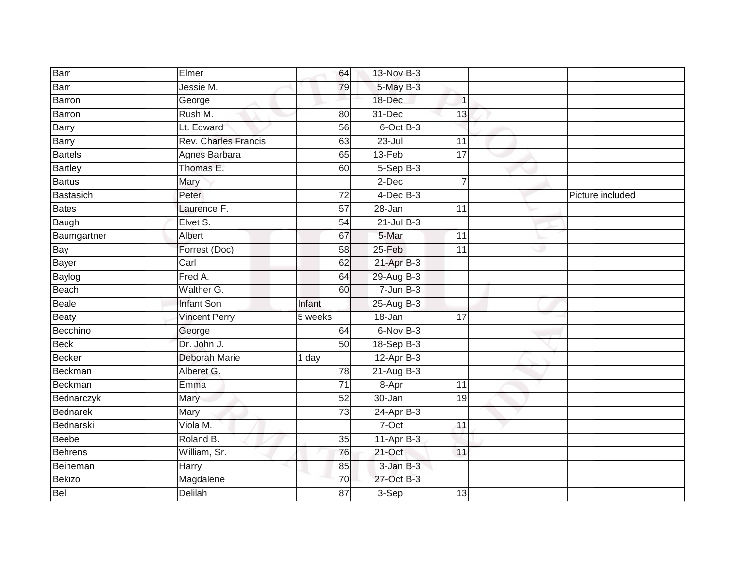| Barr | Elmer | 64 | 13-Nov | B-3 | | | |
|---|---|---|---|---|---|---|---|
| Barr | Jessie M. | 79 | 5-May | B-3 | | | |
| Barron | George | | 18-Dec | | 1 | | |
| Barron | Rush M. | 80 | 31-Dec | | 13 | | |
| Barry | Lt. Edward | 56 | 6-Oct | B-3 | | | |
| Barry | Rev. Charles Francis | 63 | 23-Jul | | 11 | | |
| Bartels | Agnes Barbara | 65 | 13-Feb | | 17 | | |
| Bartley | Thomas E. | 60 | 5-Sep | B-3 | | | |
| Bartus | Mary | | 2-Dec | | 7 | | |
| Bastasich | Peter | 72 | 4-Dec | B-3 | | | Picture included |
| Bates | Laurence F. | 57 | 28-Jan | | 11 | | |
| Baugh | Elvet S. | 54 | 21-Jul | B-3 | | | |
| Baumgartner | Albert | 67 | 5-Mar | | 11 | | |
| Bay | Forrest (Doc) | 58 | 25-Feb | | 11 | | |
| Bayer | Carl | 62 | 21-Apr | B-3 | | | |
| Baylog | Fred A. | 64 | 29-Aug | B-3 | | | |
| Beach | Walther G. | 60 | 7-Jun | B-3 | | | |
| Beale | Infant Son | Infant | 25-Aug | B-3 | | | |
| Beaty | Vincent Perry | 5 weeks | 18-Jan | | 17 | | |
| Becchino | George | 64 | 6-Nov | B-3 | | | |
| Beck | Dr. John J. | 50 | 18-Sep | B-3 | | | |
| Becker | Deborah Marie | 1 day | 12-Apr | B-3 | | | |
| Beckman | Alberet G. | 78 | 21-Aug | B-3 | | | |
| Beckman | Emma | 71 | 8-Apr | | 11 | | |
| Bednarczyk | Mary | 52 | 30-Jan | | 19 | | |
| Bednarek | Mary | 73 | 24-Apr | B-3 | | | |
| Bednarski | Viola M. | | 7-Oct | | 11 | | |
| Beebe | Roland B. | 35 | 11-Apr | B-3 | | | |
| Behrens | William, Sr. | 76 | 21-Oct | | 11 | | |
| Beineman | Harry | 85 | 3-Jan | B-3 | | | |
| Bekizo | Magdalene | 70 | 27-Oct | B-3 | | | |
| Bell | Delilah | 87 | 3-Sep | | 13 | | |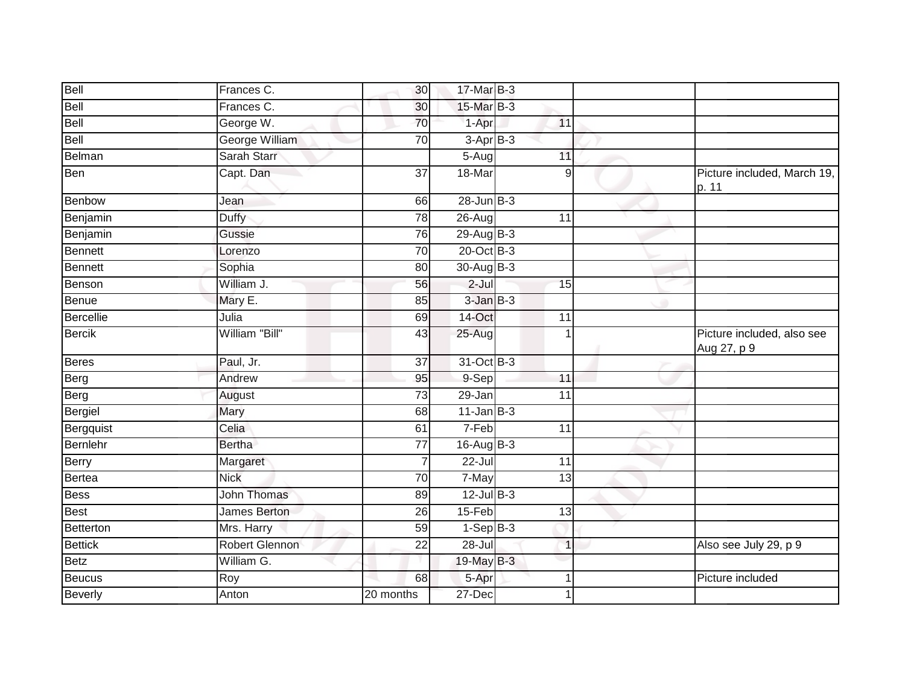| | | | | | | | |
|---|---|---|---|---|---|---|---|
| Bell | Frances C. | 30 | 17-Mar | B-3 | | | |
| Bell | Frances C. | 30 | 15-Mar | B-3 | | | |
| Bell | George W. | 70 | 1-Apr | | 11 | | |
| Bell | George William | 70 | 3-Apr | B-3 | | | |
| Belman | Sarah Starr | | 5-Aug | | 11 | | |
| Ben | Capt. Dan | 37 | 18-Mar | | 9 | | Picture included, March 19, p. 11 |
| Benbow | Jean | 66 | 28-Jun | B-3 | | | |
| Benjamin | Duffy | 78 | 26-Aug | | 11 | | |
| Benjamin | Gussie | 76 | 29-Aug | B-3 | | | |
| Bennett | Lorenzo | 70 | 20-Oct | B-3 | | | |
| Bennett | Sophia | 80 | 30-Aug | B-3 | | | |
| Benson | William J. | 56 | 2-Jul | | 15 | | |
| Benue | Mary E. | 85 | 3-Jan | B-3 | | | |
| Bercellie | Julia | 69 | 14-Oct | | 11 | | |
| Bercik | William "Bill" | 43 | 25-Aug | | 1 | | Picture included, also see Aug 27, p 9 |
| Beres | Paul, Jr. | 37 | 31-Oct | B-3 | | | |
| Berg | Andrew | 95 | 9-Sep | | 11 | | |
| Berg | August | 73 | 29-Jan | | 11 | | |
| Bergiel | Mary | 68 | 11-Jan | B-3 | | | |
| Bergquist | Celia | 61 | 7-Feb | | 11 | | |
| Bernlehr | Bertha | 77 | 16-Aug | B-3 | | | |
| Berry | Margaret | 7 | 22-Jul | | 11 | | |
| Bertea | Nick | 70 | 7-May | | 13 | | |
| Bess | John Thomas | 89 | 12-Jul | B-3 | | | |
| Best | James Berton | 26 | 15-Feb | | 13 | | |
| Betterton | Mrs. Harry | 59 | 1-Sep | B-3 | | | |
| Bettick | Robert Glennon | 22 | 28-Jul | | 1 | | Also see July 29, p 9 |
| Betz | William G. | | 19-May | B-3 | | | |
| Beucus | Roy | 68 | 5-Apr | | 1 | | Picture included |
| Beverly | Anton | 20 months | 27-Dec | | 1 | | |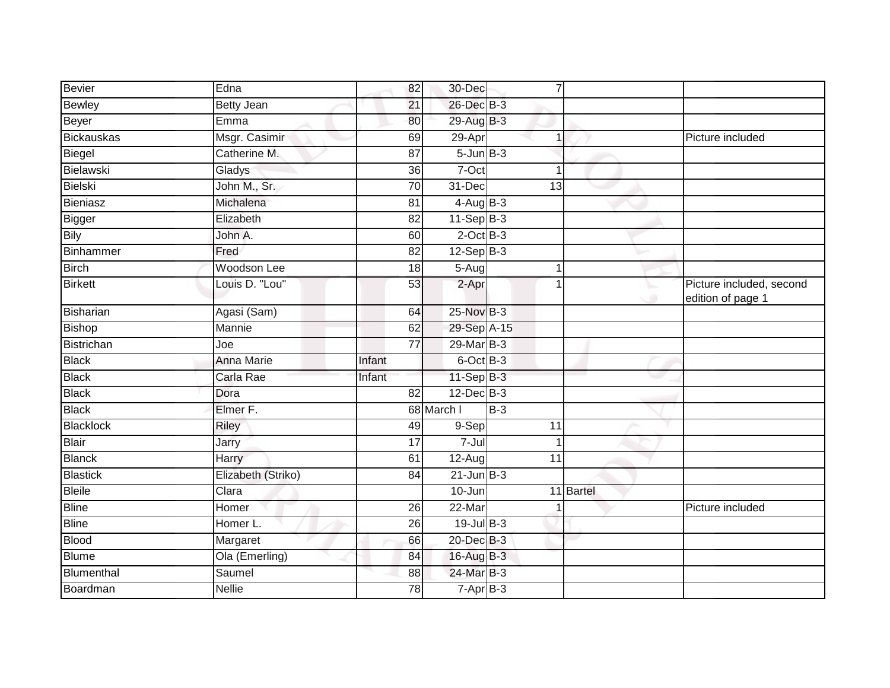| | | | | | | | |
|---|---|---|---|---|---|---|---|
| Bevier | Edna | 82 | 30-Dec | | 7 | | |
| Bewley | Betty Jean | 21 | 26-Dec | B-3 | | | |
| Beyer | Emma | 80 | 29-Aug | B-3 | | | |
| Bickauskas | Msgr. Casimir | 69 | 29-Apr | | 1 | | Picture included |
| Biegel | Catherine M. | 87 | 5-Jun | B-3 | | | |
| Bielawski | Gladys | 36 | 7-Oct | | 1 | | |
| Bielski | John M., Sr. | 70 | 31-Dec | | 13 | | |
| Bieniasz | Michalena | 81 | 4-Aug | B-3 | | | |
| Bigger | Elizabeth | 82 | 11-Sep | B-3 | | | |
| Bily | John A. | 60 | 2-Oct | B-3 | | | |
| Binhammer | Fred | 82 | 12-Sep | B-3 | | | |
| Birch | Woodson Lee | 18 | 5-Aug | | 1 | | |
| Birkett | Louis D. "Lou" | 53 | 2-Apr | | 1 | | Picture included, second edition of page 1 |
| Bisharian | Agasi (Sam) | 64 | 25-Nov | B-3 | | | |
| Bishop | Mannie | 62 | 29-Sep | A-15 | | | |
| Bistrichan | Joe | 77 | 29-Mar | B-3 | | | |
| Black | Anna Marie | Infant | 6-Oct | B-3 | | | |
| Black | Carla Rae | Infant | 11-Sep | B-3 | | | |
| Black | Dora | 82 | 12-Dec | B-3 | | | |
| Black | Elmer F. | 68 | March l | B-3 | | | |
| Blacklock | Riley | 49 | 9-Sep | | 11 | | |
| Blair | Jarry | 17 | 7-Jul | | 1 | | |
| Blanck | Harry | 61 | 12-Aug | | 11 | | |
| Blastick | Elizabeth (Striko) | 84 | 21-Jun | B-3 | | | |
| Bleile | Clara | | 10-Jun | | 11 | Bartel | |
| Bline | Homer | 26 | 22-Mar | | 1 | | Picture included |
| Bline | Homer L. | 26 | 19-Jul | B-3 | | | |
| Blood | Margaret | 66 | 20-Dec | B-3 | | | |
| Blume | Ola (Emerling) | 84 | 16-Aug | B-3 | | | |
| Blumenthal | Saumel | 88 | 24-Mar | B-3 | | | |
| Boardman | Nellie | 78 | 7-Apr | B-3 | | | |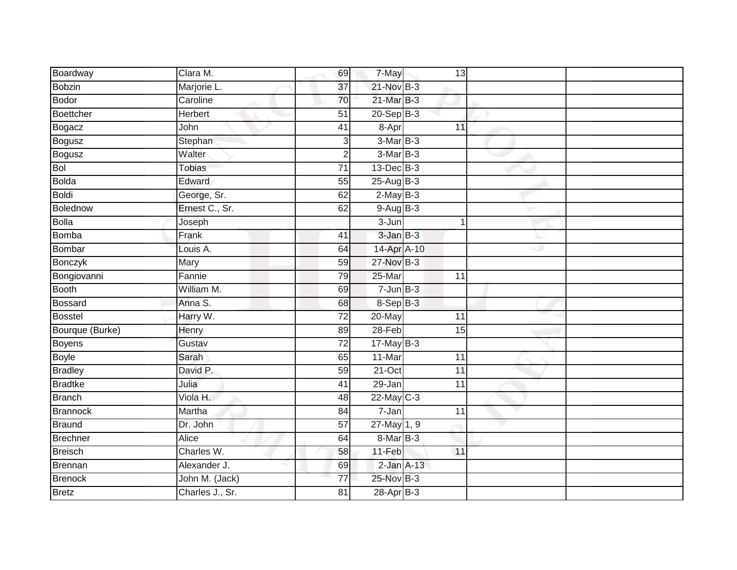| | | | | | | | |
|---|---|---|---|---|---|---|---|
| Boardway | Clara M. | 69 | 7-May | | 13 | | |
| Bobzin | Marjorie L. | 37 | 21-Nov | B-3 | | | |
| Bodor | Caroline | 70 | 21-Mar | B-3 | | | |
| Boettcher | Herbert | 51 | 20-Sep | B-3 | | | |
| Bogacz | John | 41 | 8-Apr | | 11 | | |
| Bogusz | Stephan | 3 | 3-Mar | B-3 | | | |
| Bogusz | Walter | 2 | 3-Mar | B-3 | | | |
| Bol | Tobias | 71 | 13-Dec | B-3 | | | |
| Bolda | Edward | 55 | 25-Aug | B-3 | | | |
| Boldi | George, Sr. | 62 | 2-May | B-3 | | | |
| Bolednow | Ernest C., Sr. | 62 | 9-Aug | B-3 | | | |
| Bolla | Joseph | | 3-Jun | | 1 | | |
| Bomba | Frank | 41 | 3-Jan | B-3 | | | |
| Bombar | Louis A. | 64 | 14-Apr | A-10 | | | |
| Bonczyk | Mary | 59 | 27-Nov | B-3 | | | |
| Bongiovanni | Fannie | 79 | 25-Mar | | 11 | | |
| Booth | William M. | 69 | 7-Jun | B-3 | | | |
| Bossard | Anna S. | 68 | 8-Sep | B-3 | | | |
| Bosstel | Harry W. | 72 | 20-May | | 11 | | |
| Bourque (Burke) | Henry | 89 | 28-Feb | | 15 | | |
| Boyens | Gustav | 72 | 17-May | B-3 | | | |
| Boyle | Sarah | 65 | 11-Mar | | 11 | | |
| Bradley | David P. | 59 | 21-Oct | | 11 | | |
| Bradtke | Julia | 41 | 29-Jan | | 11 | | |
| Branch | Viola H. | 48 | 22-May | C-3 | | | |
| Brannock | Martha | 84 | 7-Jan | | 11 | | |
| Braund | Dr. John | 57 | 27-May | 1, 9 | | | |
| Brechner | Alice | 64 | 8-Mar | B-3 | | | |
| Breisch | Charles W. | 58 | 11-Feb | | 11 | | |
| Brennan | Alexander J. | 69 | 2-Jan | A-13 | | | |
| Brenock | John M. (Jack) | 77 | 25-Nov | B-3 | | | |
| Bretz | Charles J., Sr. | 81 | 28-Apr | B-3 | | | |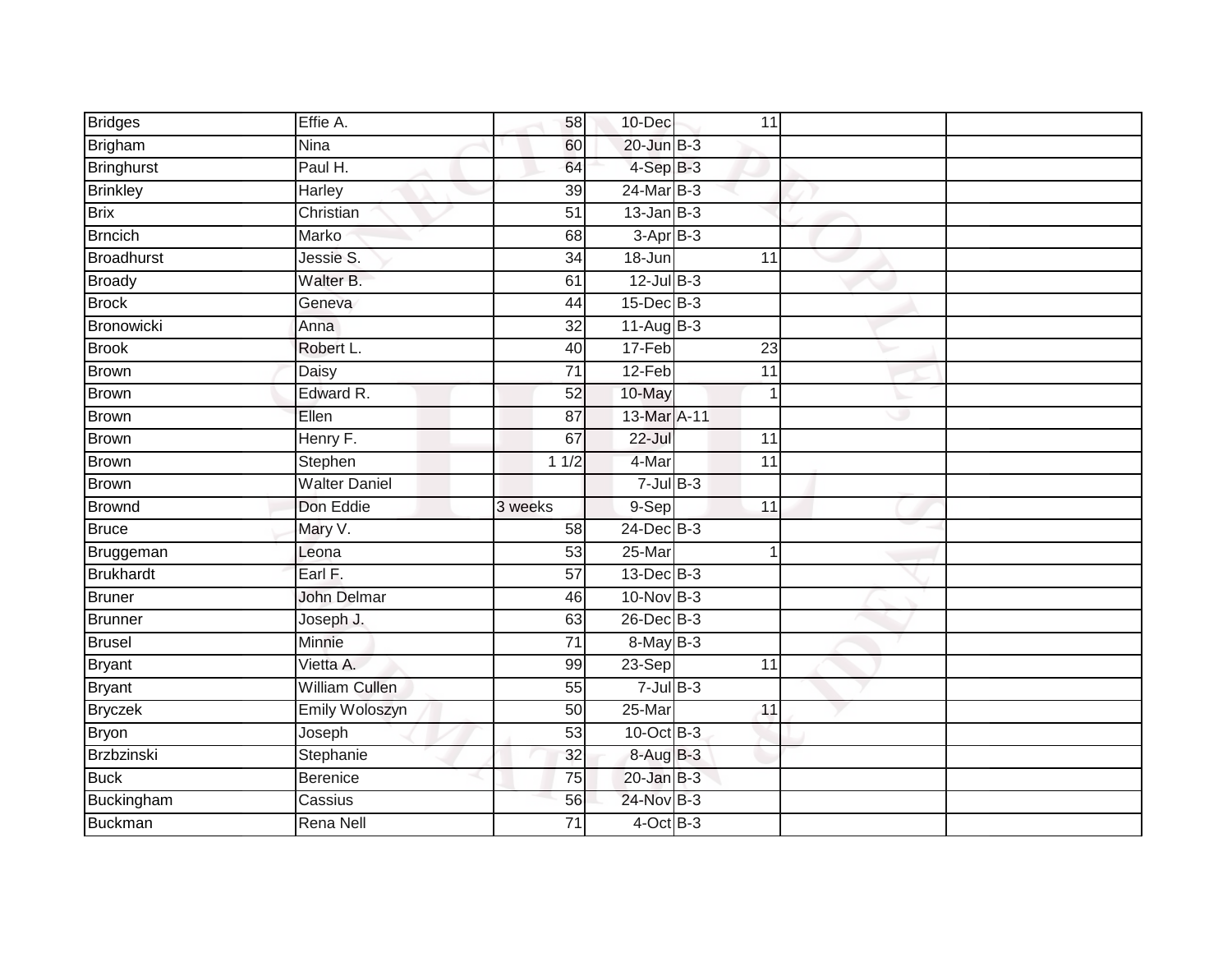| Bridges | Effie A. | 58 | 10-Dec | 11 | | |
|---|---|---|---|---|---|---|
| Brigham | Nina | 60 | 20-Jun | B-3 | | |
| Bringhurst | Paul H. | 64 | 4-Sep | B-3 | | |
| Brinkley | Harley | 39 | 24-Mar | B-3 | | |
| Brix | Christian | 51 | 13-Jan | B-3 | | |
| Brncich | Marko | 68 | 3-Apr | B-3 | | |
| Broadhurst | Jessie S. | 34 | 18-Jun | 11 | | |
| Broady | Walter B. | 61 | 12-Jul | B-3 | | |
| Brock | Geneva | 44 | 15-Dec | B-3 | | |
| Bronowicki | Anna | 32 | 11-Aug | B-3 | | |
| Brook | Robert L. | 40 | 17-Feb | 23 | | |
| Brown | Daisy | 71 | 12-Feb | 11 | | |
| Brown | Edward R. | 52 | 10-May | 1 | | |
| Brown | Ellen | 87 | 13-Mar | A-11 | | |
| Brown | Henry F. | 67 | 22-Jul | 11 | | |
| Brown | Stephen | 1 1/2 | 4-Mar | 11 | | |
| Brown | Walter Daniel | | 7-Jul | B-3 | | |
| Brownd | Don Eddie | 3 weeks | 9-Sep | 11 | | |
| Bruce | Mary V. | 58 | 24-Dec | B-3 | | |
| Bruggeman | Leona | 53 | 25-Mar | 1 | | |
| Brukhardt | Earl F. | 57 | 13-Dec | B-3 | | |
| Bruner | John Delmar | 46 | 10-Nov | B-3 | | |
| Brunner | Joseph J. | 63 | 26-Dec | B-3 | | |
| Brusel | Minnie | 71 | 8-May | B-3 | | |
| Bryant | Vietta A. | 99 | 23-Sep | 11 | | |
| Bryant | William Cullen | 55 | 7-Jul | B-3 | | |
| Bryczek | Emily Woloszyn | 50 | 25-Mar | 11 | | |
| Bryon | Joseph | 53 | 10-Oct | B-3 | | |
| Brzbzinski | Stephanie | 32 | 8-Aug | B-3 | | |
| Buck | Berenice | 75 | 20-Jan | B-3 | | |
| Buckingham | Cassius | 56 | 24-Nov | B-3 | | |
| Buckman | Rena Nell | 71 | 4-Oct | B-3 | | |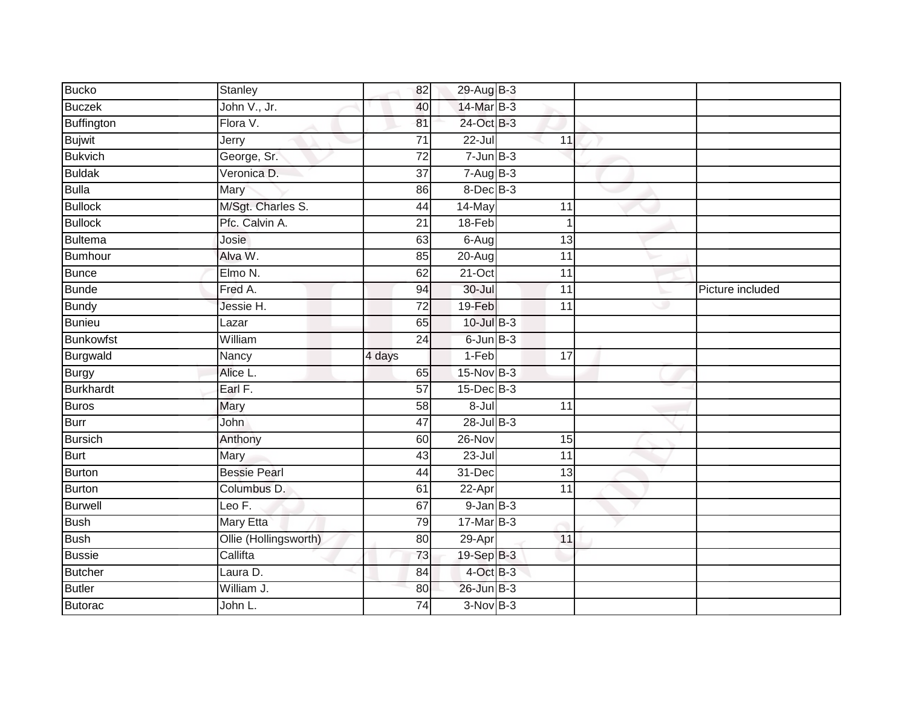| | | | | | | | |
|---|---|---|---|---|---|---|---|
| Bucko | Stanley | 82 | 29-Aug | B-3 | | | |
| Buczek | John V., Jr. | 40 | 14-Mar | B-3 | | | |
| Buffington | Flora V. | 81 | 24-Oct | B-3 | | | |
| Bujwit | Jerry | 71 | 22-Jul | | 11 | | |
| Bukvich | George, Sr. | 72 | 7-Jun | B-3 | | | |
| Buldak | Veronica D. | 37 | 7-Aug | B-3 | | | |
| Bulla | Mary | 86 | 8-Dec | B-3 | | | |
| Bullock | M/Sgt. Charles S. | 44 | 14-May | | 11 | | |
| Bullock | Pfc. Calvin A. | 21 | 18-Feb | | 1 | | |
| Bultema | Josie | 63 | 6-Aug | | 13 | | |
| Bumhour | Alva W. | 85 | 20-Aug | | 11 | | |
| Bunce | Elmo N. | 62 | 21-Oct | | 11 | | |
| Bunde | Fred A. | 94 | 30-Jul | | 11 | | Picture included |
| Bundy | Jessie H. | 72 | 19-Feb | | 11 | | |
| Bunieu | Lazar | 65 | 10-Jul | B-3 | | | |
| Bunkowfst | William | 24 | 6-Jun | B-3 | | | |
| Burgwald | Nancy | 4 days | 1-Feb | | 17 | | |
| Burgy | Alice L. | 65 | 15-Nov | B-3 | | | |
| Burkhardt | Earl F. | 57 | 15-Dec | B-3 | | | |
| Buros | Mary | 58 | 8-Jul | | 11 | | |
| Burr | John | 47 | 28-Jul | B-3 | | | |
| Bursich | Anthony | 60 | 26-Nov | | 15 | | |
| Burt | Mary | 43 | 23-Jul | | 11 | | |
| Burton | Bessie Pearl | 44 | 31-Dec | | 13 | | |
| Burton | Columbus D. | 61 | 22-Apr | | 11 | | |
| Burwell | Leo F. | 67 | 9-Jan | B-3 | | | |
| Bush | Mary Etta | 79 | 17-Mar | B-3 | | | |
| Bush | Ollie (Hollingsworth) | 80 | 29-Apr | | 11 | | |
| Bussie | Callifta | 73 | 19-Sep | B-3 | | | |
| Butcher | Laura D. | 84 | 4-Oct | B-3 | | | |
| Butler | William J. | 80 | 26-Jun | B-3 | | | |
| Butorac | John L. | 74 | 3-Nov | B-3 | | | |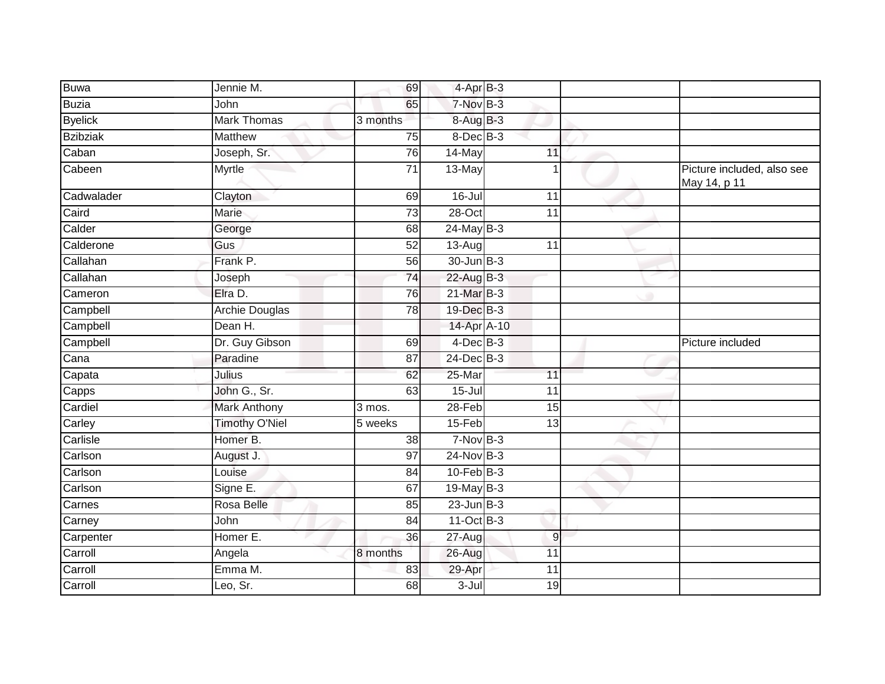| | | | | | | |
|---|---|---|---|---|---|---|
| Buwa | Jennie M. | 69 | 4-Apr | B-3 | | |
| Buzia | John | 65 | 7-Nov | B-3 | | |
| Byelick | Mark Thomas | 3 months | 8-Aug | B-3 | | |
| Bzibziak | Matthew | 75 | 8-Dec | B-3 | | |
| Caban | Joseph, Sr. | 76 | 14-May | 11 | | |
| Cabeen | Myrtle | 71 | 13-May | 1 | | Picture included, also see May 14, p 11 |
| Cadwalader | Clayton | 69 | 16-Jul | 11 | | |
| Caird | Marie | 73 | 28-Oct | 11 | | |
| Calder | George | 68 | 24-May | B-3 | | |
| Calderone | Gus | 52 | 13-Aug | 11 | | |
| Callahan | Frank P. | 56 | 30-Jun | B-3 | | |
| Callahan | Joseph | 74 | 22-Aug | B-3 | | |
| Cameron | Elra D. | 76 | 21-Mar | B-3 | | |
| Campbell | Archie Douglas | 78 | 19-Dec | B-3 | | |
| Campbell | Dean H. | | 14-Apr | A-10 | | |
| Campbell | Dr. Guy Gibson | 69 | 4-Dec | B-3 | | Picture included |
| Cana | Paradine | 87 | 24-Dec | B-3 | | |
| Capata | Julius | 62 | 25-Mar | 11 | | |
| Capps | John G., Sr. | 63 | 15-Jul | 11 | | |
| Cardiel | Mark Anthony | 3 mos. | 28-Feb | 15 | | |
| Carley | Timothy O'Niel | 5 weeks | 15-Feb | 13 | | |
| Carlisle | Homer B. | 38 | 7-Nov | B-3 | | |
| Carlson | August J. | 97 | 24-Nov | B-3 | | |
| Carlson | Louise | 84 | 10-Feb | B-3 | | |
| Carlson | Signe E. | 67 | 19-May | B-3 | | |
| Carnes | Rosa Belle | 85 | 23-Jun | B-3 | | |
| Carney | John | 84 | 11-Oct | B-3 | | |
| Carpenter | Homer E. | 36 | 27-Aug | 9 | | |
| Carroll | Angela | 8 months | 26-Aug | 11 | | |
| Carroll | Emma M. | 83 | 29-Apr | 11 | | |
| Carroll | Leo, Sr. | 68 | 3-Jul | 19 | | |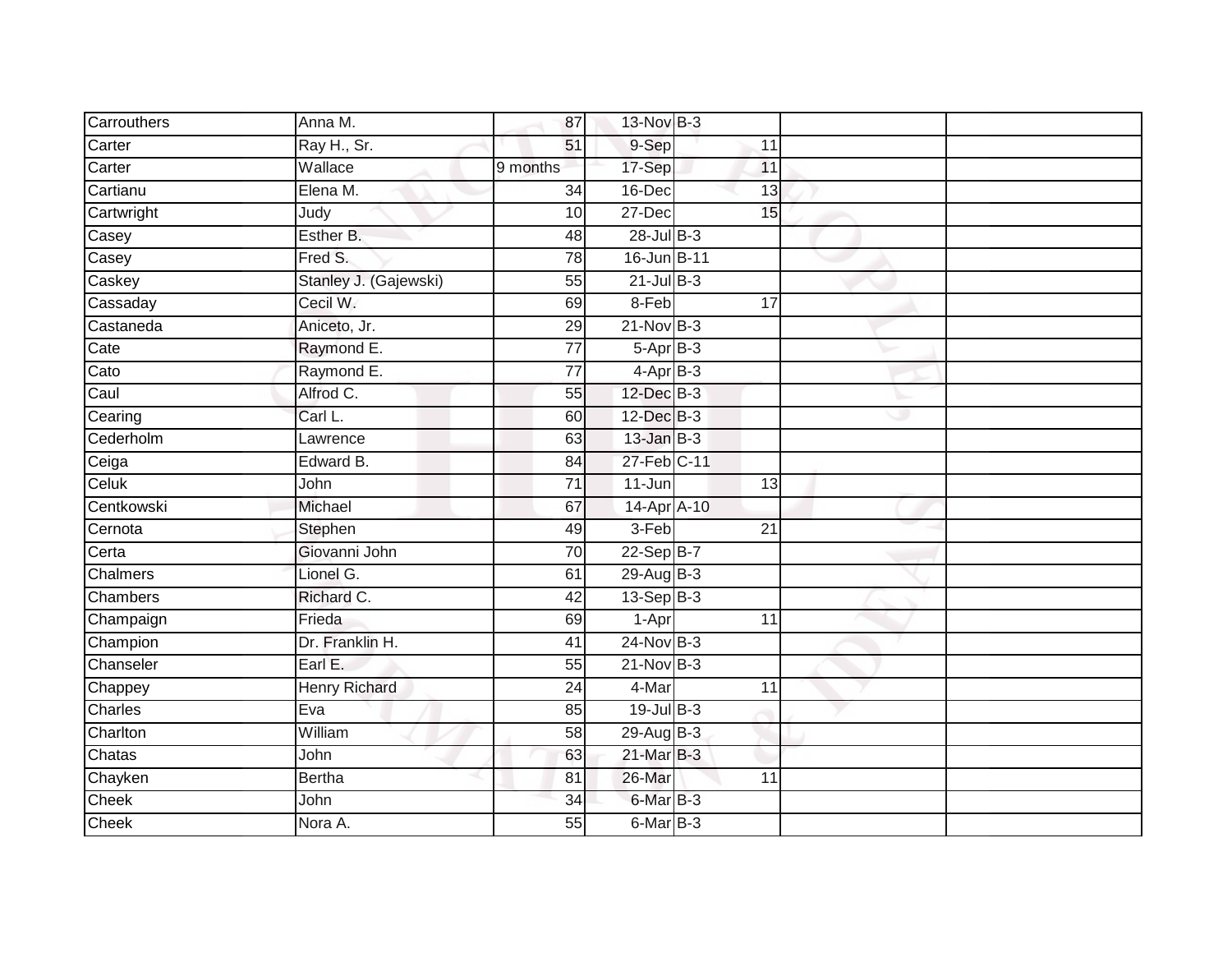| | | | | | | |
|---|---|---|---|---|---|---|
| Carrouthers | Anna M. | 87 | 13-Nov | B-3 | | |
| Carter | Ray H., Sr. | 51 | 9-Sep | 11 | | |
| Carter | Wallace | 9 months | 17-Sep | 11 | | |
| Cartianu | Elena M. | 34 | 16-Dec | 13 | | |
| Cartwright | Judy | 10 | 27-Dec | 15 | | |
| Casey | Esther B. | 48 | 28-Jul | B-3 | | |
| Casey | Fred S. | 78 | 16-Jun | B-11 | | |
| Caskey | Stanley J. (Gajewski) | 55 | 21-Jul | B-3 | | |
| Cassaday | Cecil W. | 69 | 8-Feb | 17 | | |
| Castaneda | Aniceto, Jr. | 29 | 21-Nov | B-3 | | |
| Cate | Raymond E. | 77 | 5-Apr | B-3 | | |
| Cato | Raymond E. | 77 | 4-Apr | B-3 | | |
| Caul | Alfrod C. | 55 | 12-Dec | B-3 | | |
| Cearing | Carl L. | 60 | 12-Dec | B-3 | | |
| Cederholm | Lawrence | 63 | 13-Jan | B-3 | | |
| Ceiga | Edward B. | 84 | 27-Feb | C-11 | | |
| Celuk | John | 71 | 11-Jun | 13 | | |
| Centkowski | Michael | 67 | 14-Apr | A-10 | | |
| Cernota | Stephen | 49 | 3-Feb | 21 | | |
| Certa | Giovanni John | 70 | 22-Sep | B-7 | | |
| Chalmers | Lionel G. | 61 | 29-Aug | B-3 | | |
| Chambers | Richard C. | 42 | 13-Sep | B-3 | | |
| Champaign | Frieda | 69 | 1-Apr | 11 | | |
| Champion | Dr. Franklin H. | 41 | 24-Nov | B-3 | | |
| Chanseler | Earl E. | 55 | 21-Nov | B-3 | | |
| Chappey | Henry Richard | 24 | 4-Mar | 11 | | |
| Charles | Eva | 85 | 19-Jul | B-3 | | |
| Charlton | William | 58 | 29-Aug | B-3 | | |
| Chatas | John | 63 | 21-Mar | B-3 | | |
| Chayken | Bertha | 81 | 26-Mar | 11 | | |
| Cheek | John | 34 | 6-Mar | B-3 | | |
| Cheek | Nora A. | 55 | 6-Mar | B-3 | | |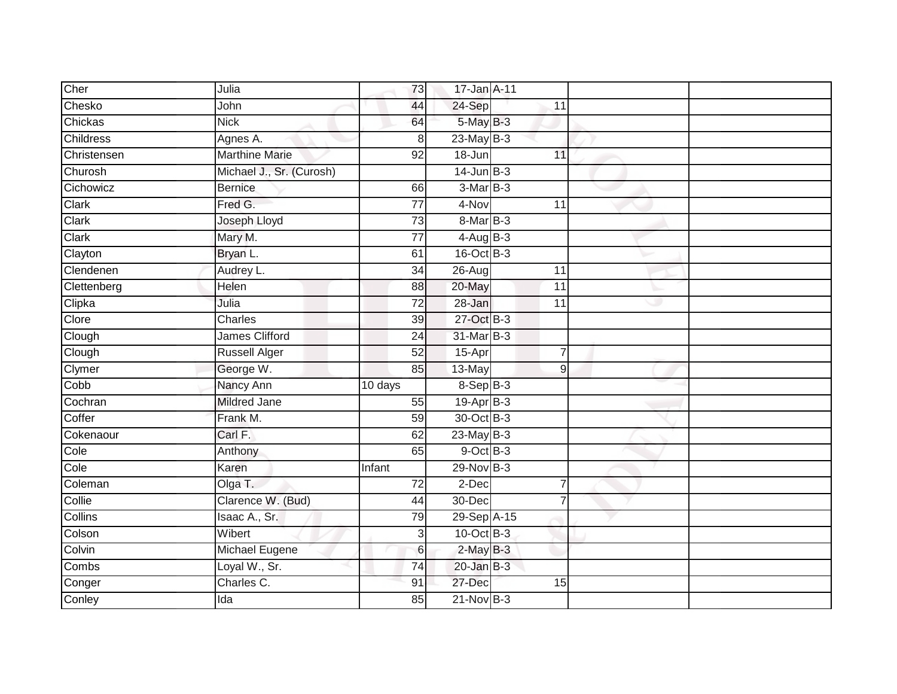| Cher | Julia | 73 | 17-Jan | A-11 | | |
|---|---|---|---|---|---|---|
| Chesko | John | 44 | 24-Sep | 11 | | |
| Chickas | Nick | 64 | 5-May | B-3 | | |
| Childress | Agnes A. | 8 | 23-May | B-3 | | |
| Christensen | Marthine Marie | 92 | 18-Jun | 11 | | |
| Churosh | Michael J., Sr. (Curosh) | | 14-Jun | B-3 | | |
| Cichowicz | Bernice | 66 | 3-Mar | B-3 | | |
| Clark | Fred G. | 77 | 4-Nov | 11 | | |
| Clark | Joseph Lloyd | 73 | 8-Mar | B-3 | | |
| Clark | Mary M. | 77 | 4-Aug | B-3 | | |
| Clayton | Bryan L. | 61 | 16-Oct | B-3 | | |
| Clendenen | Audrey L. | 34 | 26-Aug | 11 | | |
| Clettenberg | Helen | 88 | 20-May | 11 | | |
| Clipka | Julia | 72 | 28-Jan | 11 | | |
| Clore | Charles | 39 | 27-Oct | B-3 | | |
| Clough | James Clifford | 24 | 31-Mar | B-3 | | |
| Clough | Russell Alger | 52 | 15-Apr | 7 | | |
| Clymer | George W. | 85 | 13-May | 9 | | |
| Cobb | Nancy Ann | 10 days | 8-Sep | B-3 | | |
| Cochran | Mildred Jane | 55 | 19-Apr | B-3 | | |
| Coffer | Frank M. | 59 | 30-Oct | B-3 | | |
| Cokenaour | Carl F. | 62 | 23-May | B-3 | | |
| Cole | Anthony | 65 | 9-Oct | B-3 | | |
| Cole | Karen | Infant | 29-Nov | B-3 | | |
| Coleman | Olga T. | 72 | 2-Dec | 7 | | |
| Collie | Clarence W. (Bud) | 44 | 30-Dec | 7 | | |
| Collins | Isaac A., Sr. | 79 | 29-Sep | A-15 | | |
| Colson | Wibert | 3 | 10-Oct | B-3 | | |
| Colvin | Michael Eugene | 6 | 2-May | B-3 | | |
| Combs | Loyal W., Sr. | 74 | 20-Jan | B-3 | | |
| Conger | Charles C. | 91 | 27-Dec | 15 | | |
| Conley | Ida | 85 | 21-Nov | B-3 | | |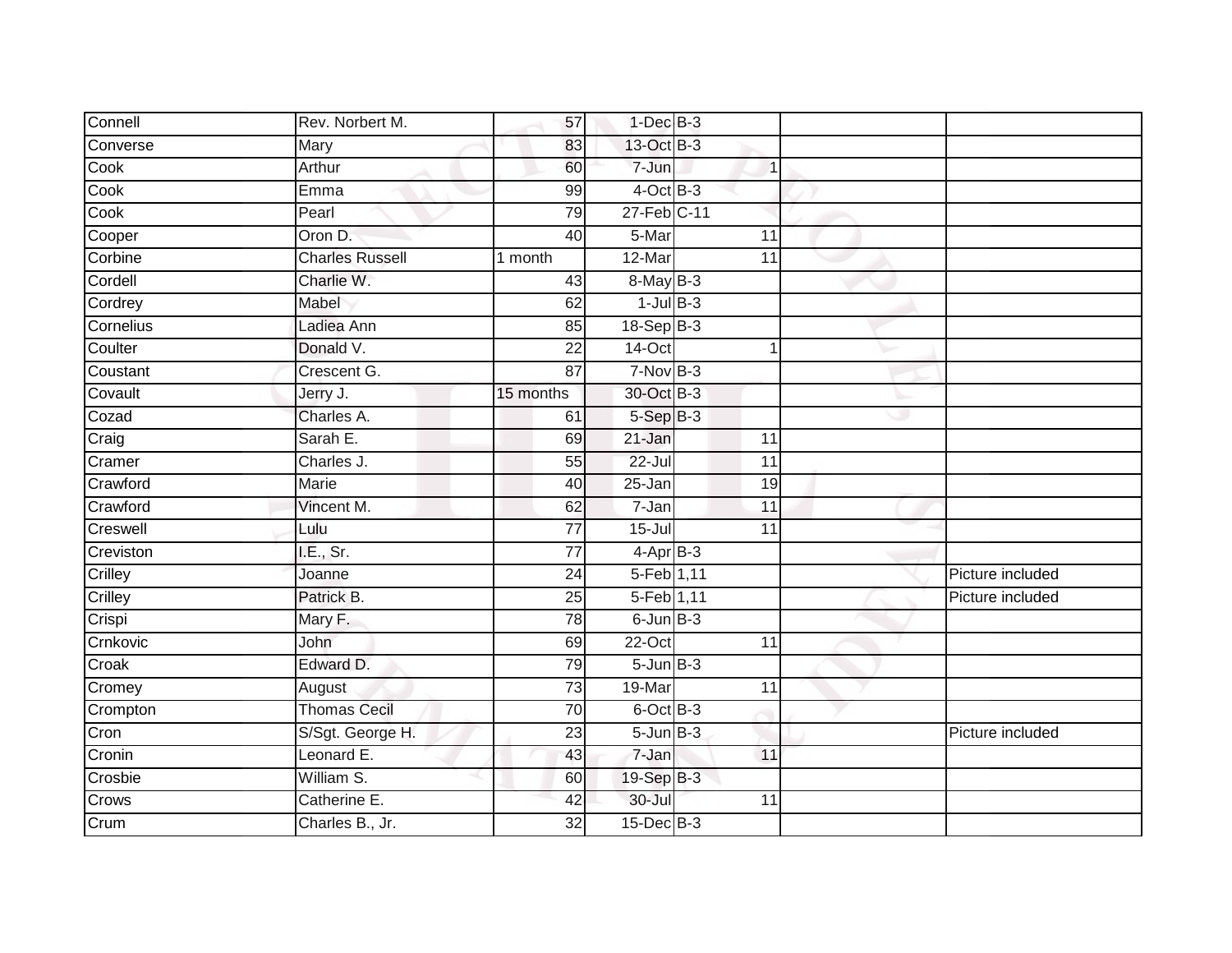| | | | | | | | |
|---|---|---|---|---|---|---|---|
| Connell | Rev. Norbert M. | 57 | 1-Dec | B-3 | | | |
| Converse | Mary | 83 | 13-Oct | B-3 | | | |
| Cook | Arthur | 60 | 7-Jun | | 1 | | |
| Cook | Emma | 99 | 4-Oct | B-3 | | | |
| Cook | Pearl | 79 | 27-Feb | C-11 | | | |
| Cooper | Oron D. | 40 | 5-Mar | | 11 | | |
| Corbine | Charles Russell | 1 month | 12-Mar | | 11 | | |
| Cordell | Charlie W. | 43 | 8-May | B-3 | | | |
| Cordrey | Mabel | 62 | 1-Jul | B-3 | | | |
| Cornelius | Ladiea Ann | 85 | 18-Sep | B-3 | | | |
| Coulter | Donald V. | 22 | 14-Oct | | 1 | | |
| Coustant | Crescent G. | 87 | 7-Nov | B-3 | | | |
| Covault | Jerry J. | 15 months | 30-Oct | B-3 | | | |
| Cozad | Charles A. | 61 | 5-Sep | B-3 | | | |
| Craig | Sarah E. | 69 | 21-Jan | | 11 | | |
| Cramer | Charles J. | 55 | 22-Jul | | 11 | | |
| Crawford | Marie | 40 | 25-Jan | | 19 | | |
| Crawford | Vincent M. | 62 | 7-Jan | | 11 | | |
| Creswell | Lulu | 77 | 15-Jul | | 11 | | |
| Creviston | I.E., Sr. | 77 | 4-Apr | B-3 | | | |
| Crilley | Joanne | 24 | 5-Feb | 1,11 | | | Picture included |
| Crilley | Patrick B. | 25 | 5-Feb | 1,11 | | | Picture included |
| Crispi | Mary F. | 78 | 6-Jun | B-3 | | | |
| Crnkovic | John | 69 | 22-Oct | | 11 | | |
| Croak | Edward D. | 79 | 5-Jun | B-3 | | | |
| Cromey | August | 73 | 19-Mar | | 11 | | |
| Crompton | Thomas Cecil | 70 | 6-Oct | B-3 | | | |
| Cron | S/Sgt. George H. | 23 | 5-Jun | B-3 | | | Picture included |
| Cronin | Leonard E. | 43 | 7-Jan | | 11 | | |
| Crosbie | William S. | 60 | 19-Sep | B-3 | | | |
| Crows | Catherine E. | 42 | 30-Jul | | 11 | | |
| Crum | Charles B., Jr. | 32 | 15-Dec | B-3 | | | |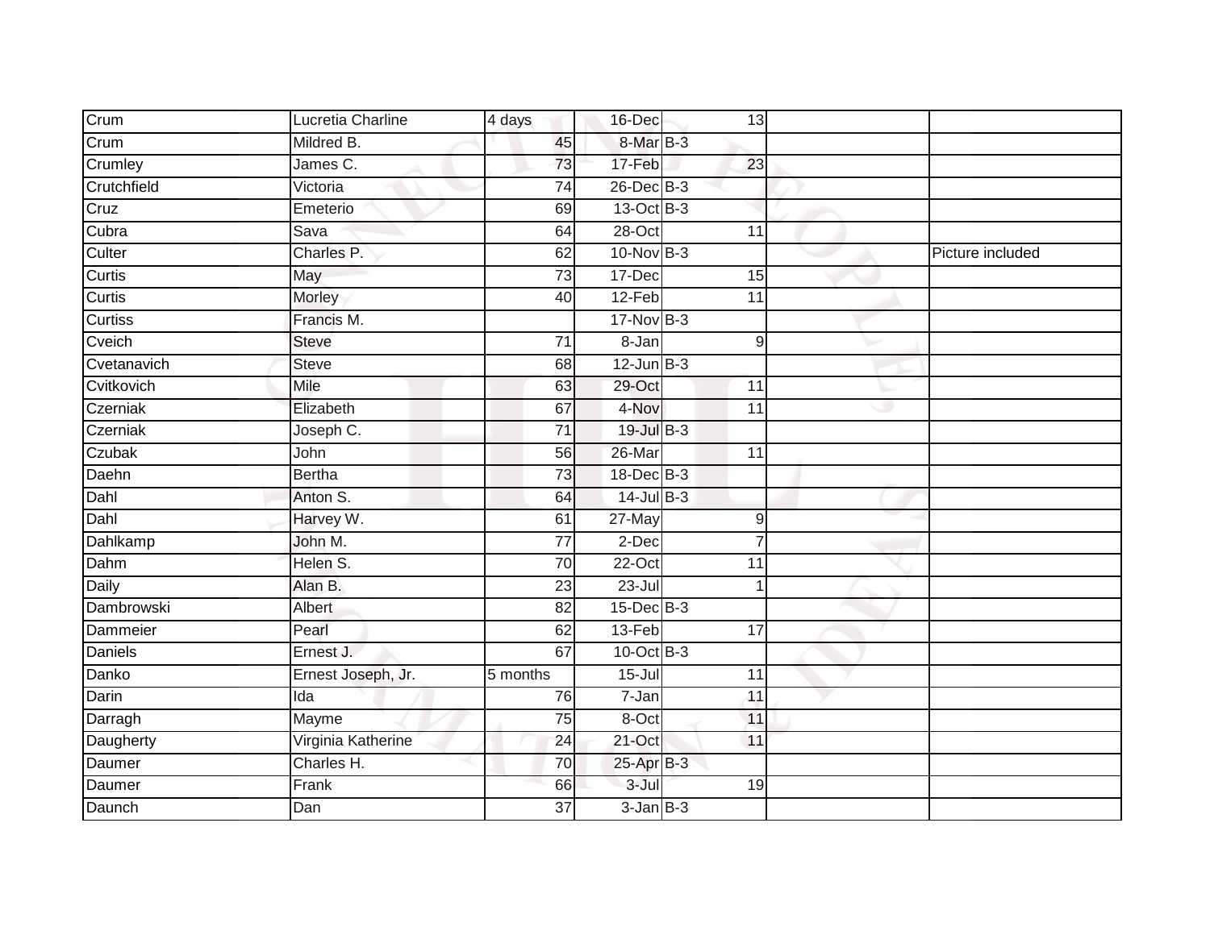| | | | | | | | |
|---|---|---|---|---|---|---|---|
| Crum | Lucretia Charline | 4 days | 16-Dec | | 13 | | |
| Crum | Mildred B. | 45 | 8-Mar | B-3 | | | |
| Crumley | James C. | 73 | 17-Feb | | 23 | | |
| Crutchfield | Victoria | 74 | 26-Dec | B-3 | | | |
| Cruz | Emeterio | 69 | 13-Oct | B-3 | | | |
| Cubra | Sava | 64 | 28-Oct | | 11 | | |
| Culter | Charles P. | 62 | 10-Nov | B-3 | | | Picture included |
| Curtis | May | 73 | 17-Dec | | 15 | | |
| Curtis | Morley | 40 | 12-Feb | | 11 | | |
| Curtiss | Francis M. | | 17-Nov | B-3 | | | |
| Cveich | Steve | 71 | 8-Jan | | 9 | | |
| Cvetanavich | Steve | 68 | 12-Jun | B-3 | | | |
| Cvitkovich | Mile | 63 | 29-Oct | | 11 | | |
| Czerniak | Elizabeth | 67 | 4-Nov | | 11 | | |
| Czerniak | Joseph C. | 71 | 19-Jul | B-3 | | | |
| Czubak | John | 56 | 26-Mar | | 11 | | |
| Daehn | Bertha | 73 | 18-Dec | B-3 | | | |
| Dahl | Anton S. | 64 | 14-Jul | B-3 | | | |
| Dahl | Harvey W. | 61 | 27-May | | 9 | | |
| Dahlkamp | John M. | 77 | 2-Dec | | 7 | | |
| Dahm | Helen S. | 70 | 22-Oct | | 11 | | |
| Daily | Alan B. | 23 | 23-Jul | | 1 | | |
| Dambrowski | Albert | 82 | 15-Dec | B-3 | | | |
| Dammeier | Pearl | 62 | 13-Feb | | 17 | | |
| Daniels | Ernest J. | 67 | 10-Oct | B-3 | | | |
| Danko | Ernest Joseph, Jr. | 5 months | 15-Jul | | 11 | | |
| Darin | Ida | 76 | 7-Jan | | 11 | | |
| Darragh | Mayme | 75 | 8-Oct | | 11 | | |
| Daugherty | Virginia Katherine | 24 | 21-Oct | | 11 | | |
| Daumer | Charles H. | 70 | 25-Apr | B-3 | | | |
| Daumer | Frank | 66 | 3-Jul | | 19 | | |
| Daunch | Dan | 37 | 3-Jan | B-3 | | | |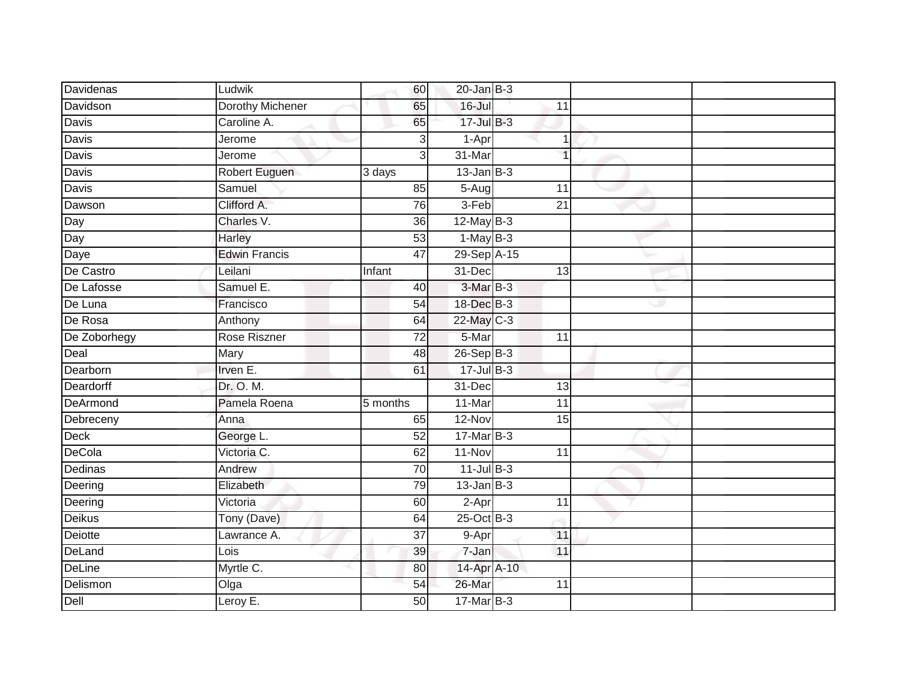| Davidenas | Ludwik | 60 | 20-Jan | B-3 | | | |
|---|---|---|---|---|---|---|---|
| Davidson | Dorothy Michener | 65 | 16-Jul | | 11 | | |
| Davis | Caroline A. | 65 | 17-Jul | B-3 | | | |
| Davis | Jerome | 3 | 1-Apr | | 1 | | |
| Davis | Jerome | 3 | 31-Mar | | 1 | | |
| Davis | Robert Euguen | 3 days | 13-Jan | B-3 | | | |
| Davis | Samuel | 85 | 5-Aug | | 11 | | |
| Dawson | Clifford A. | 76 | 3-Feb | | 21 | | |
| Day | Charles V. | 36 | 12-May | B-3 | | | |
| Day | Harley | 53 | 1-May | B-3 | | | |
| Daye | Edwin Francis | 47 | 29-Sep | A-15 | | | |
| De Castro | Leilani | Infant | 31-Dec | | 13 | | |
| De Lafosse | Samuel E. | 40 | 3-Mar | B-3 | | | |
| De Luna | Francisco | 54 | 18-Dec | B-3 | | | |
| De Rosa | Anthony | 64 | 22-May | C-3 | | | |
| De Zoborhegy | Rose Riszner | 72 | 5-Mar | | 11 | | |
| Deal | Mary | 48 | 26-Sep | B-3 | | | |
| Dearborn | Irven E. | 61 | 17-Jul | B-3 | | | |
| Deardorff | Dr. O. M. | | 31-Dec | | 13 | | |
| DeArmond | Pamela Roena | 5 months | 11-Mar | | 11 | | |
| Debreceny | Anna | 65 | 12-Nov | | 15 | | |
| Deck | George L. | 52 | 17-Mar | B-3 | | | |
| DeCola | Victoria C. | 62 | 11-Nov | | 11 | | |
| Dedinas | Andrew | 70 | 11-Jul | B-3 | | | |
| Deering | Elizabeth | 79 | 13-Jan | B-3 | | | |
| Deering | Victoria | 60 | 2-Apr | | 11 | | |
| Deikus | Tony (Dave) | 64 | 25-Oct | B-3 | | | |
| Deiotte | Lawrance A. | 37 | 9-Apr | | 11 | | |
| DeLand | Lois | 39 | 7-Jan | | 11 | | |
| DeLine | Myrtle C. | 80 | 14-Apr | A-10 | | | |
| Delismon | Olga | 54 | 26-Mar | | 11 | | |
| Dell | Leroy E. | 50 | 17-Mar | B-3 | | | |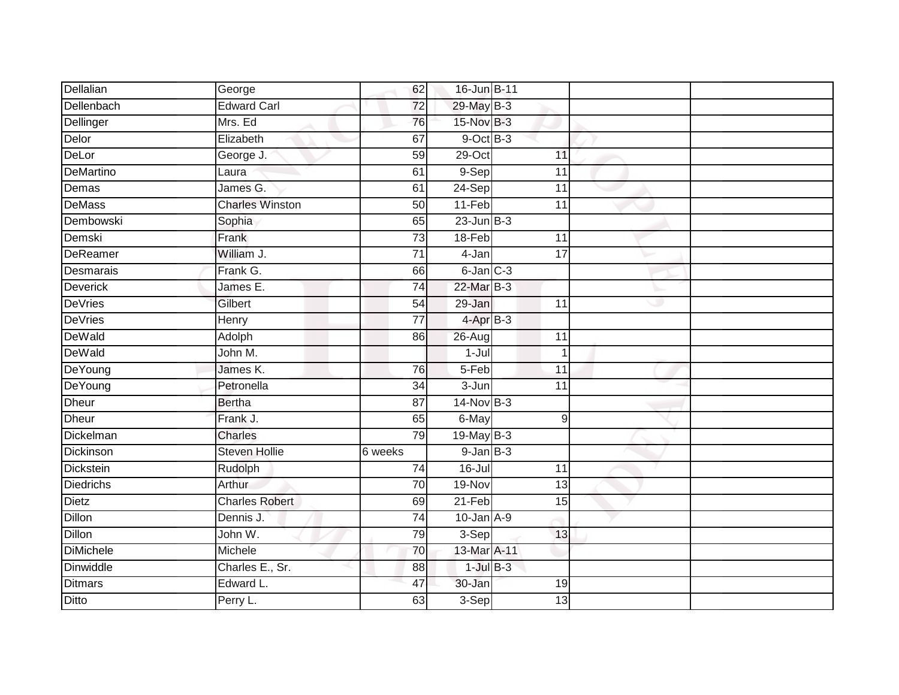| | | | | | | |
|---|---|---|---|---|---|---|
| Dellalian | George | 62 | 16-Jun | B-11 | | |
| Dellenbach | Edward Carl | 72 | 29-May | B-3 | | |
| Dellinger | Mrs. Ed | 76 | 15-Nov | B-3 | | |
| Delor | Elizabeth | 67 | 9-Oct | B-3 | | |
| DeLor | George J. | 59 | 29-Oct | 11 | | |
| DeMartino | Laura | 61 | 9-Sep | 11 | | |
| Demas | James G. | 61 | 24-Sep | 11 | | |
| DeMass | Charles Winston | 50 | 11-Feb | 11 | | |
| Dembowski | Sophia | 65 | 23-Jun | B-3 | | |
| Demski | Frank | 73 | 18-Feb | 11 | | |
| DeReamer | William J. | 71 | 4-Jan | 17 | | |
| Desmarais | Frank G. | 66 | 6-Jan | C-3 | | |
| Deverick | James E. | 74 | 22-Mar | B-3 | | |
| DeVries | Gilbert | 54 | 29-Jan | 11 | | |
| DeVries | Henry | 77 | 4-Apr | B-3 | | |
| DeWald | Adolph | 86 | 26-Aug | 11 | | |
| DeWald | John M. | | 1-Jul | 1 | | |
| DeYoung | James K. | 76 | 5-Feb | 11 | | |
| DeYoung | Petronella | 34 | 3-Jun | 11 | | |
| Dheur | Bertha | 87 | 14-Nov | B-3 | | |
| Dheur | Frank J. | 65 | 6-May | 9 | | |
| Dickelman | Charles | 79 | 19-May | B-3 | | |
| Dickinson | Steven Hollie | 6 weeks | 9-Jan | B-3 | | |
| Dickstein | Rudolph | 74 | 16-Jul | 11 | | |
| Diedrichs | Arthur | 70 | 19-Nov | 13 | | |
| Dietz | Charles Robert | 69 | 21-Feb | 15 | | |
| Dillon | Dennis J. | 74 | 10-Jan | A-9 | | |
| Dillon | John W. | 79 | 3-Sep | 13 | | |
| DiMichele | Michele | 70 | 13-Mar | A-11 | | |
| Dinwiddle | Charles E., Sr. | 88 | 1-Jul | B-3 | | |
| Ditmars | Edward L. | 47 | 30-Jan | 19 | | |
| Ditto | Perry L. | 63 | 3-Sep | 13 | | |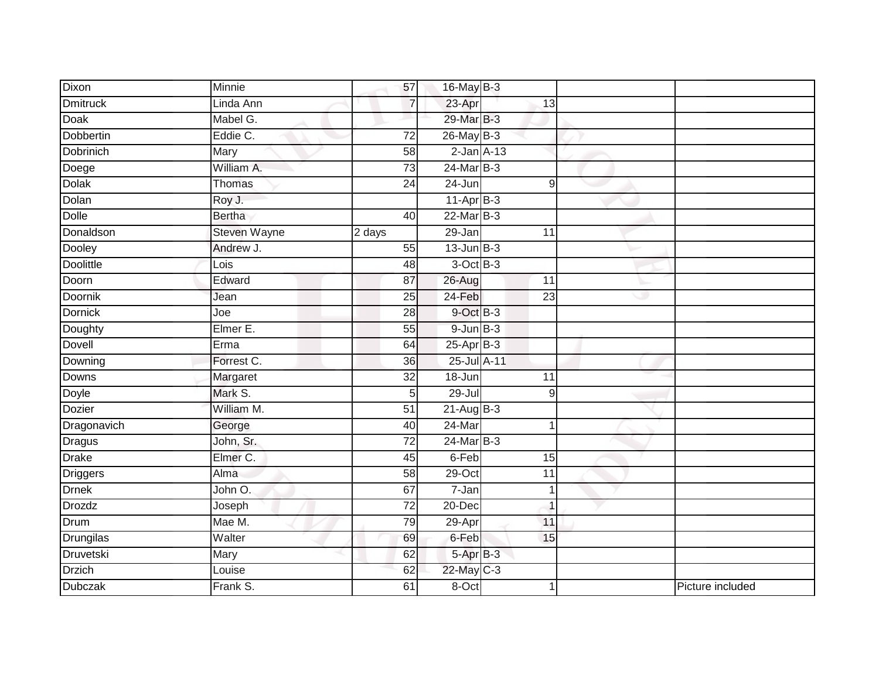| Dixon | Minnie | 57 | 16-May | B-3 | | |
|---|---|---|---|---|---|---|
| Dmitruck | Linda Ann | 7 | 23-Apr | 13 | | |
| Doak | Mabel G. | | 29-Mar | B-3 | | |
| Dobbertin | Eddie C. | 72 | 26-May | B-3 | | |
| Dobrinich | Mary | 58 | 2-Jan | A-13 | | |
| Doege | William A. | 73 | 24-Mar | B-3 | | |
| Dolak | Thomas | 24 | 24-Jun | 9 | | |
| Dolan | Roy J. | | 11-Apr | B-3 | | |
| Dolle | Bertha | 40 | 22-Mar | B-3 | | |
| Donaldson | Steven Wayne | 2 days | 29-Jan | 11 | | |
| Dooley | Andrew J. | 55 | 13-Jun | B-3 | | |
| Doolittle | Lois | 48 | 3-Oct | B-3 | | |
| Doorn | Edward | 87 | 26-Aug | 11 | | |
| Doornik | Jean | 25 | 24-Feb | 23 | | |
| Dornick | Joe | 28 | 9-Oct | B-3 | | |
| Doughty | Elmer E. | 55 | 9-Jun | B-3 | | |
| Dovell | Erma | 64 | 25-Apr | B-3 | | |
| Downing | Forrest C. | 36 | 25-Jul | A-11 | | |
| Downs | Margaret | 32 | 18-Jun | 11 | | |
| Doyle | Mark S. | 5 | 29-Jul | 9 | | |
| Dozier | William M. | 51 | 21-Aug | B-3 | | |
| Dragonavich | George | 40 | 24-Mar | 1 | | |
| Dragus | John, Sr. | 72 | 24-Mar | B-3 | | |
| Drake | Elmer C. | 45 | 6-Feb | 15 | | |
| Driggers | Alma | 58 | 29-Oct | 11 | | |
| Drnek | John O. | 67 | 7-Jan | 1 | | |
| Drozdz | Joseph | 72 | 20-Dec | 1 | | |
| Drum | Mae M. | 79 | 29-Apr | 11 | | |
| Drungilas | Walter | 69 | 6-Feb | 15 | | |
| Druvetski | Mary | 62 | 5-Apr | B-3 | | |
| Drzich | Louise | 62 | 22-May | C-3 | | |
| Dubczak | Frank S. | 61 | 8-Oct | 1 | | Picture included |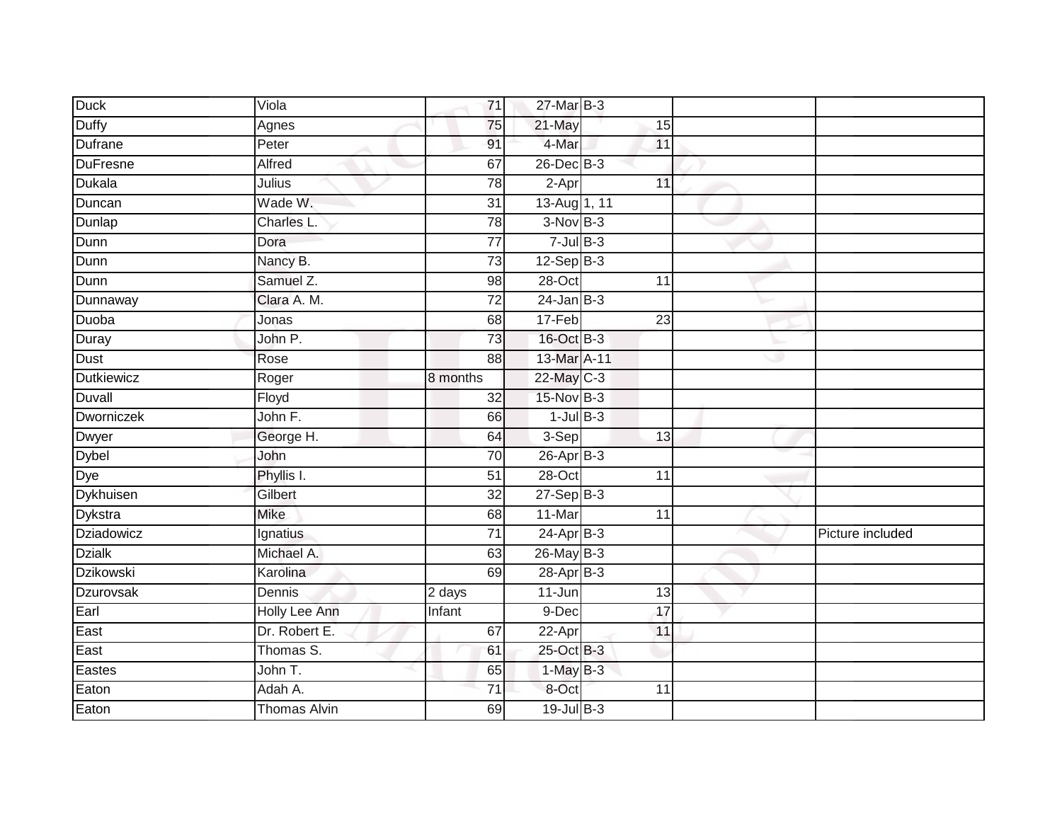| | | | | | | |
|---|---|---|---|---|---|---|
| Duck | Viola | 71 | 27-Mar | B-3 | | |
| Duffy | Agnes | 75 | 21-May | 15 | | |
| Dufrane | Peter | 91 | 4-Mar | 11 | | |
| DuFresne | Alfred | 67 | 26-Dec | B-3 | | |
| Dukala | Julius | 78 | 2-Apr | 11 | | |
| Duncan | Wade W. | 31 | 13-Aug | 1, 11 | | |
| Dunlap | Charles L. | 78 | 3-Nov | B-3 | | |
| Dunn | Dora | 77 | 7-Jul | B-3 | | |
| Dunn | Nancy B. | 73 | 12-Sep | B-3 | | |
| Dunn | Samuel Z. | 98 | 28-Oct | 11 | | |
| Dunnaway | Clara A. M. | 72 | 24-Jan | B-3 | | |
| Duoba | Jonas | 68 | 17-Feb | 23 | | |
| Duray | John P. | 73 | 16-Oct | B-3 | | |
| Dust | Rose | 88 | 13-Mar | A-11 | | |
| Dutkiewicz | Roger | 8 months | 22-May | C-3 | | |
| Duvall | Floyd | 32 | 15-Nov | B-3 | | |
| Dworniczek | John F. | 66 | 1-Jul | B-3 | | |
| Dwyer | George H. | 64 | 3-Sep | 13 | | |
| Dybel | John | 70 | 26-Apr | B-3 | | |
| Dye | Phyllis I. | 51 | 28-Oct | 11 | | |
| Dykhuisen | Gilbert | 32 | 27-Sep | B-3 | | |
| Dykstra | Mike | 68 | 11-Mar | 11 | | |
| Dziadowicz | Ignatius | 71 | 24-Apr | B-3 | | Picture included |
| Dzialk | Michael A. | 63 | 26-May | B-3 | | |
| Dzikowski | Karolina | 69 | 28-Apr | B-3 | | |
| Dzurovsak | Dennis | 2 days | 11-Jun | 13 | | |
| Earl | Holly Lee Ann | Infant | 9-Dec | 17 | | |
| East | Dr. Robert E. | 67 | 22-Apr | 11 | | |
| East | Thomas S. | 61 | 25-Oct | B-3 | | |
| Eastes | John T. | 65 | 1-May | B-3 | | |
| Eaton | Adah A. | 71 | 8-Oct | 11 | | |
| Eaton | Thomas Alvin | 69 | 19-Jul | B-3 | | |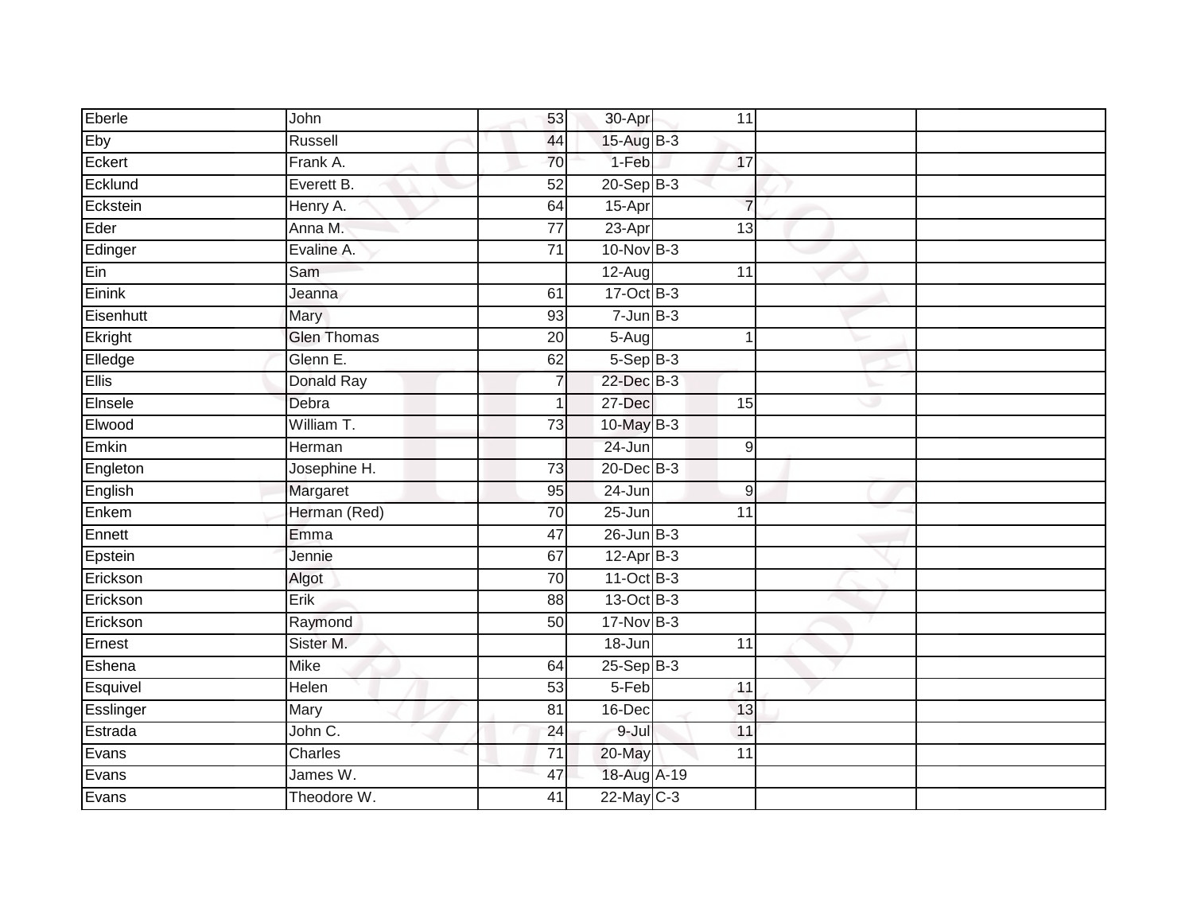| | | | | | | |
|---|---|---|---|---|---|---|
| Eberle | John | 53 | 30-Apr | 11 | | |
| Eby | Russell | 44 | 15-Aug | B-3 | | |
| Eckert | Frank A. | 70 | 1-Feb | 17 | | |
| Ecklund | Everett B. | 52 | 20-Sep | B-3 | | |
| Eckstein | Henry A. | 64 | 15-Apr | 7 | | |
| Eder | Anna M. | 77 | 23-Apr | 13 | | |
| Edinger | Evaline A. | 71 | 10-Nov | B-3 | | |
| Ein | Sam | | 12-Aug | 11 | | |
| Einink | Jeanna | 61 | 17-Oct | B-3 | | |
| Eisenhutt | Mary | 93 | 7-Jun | B-3 | | |
| Ekright | Glen Thomas | 20 | 5-Aug | 1 | | |
| Elledge | Glenn E. | 62 | 5-Sep | B-3 | | |
| Ellis | Donald Ray | 7 | 22-Dec | B-3 | | |
| Elnsele | Debra | 1 | 27-Dec | 15 | | |
| Elwood | William T. | 73 | 10-May | B-3 | | |
| Emkin | Herman | | 24-Jun | 9 | | |
| Engleton | Josephine H. | 73 | 20-Dec | B-3 | | |
| English | Margaret | 95 | 24-Jun | 9 | | |
| Enkem | Herman (Red) | 70 | 25-Jun | 11 | | |
| Ennett | Emma | 47 | 26-Jun | B-3 | | |
| Epstein | Jennie | 67 | 12-Apr | B-3 | | |
| Erickson | Algot | 70 | 11-Oct | B-3 | | |
| Erickson | Erik | 88 | 13-Oct | B-3 | | |
| Erickson | Raymond | 50 | 17-Nov | B-3 | | |
| Ernest | Sister M. | | 18-Jun | 11 | | |
| Eshena | Mike | 64 | 25-Sep | B-3 | | |
| Esquivel | Helen | 53 | 5-Feb | 11 | | |
| Esslinger | Mary | 81 | 16-Dec | 13 | | |
| Estrada | John C. | 24 | 9-Jul | 11 | | |
| Evans | Charles | 71 | 20-May | 11 | | |
| Evans | James W. | 47 | 18-Aug | A-19 | | |
| Evans | Theodore W. | 41 | 22-May | C-3 | | |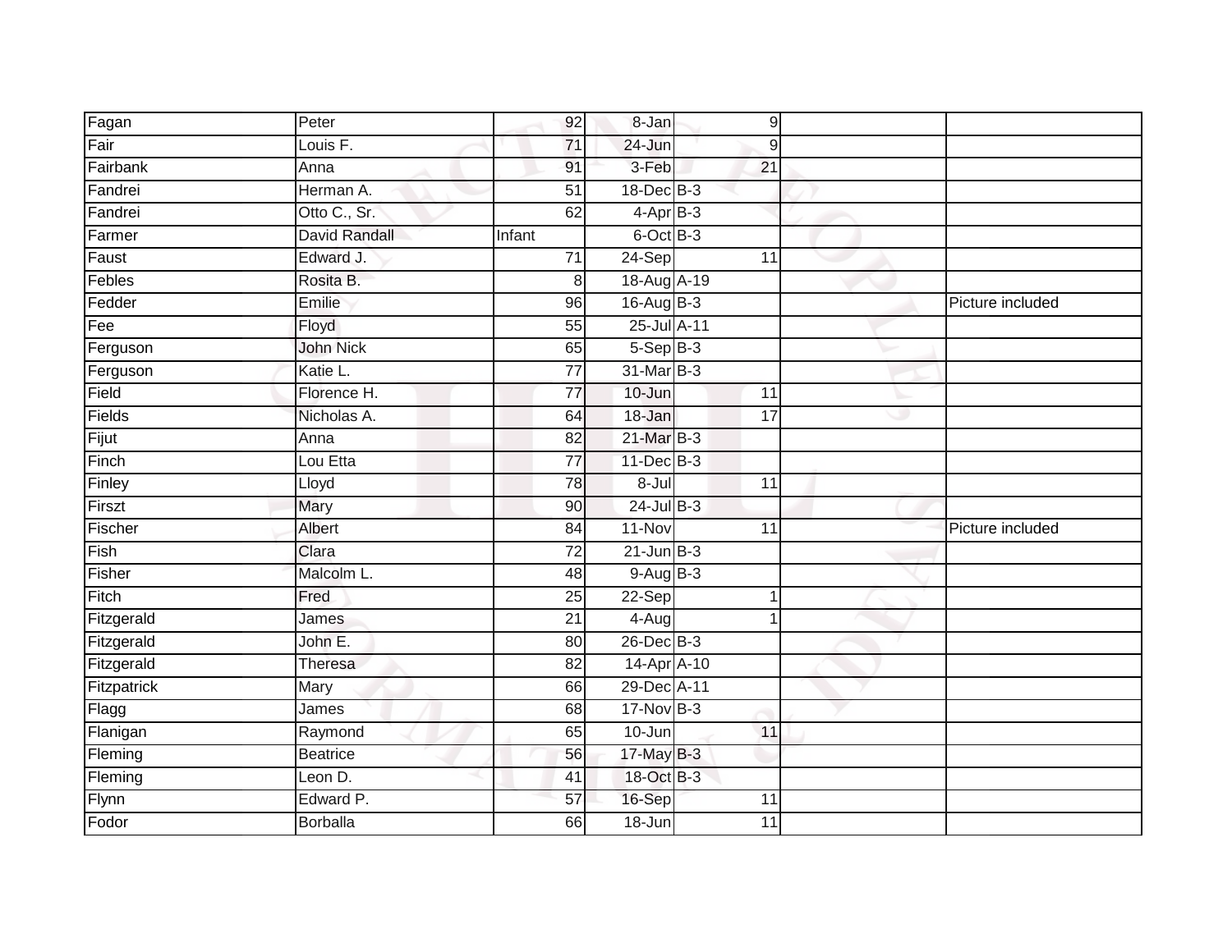| Fagan | Peter | 92 | 8-Jan | 9 | | |
|---|---|---|---|---|---|---|
| Fair | Louis F. | 71 | 24-Jun | 9 | | |
| Fairbank | Anna | 91 | 3-Feb | 21 | | |
| Fandrei | Herman A. | 51 | 18-Dec | B-3 | | |
| Fandrei | Otto C., Sr. | 62 | 4-Apr | B-3 | | |
| Farmer | David Randall | Infant | 6-Oct | B-3 | | |
| Faust | Edward J. | 71 | 24-Sep | 11 | | |
| Febles | Rosita B. | 8 | 18-Aug | A-19 | | |
| Fedder | Emilie | 96 | 16-Aug | B-3 | | Picture included |
| Fee | Floyd | 55 | 25-Jul | A-11 | | |
| Ferguson | John Nick | 65 | 5-Sep | B-3 | | |
| Ferguson | Katie L. | 77 | 31-Mar | B-3 | | |
| Field | Florence H. | 77 | 10-Jun | 11 | | |
| Fields | Nicholas A. | 64 | 18-Jan | 17 | | |
| Fijut | Anna | 82 | 21-Mar | B-3 | | |
| Finch | Lou Etta | 77 | 11-Dec | B-3 | | |
| Finley | Lloyd | 78 | 8-Jul | 11 | | |
| Firszt | Mary | 90 | 24-Jul | B-3 | | |
| Fischer | Albert | 84 | 11-Nov | 11 | | Picture included |
| Fish | Clara | 72 | 21-Jun | B-3 | | |
| Fisher | Malcolm L. | 48 | 9-Aug | B-3 | | |
| Fitch | Fred | 25 | 22-Sep | 1 | | |
| Fitzgerald | James | 21 | 4-Aug | 1 | | |
| Fitzgerald | John E. | 80 | 26-Dec | B-3 | | |
| Fitzgerald | Theresa | 82 | 14-Apr | A-10 | | |
| Fitzpatrick | Mary | 66 | 29-Dec | A-11 | | |
| Flagg | James | 68 | 17-Nov | B-3 | | |
| Flanigan | Raymond | 65 | 10-Jun | 11 | | |
| Fleming | Beatrice | 56 | 17-May | B-3 | | |
| Fleming | Leon D. | 41 | 18-Oct | B-3 | | |
| Flynn | Edward P. | 57 | 16-Sep | 11 | | |
| Fodor | Borballa | 66 | 18-Jun | 11 | | |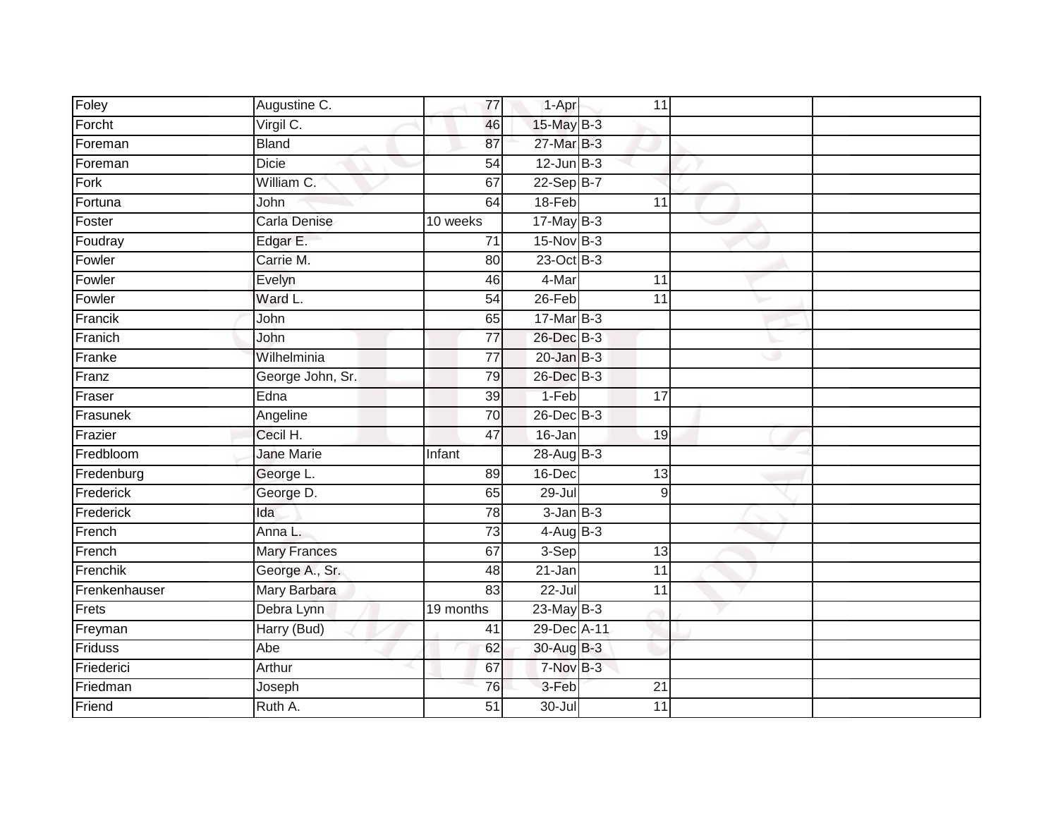| | | | | | | |
|---|---|---|---|---|---|---|
| Foley | Augustine C. | 77 | 1-Apr | 11 | | |
| Forcht | Virgil C. | 46 | 15-May | B-3 | | |
| Foreman | Bland | 87 | 27-Mar | B-3 | | |
| Foreman | Dicie | 54 | 12-Jun | B-3 | | |
| Fork | William C. | 67 | 22-Sep | B-7 | | |
| Fortuna | John | 64 | 18-Feb | 11 | | |
| Foster | Carla Denise | 10 weeks | 17-May | B-3 | | |
| Foudray | Edgar E. | 71 | 15-Nov | B-3 | | |
| Fowler | Carrie M. | 80 | 23-Oct | B-3 | | |
| Fowler | Evelyn | 46 | 4-Mar | 11 | | |
| Fowler | Ward L. | 54 | 26-Feb | 11 | | |
| Francik | John | 65 | 17-Mar | B-3 | | |
| Franich | John | 77 | 26-Dec | B-3 | | |
| Franke | Wilhelminia | 77 | 20-Jan | B-3 | | |
| Franz | George John, Sr. | 79 | 26-Dec | B-3 | | |
| Fraser | Edna | 39 | 1-Feb | 17 | | |
| Frasunek | Angeline | 70 | 26-Dec | B-3 | | |
| Frazier | Cecil H. | 47 | 16-Jan | 19 | | |
| Fredbloom | Jane Marie | Infant | 28-Aug | B-3 | | |
| Fredenburg | George L. | 89 | 16-Dec | 13 | | |
| Frederick | George D. | 65 | 29-Jul | 9 | | |
| Frederick | Ida | 78 | 3-Jan | B-3 | | |
| French | Anna L. | 73 | 4-Aug | B-3 | | |
| French | Mary Frances | 67 | 3-Sep | 13 | | |
| Frenchik | George A., Sr. | 48 | 21-Jan | 11 | | |
| Frenkenhauser | Mary Barbara | 83 | 22-Jul | 11 | | |
| Frets | Debra Lynn | 19 months | 23-May | B-3 | | |
| Freyman | Harry (Bud) | 41 | 29-Dec | A-11 | | |
| Friduss | Abe | 62 | 30-Aug | B-3 | | |
| Friederici | Arthur | 67 | 7-Nov | B-3 | | |
| Friedman | Joseph | 76 | 3-Feb | 21 | | |
| Friend | Ruth A. | 51 | 30-Jul | 11 | | |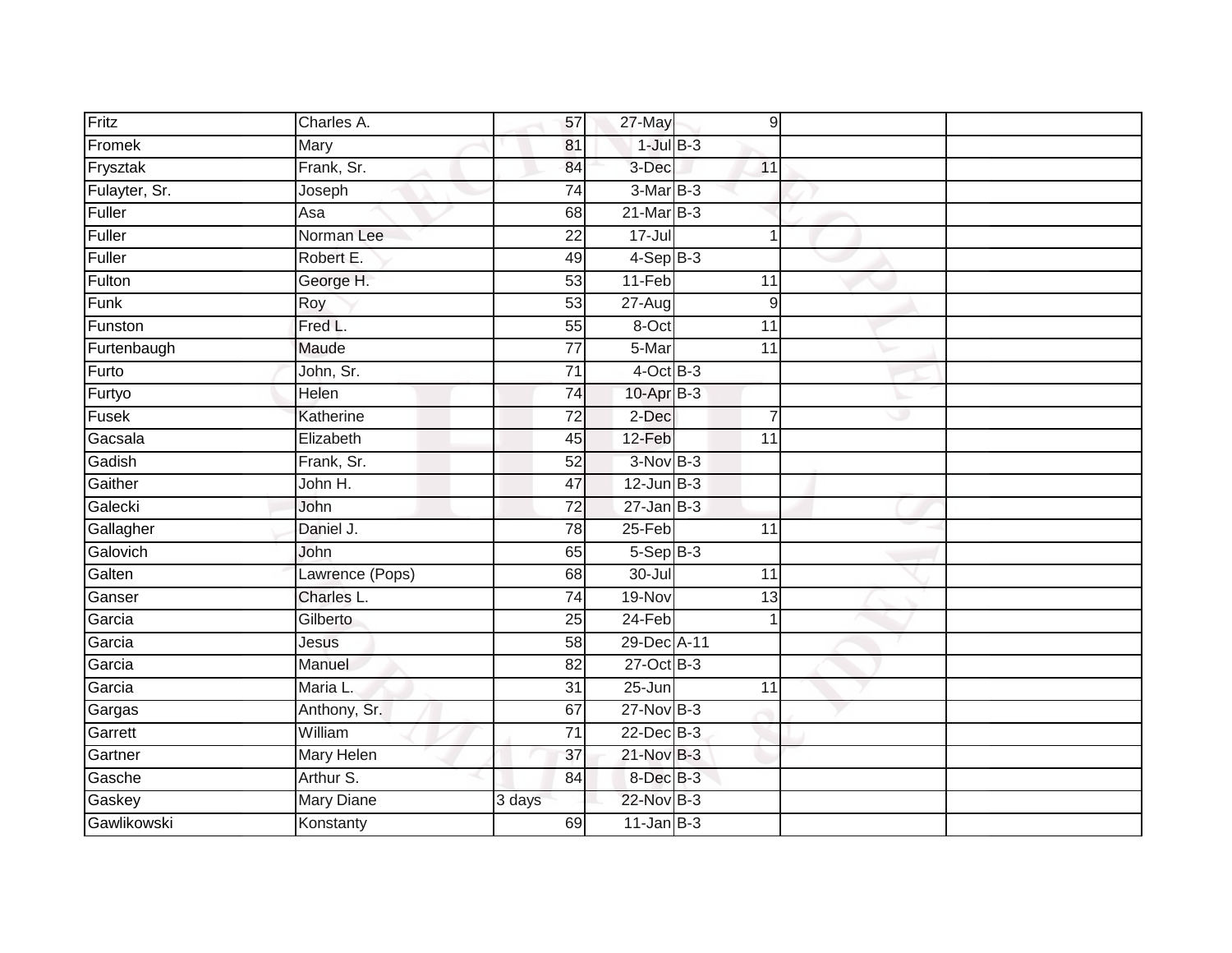| Fritz | Charles A. | 57 | 27-May | 9 | | |
|---|---|---|---|---|---|---|
| Fromek | Mary | 81 | 1-Jul | B-3 | | |
| Frysztak | Frank, Sr. | 84 | 3-Dec | 11 | | |
| Fulayter, Sr. | Joseph | 74 | 3-Mar | B-3 | | |
| Fuller | Asa | 68 | 21-Mar | B-3 | | |
| Fuller | Norman Lee | 22 | 17-Jul | 1 | | |
| Fuller | Robert E. | 49 | 4-Sep | B-3 | | |
| Fulton | George H. | 53 | 11-Feb | 11 | | |
| Funk | Roy | 53 | 27-Aug | 9 | | |
| Funston | Fred L. | 55 | 8-Oct | 11 | | |
| Furtenbaugh | Maude | 77 | 5-Mar | 11 | | |
| Furto | John, Sr. | 71 | 4-Oct | B-3 | | |
| Furtyo | Helen | 74 | 10-Apr | B-3 | | |
| Fusek | Katherine | 72 | 2-Dec | 7 | | |
| Gacsala | Elizabeth | 45 | 12-Feb | 11 | | |
| Gadish | Frank, Sr. | 52 | 3-Nov | B-3 | | |
| Gaither | John H. | 47 | 12-Jun | B-3 | | |
| Galecki | John | 72 | 27-Jan | B-3 | | |
| Gallagher | Daniel J. | 78 | 25-Feb | 11 | | |
| Galovich | John | 65 | 5-Sep | B-3 | | |
| Galten | Lawrence (Pops) | 68 | 30-Jul | 11 | | |
| Ganser | Charles L. | 74 | 19-Nov | 13 | | |
| Garcia | Gilberto | 25 | 24-Feb | 1 | | |
| Garcia | Jesus | 58 | 29-Dec | A-11 | | |
| Garcia | Manuel | 82 | 27-Oct | B-3 | | |
| Garcia | Maria L. | 31 | 25-Jun | 11 | | |
| Gargas | Anthony, Sr. | 67 | 27-Nov | B-3 | | |
| Garrett | William | 71 | 22-Dec | B-3 | | |
| Gartner | Mary Helen | 37 | 21-Nov | B-3 | | |
| Gasche | Arthur S. | 84 | 8-Dec | B-3 | | |
| Gaskey | Mary Diane | 3 days | 22-Nov | B-3 | | |
| Gawlikowski | Konstanty | 69 | 11-Jan | B-3 | | |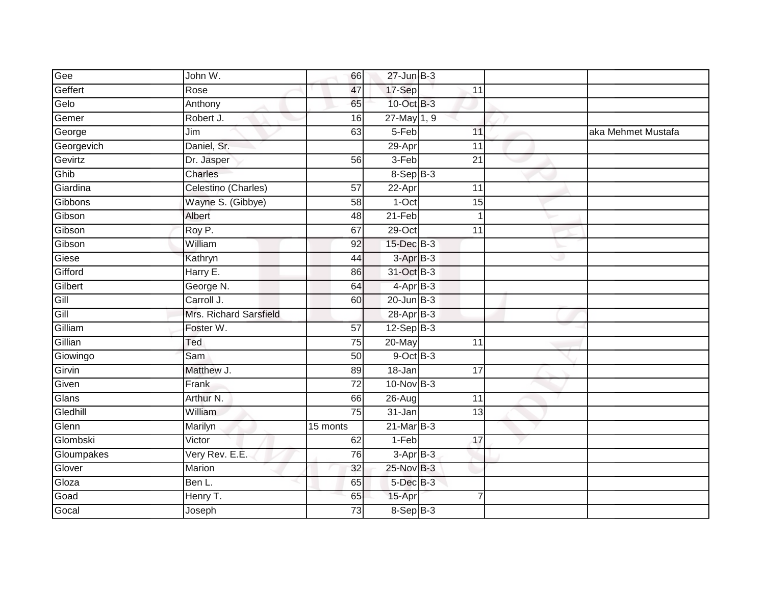| | | | | | | |
|---|---|---|---|---|---|---|
| Gee | John W. | 66 | 27-Jun | B-3 | | |
| Geffert | Rose | 47 | 17-Sep | 11 | | |
| Gelo | Anthony | 65 | 10-Oct | B-3 | | |
| Gemer | Robert J. | 16 | 27-May | 1, 9 | | |
| George | Jim | 63 | 5-Feb | 11 | | aka Mehmet Mustafa |
| Georgevich | Daniel, Sr. | | 29-Apr | 11 | | |
| Gevirtz | Dr. Jasper | 56 | 3-Feb | 21 | | |
| Ghib | Charles | | 8-Sep | B-3 | | |
| Giardina | Celestino (Charles) | 57 | 22-Apr | 11 | | |
| Gibbons | Wayne S. (Gibbye) | 58 | 1-Oct | 15 | | |
| Gibson | Albert | 48 | 21-Feb | 1 | | |
| Gibson | Roy P. | 67 | 29-Oct | 11 | | |
| Gibson | William | 92 | 15-Dec | B-3 | | |
| Giese | Kathryn | 44 | 3-Apr | B-3 | | |
| Gifford | Harry E. | 86 | 31-Oct | B-3 | | |
| Gilbert | George N. | 64 | 4-Apr | B-3 | | |
| Gill | Carroll J. | 60 | 20-Jun | B-3 | | |
| Gill | Mrs. Richard Sarsfield | | 28-Apr | B-3 | | |
| Gilliam | Foster W. | 57 | 12-Sep | B-3 | | |
| Gillian | Ted | 75 | 20-May | 11 | | |
| Giowingo | Sam | 50 | 9-Oct | B-3 | | |
| Girvin | Matthew J. | 89 | 18-Jan | 17 | | |
| Given | Frank | 72 | 10-Nov | B-3 | | |
| Glans | Arthur N. | 66 | 26-Aug | 11 | | |
| Gledhill | William | 75 | 31-Jan | 13 | | |
| Glenn | Marilyn | 15 monts | 21-Mar | B-3 | | |
| Glombski | Victor | 62 | 1-Feb | 17 | | |
| Gloumpakes | Very Rev. E.E. | 76 | 3-Apr | B-3 | | |
| Glover | Marion | 32 | 25-Nov | B-3 | | |
| Gloza | Ben L. | 65 | 5-Dec | B-3 | | |
| Goad | Henry T. | 65 | 15-Apr | 7 | | |
| Gocal | Joseph | 73 | 8-Sep | B-3 | | |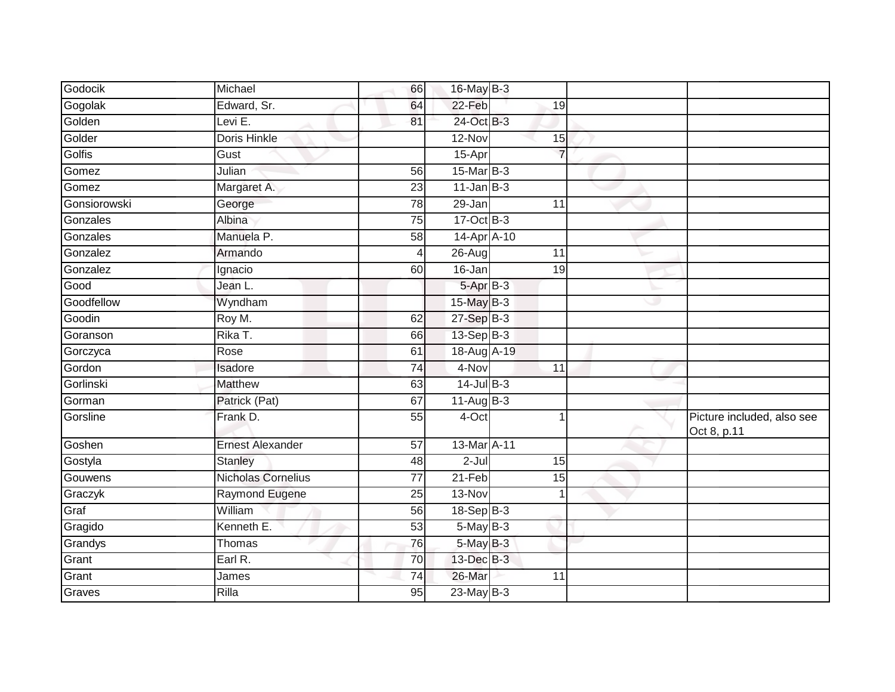| | | | | | | |
|---|---|---|---|---|---|---|
| Godocik | Michael | 66 | 16-May | B-3 | | |
| Gogolak | Edward, Sr. | 64 | 22-Feb | 19 | | |
| Golden | Levi E. | 81 | 24-Oct | B-3 | | |
| Golder | Doris Hinkle | | 12-Nov | 15 | | |
| Golfis | Gust | | 15-Apr | 7 | | |
| Gomez | Julian | 56 | 15-Mar | B-3 | | |
| Gomez | Margaret A. | 23 | 11-Jan | B-3 | | |
| Gonsiorowski | George | 78 | 29-Jan | 11 | | |
| Gonzales | Albina | 75 | 17-Oct | B-3 | | |
| Gonzales | Manuela P. | 58 | 14-Apr | A-10 | | |
| Gonzalez | Armando | 4 | 26-Aug | 11 | | |
| Gonzalez | Ignacio | 60 | 16-Jan | 19 | | |
| Good | Jean L. | | 5-Apr | B-3 | | |
| Goodfellow | Wyndham | | 15-May | B-3 | | |
| Goodin | Roy M. | 62 | 27-Sep | B-3 | | |
| Goranson | Rika T. | 66 | 13-Sep | B-3 | | |
| Gorczyca | Rose | 61 | 18-Aug | A-19 | | |
| Gordon | Isadore | 74 | 4-Nov | 11 | | |
| Gorlinski | Matthew | 63 | 14-Jul | B-3 | | |
| Gorman | Patrick (Pat) | 67 | 11-Aug | B-3 | | |
| Gorsline | Frank D. | 55 | 4-Oct | 1 | | Picture included, also see Oct 8, p.11 |
| Goshen | Ernest Alexander | 57 | 13-Mar | A-11 | | |
| Gostyla | Stanley | 48 | 2-Jul | 15 | | |
| Gouwens | Nicholas Cornelius | 77 | 21-Feb | 15 | | |
| Graczyk | Raymond Eugene | 25 | 13-Nov | 1 | | |
| Graf | William | 56 | 18-Sep | B-3 | | |
| Gragido | Kenneth E. | 53 | 5-May | B-3 | | |
| Grandys | Thomas | 76 | 5-May | B-3 | | |
| Grant | Earl R. | 70 | 13-Dec | B-3 | | |
| Grant | James | 74 | 26-Mar | 11 | | |
| Graves | Rilla | 95 | 23-May | B-3 | | |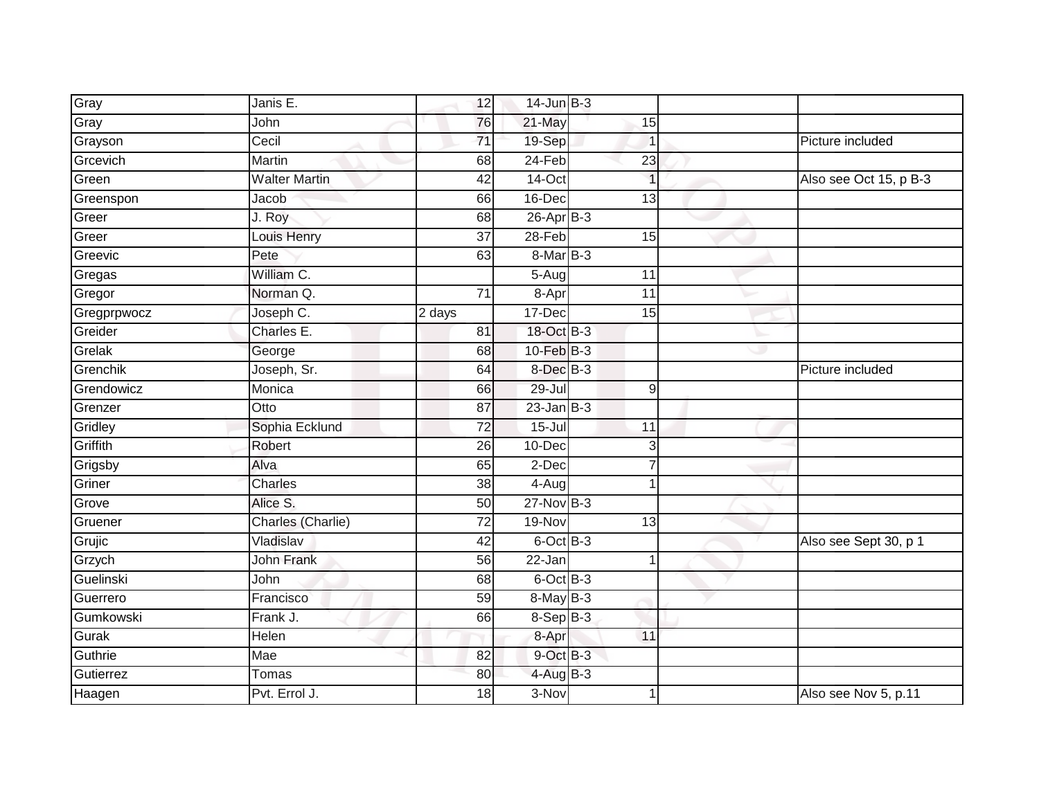| | | | | | | | |
|---|---|---|---|---|---|---|---|
| Gray | Janis E. | 12 | 14-Jun | B-3 | | | |
| Gray | John | 76 | 21-May | | 15 | | |
| Grayson | Cecil | 71 | 19-Sep | | 1 | | Picture included |
| Grcevich | Martin | 68 | 24-Feb | | 23 | | |
| Green | Walter Martin | 42 | 14-Oct | | 1 | | Also see Oct 15, p B-3 |
| Greenspon | Jacob | 66 | 16-Dec | | 13 | | |
| Greer | J. Roy | 68 | 26-Apr | B-3 | | | |
| Greer | Louis Henry | 37 | 28-Feb | | 15 | | |
| Greevic | Pete | 63 | 8-Mar | B-3 | | | |
| Gregas | William C. | | 5-Aug | | 11 | | |
| Gregor | Norman Q. | 71 | 8-Apr | | 11 | | |
| Gregprpwocz | Joseph C. | 2 days | 17-Dec | | 15 | | |
| Greider | Charles E. | 81 | 18-Oct | B-3 | | | |
| Grelak | George | 68 | 10-Feb | B-3 | | | |
| Grenchik | Joseph, Sr. | 64 | 8-Dec | B-3 | | | Picture included |
| Grendowicz | Monica | 66 | 29-Jul | | 9 | | |
| Grenzer | Otto | 87 | 23-Jan | B-3 | | | |
| Gridley | Sophia Ecklund | 72 | 15-Jul | | 11 | | |
| Griffith | Robert | 26 | 10-Dec | | 3 | | |
| Grigsby | Alva | 65 | 2-Dec | | 7 | | |
| Griner | Charles | 38 | 4-Aug | | 1 | | |
| Grove | Alice S. | 50 | 27-Nov | B-3 | | | |
| Gruener | Charles (Charlie) | 72 | 19-Nov | | 13 | | |
| Grujic | Vladislav | 42 | 6-Oct | B-3 | | | Also see Sept 30, p 1 |
| Grzych | John Frank | 56 | 22-Jan | | 1 | | |
| Guelinski | John | 68 | 6-Oct | B-3 | | | |
| Guerrero | Francisco | 59 | 8-May | B-3 | | | |
| Gumkowski | Frank J. | 66 | 8-Sep | B-3 | | | |
| Gurak | Helen | | 8-Apr | | 11 | | |
| Guthrie | Mae | 82 | 9-Oct | B-3 | | | |
| Gutierrez | Tomas | 80 | 4-Aug | B-3 | | | |
| Haagen | Pvt. Errol J. | 18 | 3-Nov | | 1 | | Also see Nov 5, p.11 |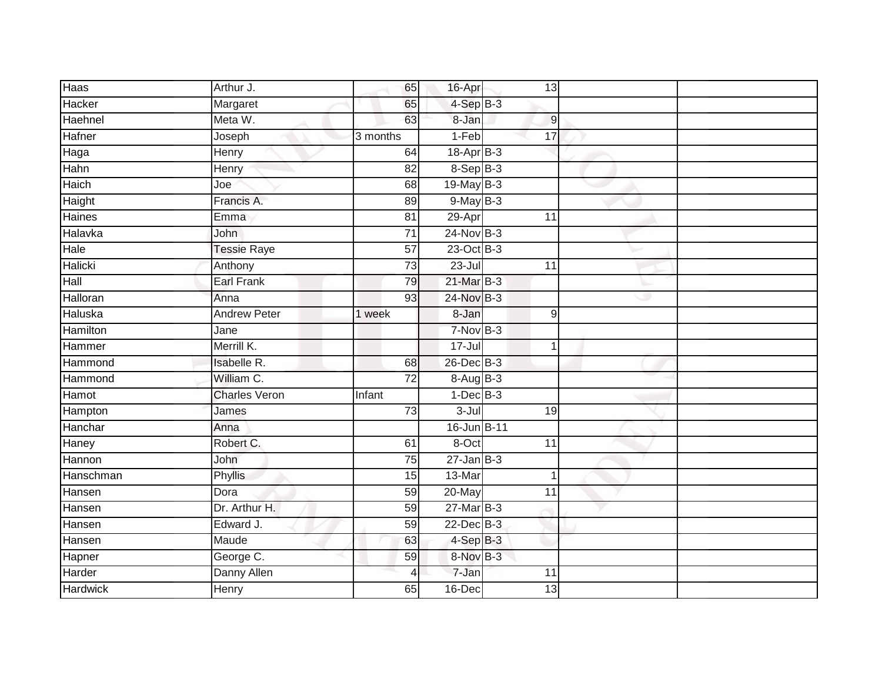| Haas | Arthur J. | 65 | 16-Apr | 13 | | |
|---|---|---|---|---|---|---|
| Hacker | Margaret | 65 | 4-Sep | B-3 | | |
| Haehnel | Meta W. | 63 | 8-Jan | 9 | | |
| Hafner | Joseph | 3 months | 1-Feb | 17 | | |
| Haga | Henry | 64 | 18-Apr | B-3 | | |
| Hahn | Henry | 82 | 8-Sep | B-3 | | |
| Haich | Joe | 68 | 19-May | B-3 | | |
| Haight | Francis A. | 89 | 9-May | B-3 | | |
| Haines | Emma | 81 | 29-Apr | 11 | | |
| Halavka | John | 71 | 24-Nov | B-3 | | |
| Hale | Tessie Raye | 57 | 23-Oct | B-3 | | |
| Halicki | Anthony | 73 | 23-Jul | 11 | | |
| Hall | Earl Frank | 79 | 21-Mar | B-3 | | |
| Halloran | Anna | 93 | 24-Nov | B-3 | | |
| Haluska | Andrew Peter | 1 week | 8-Jan | 9 | | |
| Hamilton | Jane | | 7-Nov | B-3 | | |
| Hammer | Merrill K. | | 17-Jul | 1 | | |
| Hammond | Isabelle R. | 68 | 26-Dec | B-3 | | |
| Hammond | William C. | 72 | 8-Aug | B-3 | | |
| Hamot | Charles Veron | Infant | 1-Dec | B-3 | | |
| Hampton | James | 73 | 3-Jul | 19 | | |
| Hanchar | Anna | | 16-Jun | B-11 | | |
| Haney | Robert C. | 61 | 8-Oct | 11 | | |
| Hannon | John | 75 | 27-Jan | B-3 | | |
| Hanschman | Phyllis | 15 | 13-Mar | 1 | | |
| Hansen | Dora | 59 | 20-May | 11 | | |
| Hansen | Dr. Arthur H. | 59 | 27-Mar | B-3 | | |
| Hansen | Edward J. | 59 | 22-Dec | B-3 | | |
| Hansen | Maude | 63 | 4-Sep | B-3 | | |
| Hapner | George C. | 59 | 8-Nov | B-3 | | |
| Harder | Danny Allen | 4 | 7-Jan | 11 | | |
| Hardwick | Henry | 65 | 16-Dec | 13 | | |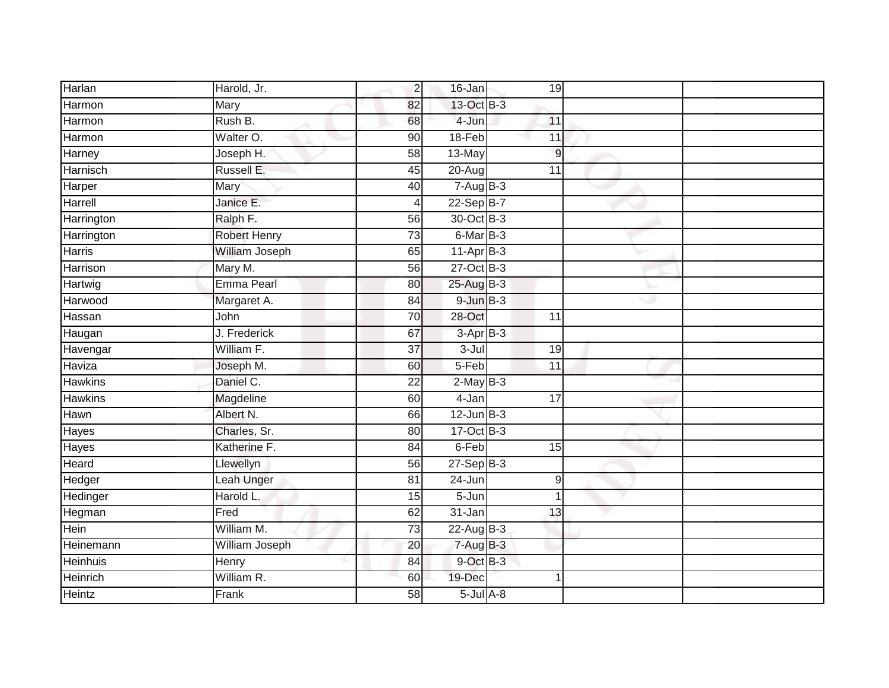| | | | | | | | |
|---|---|---|---|---|---|---|---|
| Harlan | Harold, Jr. | 2 | 16-Jan | | 19 | | |
| Harmon | Mary | 82 | 13-Oct | B-3 | | | |
| Harmon | Rush B. | 68 | 4-Jun | | 11 | | |
| Harmon | Walter O. | 90 | 18-Feb | | 11 | | |
| Harney | Joseph H. | 58 | 13-May | | 9 | | |
| Harnisch | Russell E. | 45 | 20-Aug | | 11 | | |
| Harper | Mary | 40 | 7-Aug | B-3 | | | |
| Harrell | Janice E. | 4 | 22-Sep | B-7 | | | |
| Harrington | Ralph F. | 56 | 30-Oct | B-3 | | | |
| Harrington | Robert Henry | 73 | 6-Mar | B-3 | | | |
| Harris | William Joseph | 65 | 11-Apr | B-3 | | | |
| Harrison | Mary M. | 56 | 27-Oct | B-3 | | | |
| Hartwig | Emma Pearl | 80 | 25-Aug | B-3 | | | |
| Harwood | Margaret A. | 84 | 9-Jun | B-3 | | | |
| Hassan | John | 70 | 28-Oct | | 11 | | |
| Haugan | J. Frederick | 67 | 3-Apr | B-3 | | | |
| Havengar | William F. | 37 | 3-Jul | | 19 | | |
| Haviza | Joseph M. | 60 | 5-Feb | | 11 | | |
| Hawkins | Daniel C. | 22 | 2-May | B-3 | | | |
| Hawkins | Magdeline | 60 | 4-Jan | | 17 | | |
| Hawn | Albert N. | 66 | 12-Jun | B-3 | | | |
| Hayes | Charles, Sr. | 80 | 17-Oct | B-3 | | | |
| Hayes | Katherine F. | 84 | 6-Feb | | 15 | | |
| Heard | Llewellyn | 56 | 27-Sep | B-3 | | | |
| Hedger | Leah Unger | 81 | 24-Jun | | 9 | | |
| Hedinger | Harold L. | 15 | 5-Jun | | 1 | | |
| Hegman | Fred | 62 | 31-Jan | | 13 | | |
| Hein | William M. | 73 | 22-Aug | B-3 | | | |
| Heinemann | William Joseph | 20 | 7-Aug | B-3 | | | |
| Heinhuis | Henry | 84 | 9-Oct | B-3 | | | |
| Heinrich | William R. | 60 | 19-Dec | | 1 | | |
| Heintz | Frank | 58 | 5-Jul | A-8 | | | |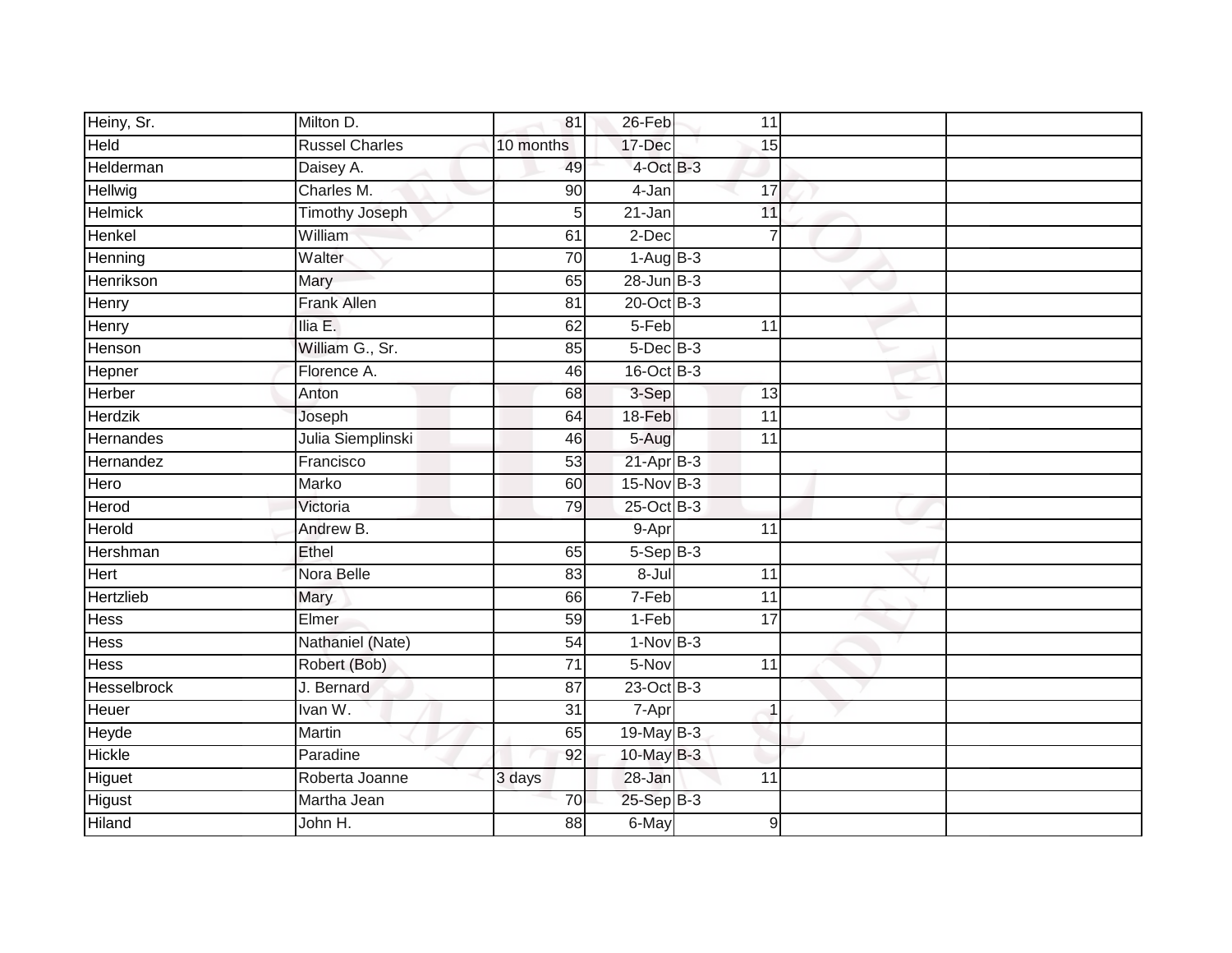| | | | | | | | |
|---|---|---|---|---|---|---|---|
| Heiny, Sr. | Milton D. | 81 | 26-Feb | | 11 | | |
| Held | Russel Charles | 10 months | 17-Dec | | 15 | | |
| Helderman | Daisey A. | 49 | 4-Oct | B-3 | | | |
| Hellwig | Charles M. | 90 | 4-Jan | | 17 | | |
| Helmick | Timothy Joseph | 5 | 21-Jan | | 11 | | |
| Henkel | William | 61 | 2-Dec | | 7 | | |
| Henning | Walter | 70 | 1-Aug | B-3 | | | |
| Henrikson | Mary | 65 | 28-Jun | B-3 | | | |
| Henry | Frank Allen | 81 | 20-Oct | B-3 | | | |
| Henry | Ilia E. | 62 | 5-Feb | | 11 | | |
| Henson | William G., Sr. | 85 | 5-Dec | B-3 | | | |
| Hepner | Florence A. | 46 | 16-Oct | B-3 | | | |
| Herber | Anton | 68 | 3-Sep | | 13 | | |
| Herdzik | Joseph | 64 | 18-Feb | | 11 | | |
| Hernandes | Julia Siemplinski | 46 | 5-Aug | | 11 | | |
| Hernandez | Francisco | 53 | 21-Apr | B-3 | | | |
| Hero | Marko | 60 | 15-Nov | B-3 | | | |
| Herod | Victoria | 79 | 25-Oct | B-3 | | | |
| Herold | Andrew B. | | 9-Apr | | 11 | | |
| Hershman | Ethel | 65 | 5-Sep | B-3 | | | |
| Hert | Nora Belle | 83 | 8-Jul | | 11 | | |
| Hertzlieb | Mary | 66 | 7-Feb | | 11 | | |
| Hess | Elmer | 59 | 1-Feb | | 17 | | |
| Hess | Nathaniel (Nate) | 54 | 1-Nov | B-3 | | | |
| Hess | Robert (Bob) | 71 | 5-Nov | | 11 | | |
| Hesselbrock | J. Bernard | 87 | 23-Oct | B-3 | | | |
| Heuer | Ivan W. | 31 | 7-Apr | | 1 | | |
| Heyde | Martin | 65 | 19-May | B-3 | | | |
| Hickle | Paradine | 92 | 10-May | B-3 | | | |
| Higuet | Roberta Joanne | 3 days | 28-Jan | | 11 | | |
| Higust | Martha Jean | 70 | 25-Sep | B-3 | | | |
| Hiland | John H. | 88 | 6-May | | 9 | | |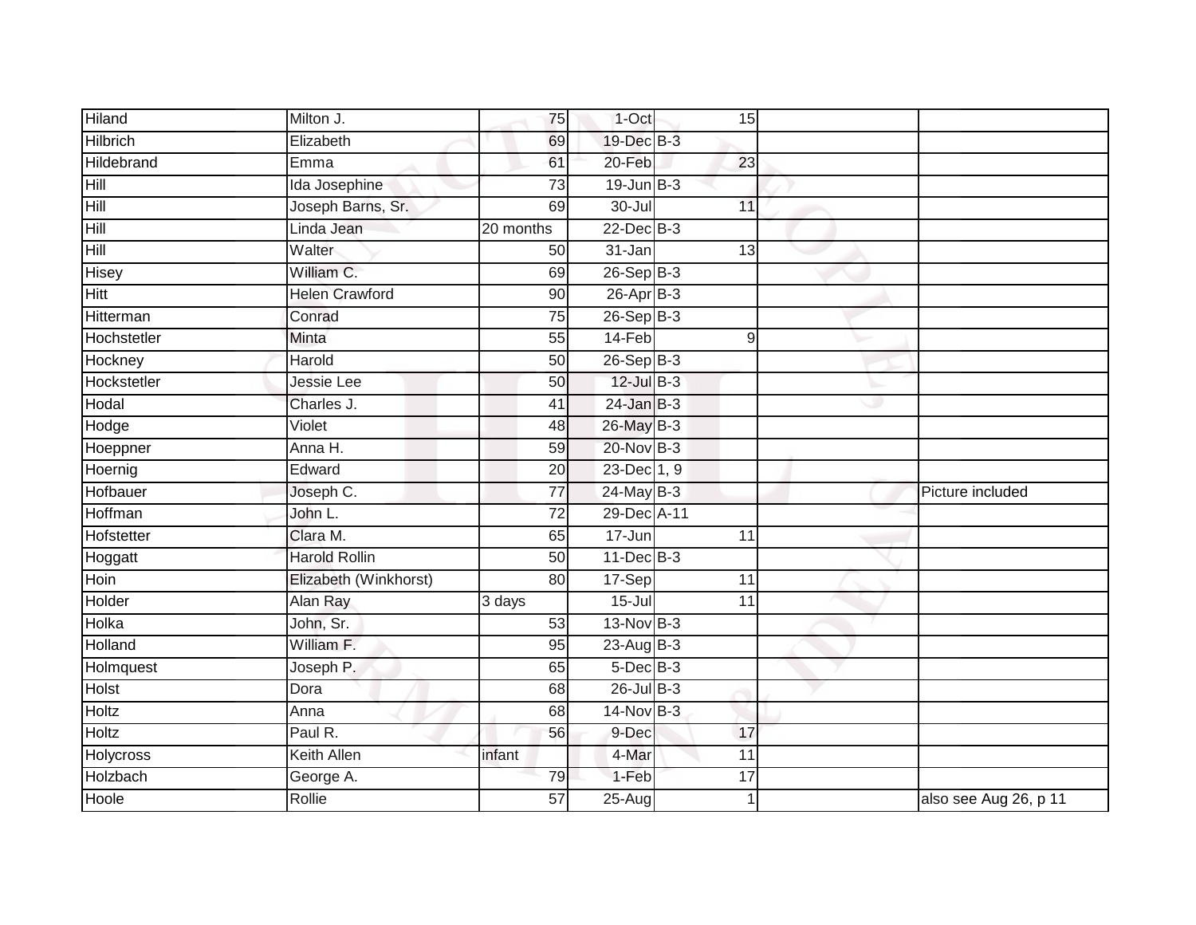| | | | | | | |
|---|---|---|---|---|---|---|
| Hiland | Milton J. | 75 | 1-Oct | 15 | | |
| Hilbrich | Elizabeth | 69 | 19-Dec | B-3 | | |
| Hildebrand | Emma | 61 | 20-Feb | 23 | | |
| Hill | Ida Josephine | 73 | 19-Jun | B-3 | | |
| Hill | Joseph Barns, Sr. | 69 | 30-Jul | 11 | | |
| Hill | Linda Jean | 20 months | 22-Dec | B-3 | | |
| Hill | Walter | 50 | 31-Jan | 13 | | |
| Hisey | William C. | 69 | 26-Sep | B-3 | | |
| Hitt | Helen Crawford | 90 | 26-Apr | B-3 | | |
| Hitterman | Conrad | 75 | 26-Sep | B-3 | | |
| Hochstetler | Minta | 55 | 14-Feb | 9 | | |
| Hockney | Harold | 50 | 26-Sep | B-3 | | |
| Hockstetler | Jessie Lee | 50 | 12-Jul | B-3 | | |
| Hodal | Charles J. | 41 | 24-Jan | B-3 | | |
| Hodge | Violet | 48 | 26-May | B-3 | | |
| Hoeppner | Anna H. | 59 | 20-Nov | B-3 | | |
| Hoernig | Edward | 20 | 23-Dec | 1, 9 | | |
| Hofbauer | Joseph C. | 77 | 24-May | B-3 | | Picture included |
| Hoffman | John L. | 72 | 29-Dec | A-11 | | |
| Hofstetter | Clara M. | 65 | 17-Jun | 11 | | |
| Hoggatt | Harold Rollin | 50 | 11-Dec | B-3 | | |
| Hoin | Elizabeth (Winkhorst) | 80 | 17-Sep | 11 | | |
| Holder | Alan Ray | 3 days | 15-Jul | 11 | | |
| Holka | John, Sr. | 53 | 13-Nov | B-3 | | |
| Holland | William F. | 95 | 23-Aug | B-3 | | |
| Holmquest | Joseph P. | 65 | 5-Dec | B-3 | | |
| Holst | Dora | 68 | 26-Jul | B-3 | | |
| Holtz | Anna | 68 | 14-Nov | B-3 | | |
| Holtz | Paul R. | 56 | 9-Dec | 17 | | |
| Holycross | Keith Allen | infant | 4-Mar | 11 | | |
| Holzbach | George A. | 79 | 1-Feb | 17 | | |
| Hoole | Rollie | 57 | 25-Aug | 1 | | also see Aug 26, p 11 |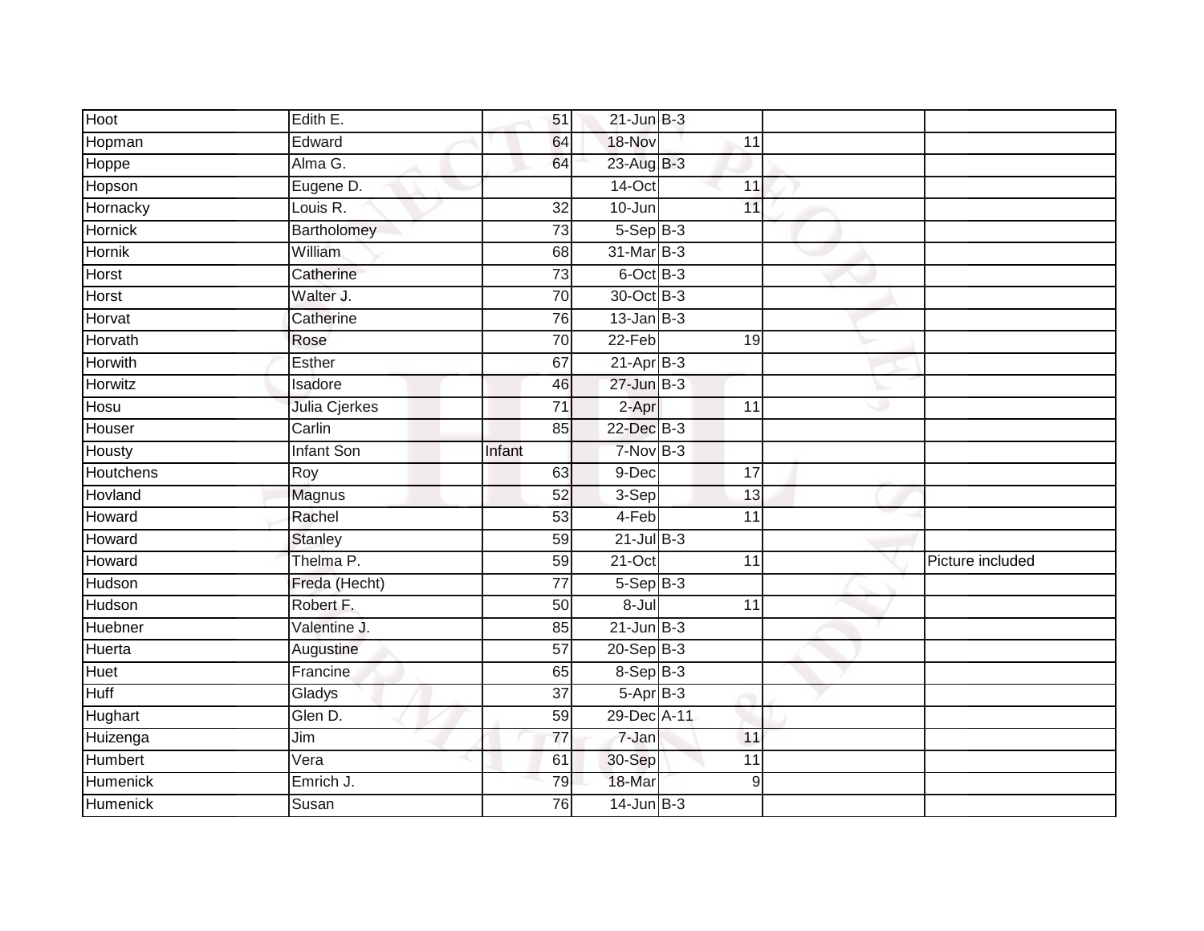| | | | | | | |
|---|---|---|---|---|---|---|
| Hoot | Edith E. | 51 | 21-Jun | B-3 | | |
| Hopman | Edward | 64 | 18-Nov | 11 | | |
| Hoppe | Alma G. | 64 | 23-Aug | B-3 | | |
| Hopson | Eugene D. | | 14-Oct | 11 | | |
| Hornacky | Louis R. | 32 | 10-Jun | 11 | | |
| Hornick | Bartholomey | 73 | 5-Sep | B-3 | | |
| Hornik | William | 68 | 31-Mar | B-3 | | |
| Horst | Catherine | 73 | 6-Oct | B-3 | | |
| Horst | Walter J. | 70 | 30-Oct | B-3 | | |
| Horvat | Catherine | 76 | 13-Jan | B-3 | | |
| Horvath | Rose | 70 | 22-Feb | 19 | | |
| Horwith | Esther | 67 | 21-Apr | B-3 | | |
| Horwitz | Isadore | 46 | 27-Jun | B-3 | | |
| Hosu | Julia Cjerkes | 71 | 2-Apr | 11 | | |
| Houser | Carlin | 85 | 22-Dec | B-3 | | |
| Housty | Infant Son | Infant | 7-Nov | B-3 | | |
| Houtchens | Roy | 63 | 9-Dec | 17 | | |
| Hovland | Magnus | 52 | 3-Sep | 13 | | |
| Howard | Rachel | 53 | 4-Feb | 11 | | |
| Howard | Stanley | 59 | 21-Jul | B-3 | | |
| Howard | Thelma P. | 59 | 21-Oct | 11 | | Picture included |
| Hudson | Freda (Hecht) | 77 | 5-Sep | B-3 | | |
| Hudson | Robert F. | 50 | 8-Jul | 11 | | |
| Huebner | Valentine J. | 85 | 21-Jun | B-3 | | |
| Huerta | Augustine | 57 | 20-Sep | B-3 | | |
| Huet | Francine | 65 | 8-Sep | B-3 | | |
| Huff | Gladys | 37 | 5-Apr | B-3 | | |
| Hughart | Glen D. | 59 | 29-Dec | A-11 | | |
| Huizenga | Jim | 77 | 7-Jan | 11 | | |
| Humbert | Vera | 61 | 30-Sep | 11 | | |
| Humenick | Emrich J. | 79 | 18-Mar | 9 | | |
| Humenick | Susan | 76 | 14-Jun | B-3 | | |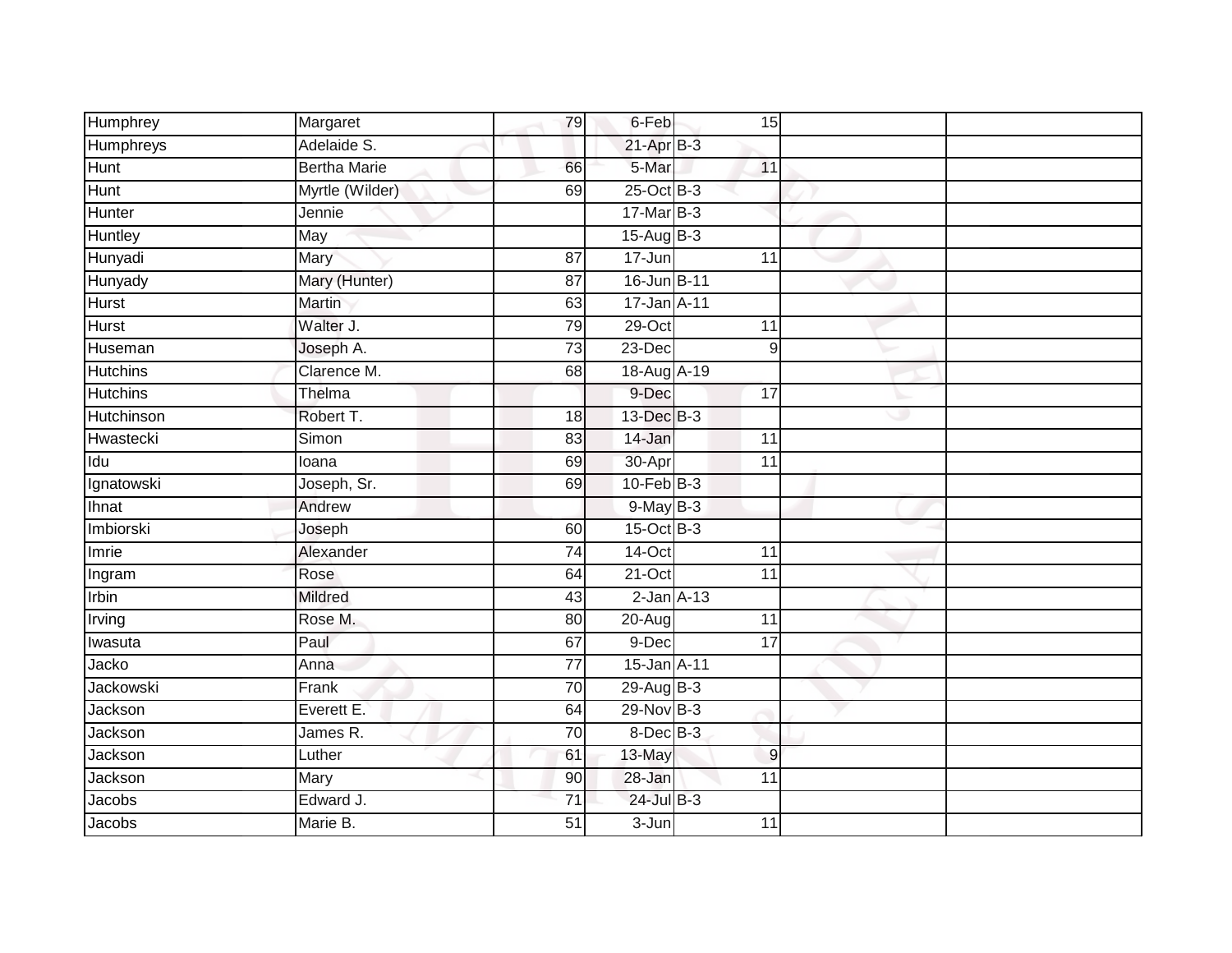| | | | | | | |
|---|---|---|---|---|---|---|
| Humphrey | Margaret | 79 | 6-Feb | 15 | | |
| Humphreys | Adelaide S. | | 21-Apr | B-3 | | |
| Hunt | Bertha Marie | 66 | 5-Mar | 11 | | |
| Hunt | Myrtle (Wilder) | 69 | 25-Oct | B-3 | | |
| Hunter | Jennie | | 17-Mar | B-3 | | |
| Huntley | May | | 15-Aug | B-3 | | |
| Hunyadi | Mary | 87 | 17-Jun | 11 | | |
| Hunyady | Mary (Hunter) | 87 | 16-Jun | B-11 | | |
| Hurst | Martin | 63 | 17-Jan | A-11 | | |
| Hurst | Walter J. | 79 | 29-Oct | 11 | | |
| Huseman | Joseph A. | 73 | 23-Dec | 9 | | |
| Hutchins | Clarence M. | 68 | 18-Aug | A-19 | | |
| Hutchins | Thelma | | 9-Dec | 17 | | |
| Hutchinson | Robert T. | 18 | 13-Dec | B-3 | | |
| Hwastecki | Simon | 83 | 14-Jan | 11 | | |
| Idu | Ioana | 69 | 30-Apr | 11 | | |
| Ignatowski | Joseph, Sr. | 69 | 10-Feb | B-3 | | |
| Ihnat | Andrew | | 9-May | B-3 | | |
| Imbiorski | Joseph | 60 | 15-Oct | B-3 | | |
| Imrie | Alexander | 74 | 14-Oct | 11 | | |
| Ingram | Rose | 64 | 21-Oct | 11 | | |
| Irbin | Mildred | 43 | 2-Jan | A-13 | | |
| Irving | Rose M. | 80 | 20-Aug | 11 | | |
| Iwasuta | Paul | 67 | 9-Dec | 17 | | |
| Jacko | Anna | 77 | 15-Jan | A-11 | | |
| Jackowski | Frank | 70 | 29-Aug | B-3 | | |
| Jackson | Everett E. | 64 | 29-Nov | B-3 | | |
| Jackson | James R. | 70 | 8-Dec | B-3 | | |
| Jackson | Luther | 61 | 13-May | 9 | | |
| Jackson | Mary | 90 | 28-Jan | 11 | | |
| Jacobs | Edward J. | 71 | 24-Jul | B-3 | | |
| Jacobs | Marie B. | 51 | 3-Jun | 11 | | |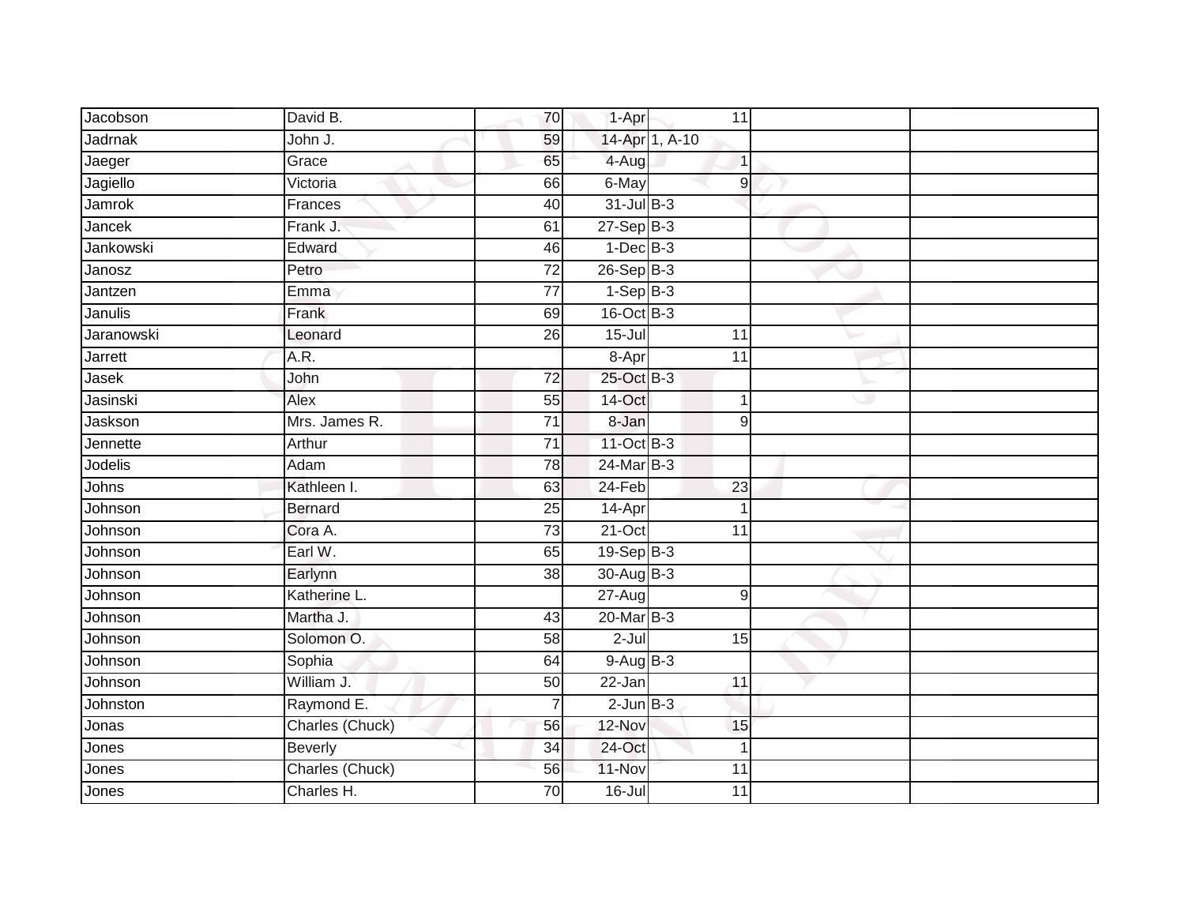| | | | | | | |
|---|---|---|---|---|---|---|
| Jacobson | David B. | 70 | 1-Apr | 11 | | |
| Jadrnak | John J. | 59 | 14-Apr | 1, A-10 | | |
| Jaeger | Grace | 65 | 4-Aug | 1 | | |
| Jagiello | Victoria | 66 | 6-May | 9 | | |
| Jamrok | Frances | 40 | 31-Jul | B-3 | | |
| Jancek | Frank J. | 61 | 27-Sep | B-3 | | |
| Jankowski | Edward | 46 | 1-Dec | B-3 | | |
| Janosz | Petro | 72 | 26-Sep | B-3 | | |
| Jantzen | Emma | 77 | 1-Sep | B-3 | | |
| Janulis | Frank | 69 | 16-Oct | B-3 | | |
| Jaranowski | Leonard | 26 | 15-Jul | 11 | | |
| Jarrett | A.R. | | 8-Apr | 11 | | |
| Jasek | John | 72 | 25-Oct | B-3 | | |
| Jasinski | Alex | 55 | 14-Oct | 1 | | |
| Jaskson | Mrs. James R. | 71 | 8-Jan | 9 | | |
| Jennette | Arthur | 71 | 11-Oct | B-3 | | |
| Jodelis | Adam | 78 | 24-Mar | B-3 | | |
| Johns | Kathleen I. | 63 | 24-Feb | 23 | | |
| Johnson | Bernard | 25 | 14-Apr | 1 | | |
| Johnson | Cora A. | 73 | 21-Oct | 11 | | |
| Johnson | Earl W. | 65 | 19-Sep | B-3 | | |
| Johnson | Earlynn | 38 | 30-Aug | B-3 | | |
| Johnson | Katherine L. | | 27-Aug | 9 | | |
| Johnson | Martha J. | 43 | 20-Mar | B-3 | | |
| Johnson | Solomon O. | 58 | 2-Jul | 15 | | |
| Johnson | Sophia | 64 | 9-Aug | B-3 | | |
| Johnson | William J. | 50 | 22-Jan | 11 | | |
| Johnston | Raymond E. | 7 | 2-Jun | B-3 | | |
| Jonas | Charles (Chuck) | 56 | 12-Nov | 15 | | |
| Jones | Beverly | 34 | 24-Oct | 1 | | |
| Jones | Charles (Chuck) | 56 | 11-Nov | 11 | | |
| Jones | Charles H. | 70 | 16-Jul | 11 | | |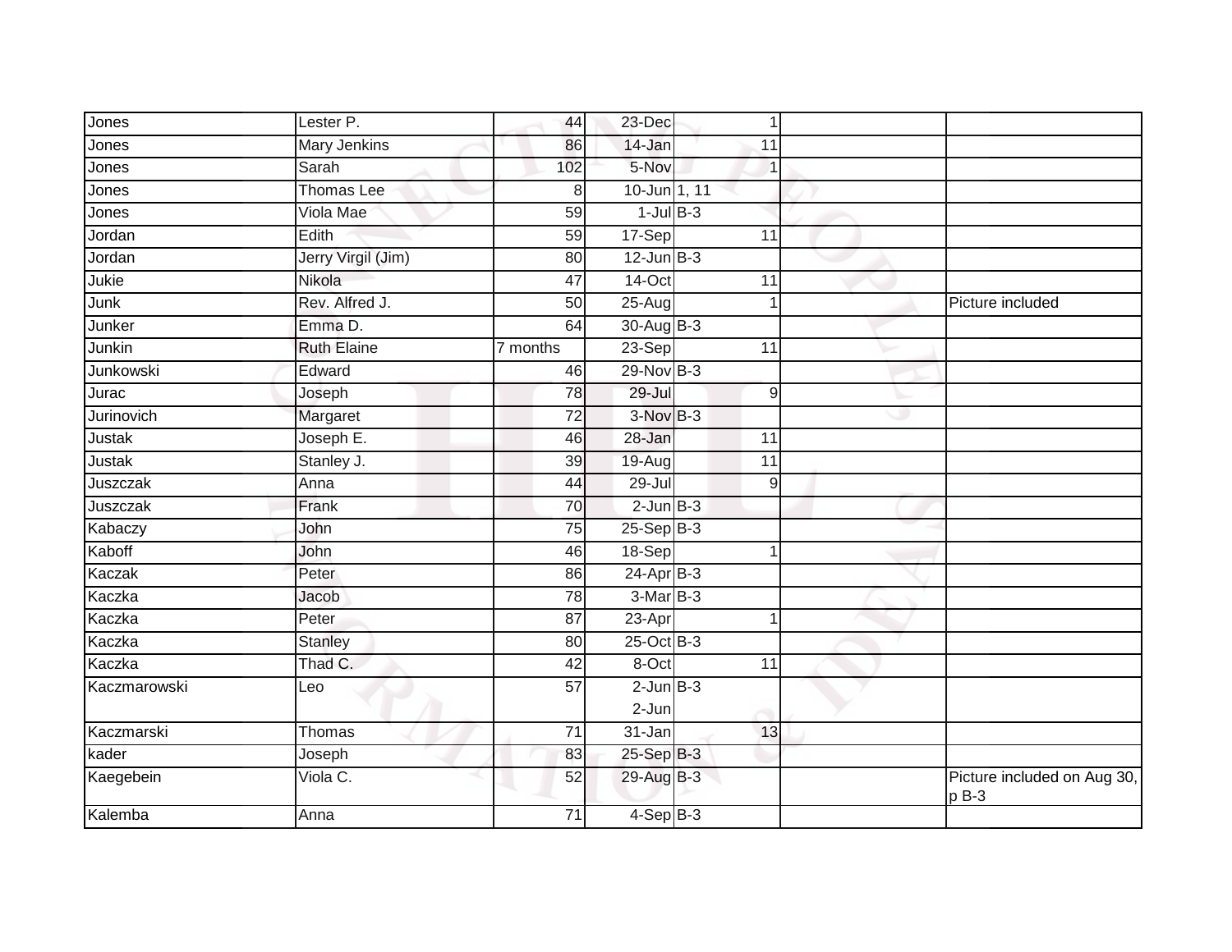| | | | | | | |
|---|---|---|---|---|---|---|
| Jones | Lester P. | 44 | 23-Dec | 1 | | |
| Jones | Mary Jenkins | 86 | 14-Jan | 11 | | |
| Jones | Sarah | 102 | 5-Nov | 1 | | |
| Jones | Thomas Lee | 8 | 10-Jun | 1, 11 | | |
| Jones | Viola Mae | 59 | 1-Jul | B-3 | | |
| Jordan | Edith | 59 | 17-Sep | 11 | | |
| Jordan | Jerry Virgil (Jim) | 80 | 12-Jun | B-3 | | |
| Jukie | Nikola | 47 | 14-Oct | 11 | | |
| Junk | Rev. Alfred J. | 50 | 25-Aug | 1 | | Picture included |
| Junker | Emma D. | 64 | 30-Aug | B-3 | | |
| Junkin | Ruth Elaine | 7 months | 23-Sep | 11 | | |
| Junkowski | Edward | 46 | 29-Nov | B-3 | | |
| Jurac | Joseph | 78 | 29-Jul | 9 | | |
| Jurinovich | Margaret | 72 | 3-Nov | B-3 | | |
| Justak | Joseph E. | 46 | 28-Jan | 11 | | |
| Justak | Stanley J. | 39 | 19-Aug | 11 | | |
| Juszczak | Anna | 44 | 29-Jul | 9 | | |
| Juszczak | Frank | 70 | 2-Jun | B-3 | | |
| Kabaczy | John | 75 | 25-Sep | B-3 | | |
| Kaboff | John | 46 | 18-Sep | 1 | | |
| Kaczak | Peter | 86 | 24-Apr | B-3 | | |
| Kaczka | Jacob | 78 | 3-Mar | B-3 | | |
| Kaczka | Peter | 87 | 23-Apr | 1 | | |
| Kaczka | Stanley | 80 | 25-Oct | B-3 | | |
| Kaczka | Thad C. | 42 | 8-Oct | 11 | | |
| Kaczmarowski | Leo | 57 | 2-Jun<br>2-Jun | B-3 | | |
| Kaczmarski | Thomas | 71 | 31-Jan | 13 | | |
| kader | Joseph | 83 | 25-Sep | B-3 | | |
| Kaegebein | Viola C. | 52 | 29-Aug | B-3 | | Picture included on Aug 30, p B-3 |
| Kalemba | Anna | 71 | 4-Sep | B-3 | | |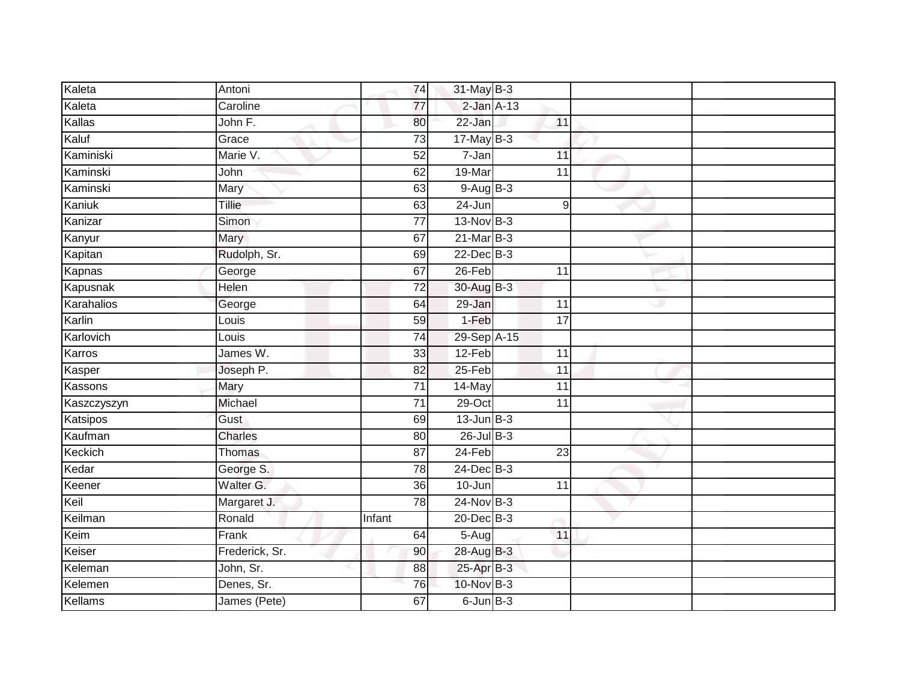| Kaleta | Antoni | 74 | 31-May | B-3 | | |
|---|---|---|---|---|---|---|
| Kaleta | Caroline | 77 | 2-Jan | A-13 | | |
| Kallas | John F. | 80 | 22-Jan | 11 | | |
| Kaluf | Grace | 73 | 17-May | B-3 | | |
| Kaminiski | Marie V. | 52 | 7-Jan | 11 | | |
| Kaminski | John | 62 | 19-Mar | 11 | | |
| Kaminski | Mary | 63 | 9-Aug | B-3 | | |
| Kaniuk | Tillie | 63 | 24-Jun | 9 | | |
| Kanizar | Simon | 77 | 13-Nov | B-3 | | |
| Kanyur | Mary | 67 | 21-Mar | B-3 | | |
| Kapitan | Rudolph, Sr. | 69 | 22-Dec | B-3 | | |
| Kapnas | George | 67 | 26-Feb | 11 | | |
| Kapusnak | Helen | 72 | 30-Aug | B-3 | | |
| Karahalios | George | 64 | 29-Jan | 11 | | |
| Karlin | Louis | 59 | 1-Feb | 17 | | |
| Karlovich | Louis | 74 | 29-Sep | A-15 | | |
| Karros | James W. | 33 | 12-Feb | 11 | | |
| Kasper | Joseph P. | 82 | 25-Feb | 11 | | |
| Kassons | Mary | 71 | 14-May | 11 | | |
| Kaszczyszyn | Michael | 71 | 29-Oct | 11 | | |
| Katsipos | Gust | 69 | 13-Jun | B-3 | | |
| Kaufman | Charles | 80 | 26-Jul | B-3 | | |
| Keckich | Thomas | 87 | 24-Feb | 23 | | |
| Kedar | George S. | 78 | 24-Dec | B-3 | | |
| Keener | Walter G. | 36 | 10-Jun | 11 | | |
| Keil | Margaret J. | 78 | 24-Nov | B-3 | | |
| Keilman | Ronald | Infant | 20-Dec | B-3 | | |
| Keim | Frank | 64 | 5-Aug | 11 | | |
| Keiser | Frederick, Sr. | 90 | 28-Aug | B-3 | | |
| Keleman | John, Sr. | 88 | 25-Apr | B-3 | | |
| Kelemen | Denes, Sr. | 76 | 10-Nov | B-3 | | |
| Kellams | James (Pete) | 67 | 6-Jun | B-3 | | |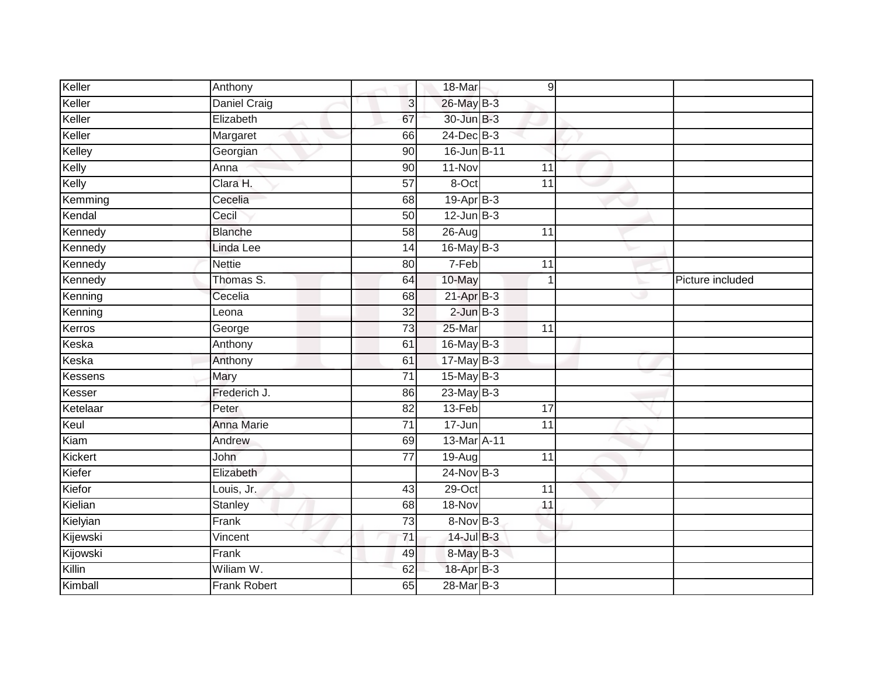| Keller | Anthony | | 18-Mar | 9 | | |
|---|---|---|---|---|---|---|
| Keller | Daniel Craig | 3 | 26-May | B-3 | | |
| Keller | Elizabeth | 67 | 30-Jun | B-3 | | |
| Keller | Margaret | 66 | 24-Dec | B-3 | | |
| Kelley | Georgian | 90 | 16-Jun | B-11 | | |
| Kelly | Anna | 90 | 11-Nov | 11 | | |
| Kelly | Clara H. | 57 | 8-Oct | 11 | | |
| Kemming | Cecelia | 68 | 19-Apr | B-3 | | |
| Kendal | Cecil | 50 | 12-Jun | B-3 | | |
| Kennedy | Blanche | 58 | 26-Aug | 11 | | |
| Kennedy | Linda Lee | 14 | 16-May | B-3 | | |
| Kennedy | Nettie | 80 | 7-Feb | 11 | | |
| Kennedy | Thomas S. | 64 | 10-May | 1 | | Picture included |
| Kenning | Cecelia | 68 | 21-Apr | B-3 | | |
| Kenning | Leona | 32 | 2-Jun | B-3 | | |
| Kerros | George | 73 | 25-Mar | 11 | | |
| Keska | Anthony | 61 | 16-May | B-3 | | |
| Keska | Anthony | 61 | 17-May | B-3 | | |
| Kessens | Mary | 71 | 15-May | B-3 | | |
| Kesser | Frederich J. | 86 | 23-May | B-3 | | |
| Ketelaar | Peter | 82 | 13-Feb | 17 | | |
| Keul | Anna Marie | 71 | 17-Jun | 11 | | |
| Kiam | Andrew | 69 | 13-Mar | A-11 | | |
| Kickert | John | 77 | 19-Aug | 11 | | |
| Kiefer | Elizabeth | | 24-Nov | B-3 | | |
| Kiefor | Louis, Jr. | 43 | 29-Oct | 11 | | |
| Kielian | Stanley | 68 | 18-Nov | 11 | | |
| Kielyian | Frank | 73 | 8-Nov | B-3 | | |
| Kijewski | Vincent | 71 | 14-Jul | B-3 | | |
| Kijowski | Frank | 49 | 8-May | B-3 | | |
| Killin | Wiliam W. | 62 | 18-Apr | B-3 | | |
| Kimball | Frank Robert | 65 | 28-Mar | B-3 | | |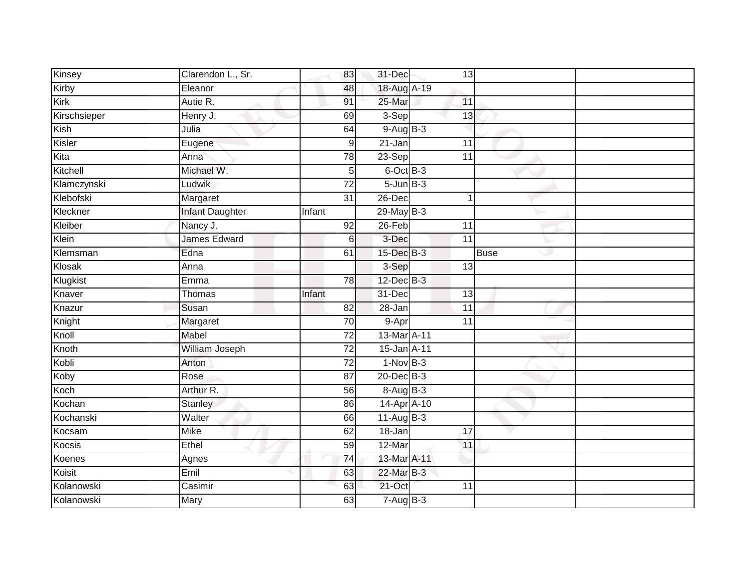| | | | | | | | |
|---|---|---|---|---|---|---|---|
| Kinsey | Clarendon L., Sr. | 83 | 31-Dec | | 13 | | |
| Kirby | Eleanor | 48 | 18-Aug | A-19 | | | |
| Kirk | Autie R. | 91 | 25-Mar | | 11 | | |
| Kirschsieper | Henry J. | 69 | 3-Sep | | 13 | | |
| Kish | Julia | 64 | 9-Aug | B-3 | | | |
| Kisler | Eugene | 9 | 21-Jan | | 11 | | |
| Kita | Anna | 78 | 23-Sep | | 11 | | |
| Kitchell | Michael W. | 5 | 6-Oct | B-3 | | | |
| Klamczynski | Ludwik | 72 | 5-Jun | B-3 | | | |
| Klebofski | Margaret | 31 | 26-Dec | | 1 | | |
| Kleckner | Infant Daughter | Infant | 29-May | B-3 | | | |
| Kleiber | Nancy J. | 92 | 26-Feb | | 11 | | |
| Klein | James Edward | 6 | 3-Dec | | 11 | | |
| Klemsman | Edna | 61 | 15-Dec | B-3 | | Buse | |
| Klosak | Anna | | 3-Sep | | 13 | | |
| Klugkist | Emma | 78 | 12-Dec | B-3 | | | |
| Knaver | Thomas | Infant | 31-Dec | | 13 | | |
| Knazur | Susan | 82 | 28-Jan | | 11 | | |
| Knight | Margaret | 70 | 9-Apr | | 11 | | |
| Knoll | Mabel | 72 | 13-Mar | A-11 | | | |
| Knoth | William Joseph | 72 | 15-Jan | A-11 | | | |
| Kobli | Anton | 72 | 1-Nov | B-3 | | | |
| Koby | Rose | 87 | 20-Dec | B-3 | | | |
| Koch | Arthur R. | 56 | 8-Aug | B-3 | | | |
| Kochan | Stanley | 86 | 14-Apr | A-10 | | | |
| Kochanski | Walter | 66 | 11-Aug | B-3 | | | |
| Kocsam | Mike | 62 | 18-Jan | | 17 | | |
| Kocsis | Ethel | 59 | 12-Mar | | 11 | | |
| Koenes | Agnes | 74 | 13-Mar | A-11 | | | |
| Koisit | Emil | 63 | 22-Mar | B-3 | | | |
| Kolanowski | Casimir | 63 | 21-Oct | | 11 | | |
| Kolanowski | Mary | 63 | 7-Aug | B-3 | | | |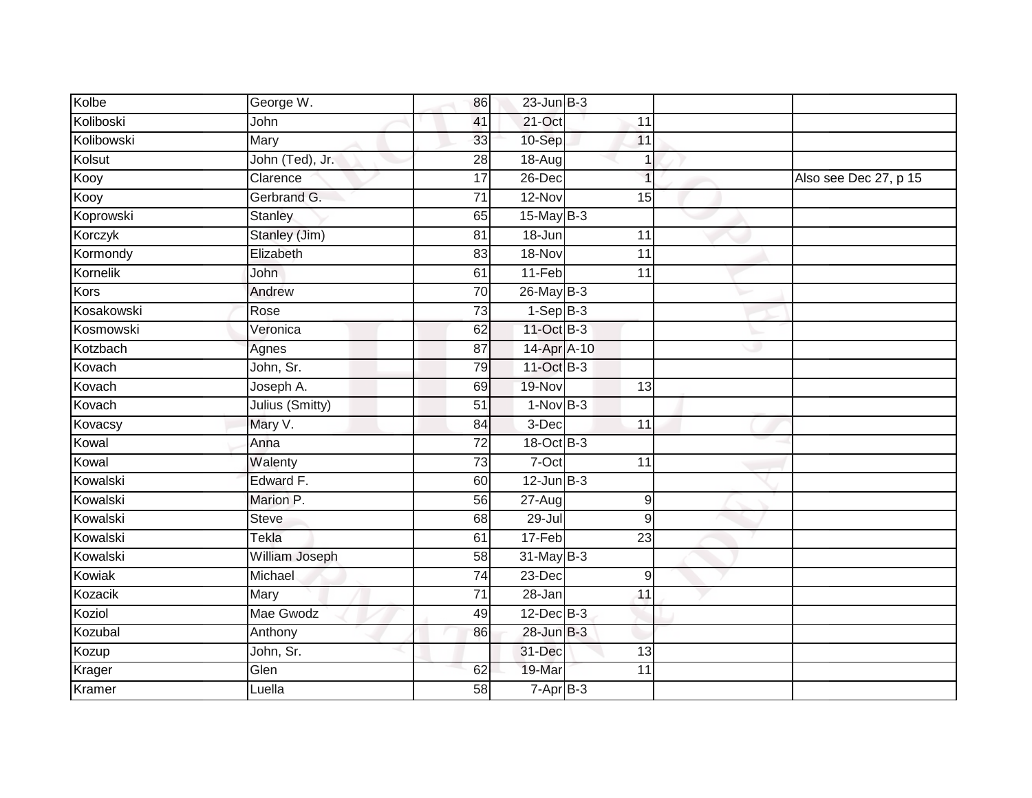| | | | | | | |
|---|---|---|---|---|---|---|
| Kolbe | George W. | 86 | 23-Jun | B-3 | | |
| Koliboski | John | 41 | 21-Oct | 11 | | |
| Kolibowski | Mary | 33 | 10-Sep | 11 | | |
| Kolsut | John (Ted), Jr. | 28 | 18-Aug | 1 | | |
| Kooy | Clarence | 17 | 26-Dec | 1 | | Also see Dec 27, p 15 |
| Kooy | Gerbrand G. | 71 | 12-Nov | 15 | | |
| Koprowski | Stanley | 65 | 15-May | B-3 | | |
| Korczyk | Stanley (Jim) | 81 | 18-Jun | 11 | | |
| Kormondy | Elizabeth | 83 | 18-Nov | 11 | | |
| Kornelik | John | 61 | 11-Feb | 11 | | |
| Kors | Andrew | 70 | 26-May | B-3 | | |
| Kosakowski | Rose | 73 | 1-Sep | B-3 | | |
| Kosmowski | Veronica | 62 | 11-Oct | B-3 | | |
| Kotzbach | Agnes | 87 | 14-Apr | A-10 | | |
| Kovach | John, Sr. | 79 | 11-Oct | B-3 | | |
| Kovach | Joseph A. | 69 | 19-Nov | 13 | | |
| Kovach | Julius (Smitty) | 51 | 1-Nov | B-3 | | |
| Kovacsy | Mary V. | 84 | 3-Dec | 11 | | |
| Kowal | Anna | 72 | 18-Oct | B-3 | | |
| Kowal | Walenty | 73 | 7-Oct | 11 | | |
| Kowalski | Edward F. | 60 | 12-Jun | B-3 | | |
| Kowalski | Marion P. | 56 | 27-Aug | 9 | | |
| Kowalski | Steve | 68 | 29-Jul | 9 | | |
| Kowalski | Tekla | 61 | 17-Feb | 23 | | |
| Kowalski | William Joseph | 58 | 31-May | B-3 | | |
| Kowiak | Michael | 74 | 23-Dec | 9 | | |
| Kozacik | Mary | 71 | 28-Jan | 11 | | |
| Koziol | Mae Gwodz | 49 | 12-Dec | B-3 | | |
| Kozubal | Anthony | 86 | 28-Jun | B-3 | | |
| Kozup | John, Sr. | | 31-Dec | 13 | | |
| Krager | Glen | 62 | 19-Mar | 11 | | |
| Kramer | Luella | 58 | 7-Apr | B-3 | | |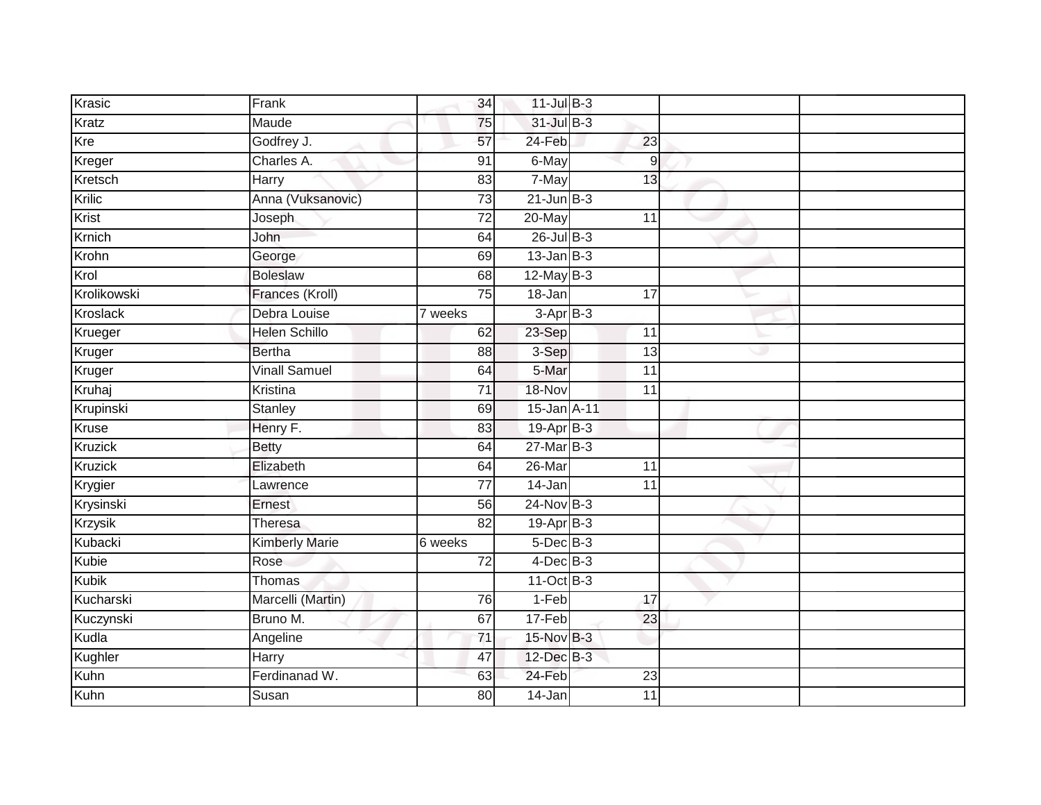| | | | | | | | |
|---|---|---|---|---|---|---|---|
| Krasic | Frank | 34 | 11-Jul | B-3 | | | |
| Kratz | Maude | 75 | 31-Jul | B-3 | | | |
| Kre | Godfrey J. | 57 | 24-Feb | | 23 | | |
| Kreger | Charles A. | 91 | 6-May | | 9 | | |
| Kretsch | Harry | 83 | 7-May | | 13 | | |
| Krilic | Anna (Vuksanovic) | 73 | 21-Jun | B-3 | | | |
| Krist | Joseph | 72 | 20-May | | 11 | | |
| Krnich | John | 64 | 26-Jul | B-3 | | | |
| Krohn | George | 69 | 13-Jan | B-3 | | | |
| Krol | Boleslaw | 68 | 12-May | B-3 | | | |
| Krolikowski | Frances (Kroll) | 75 | 18-Jan | | 17 | | |
| Kroslack | Debra Louise | 7 weeks | 3-Apr | B-3 | | | |
| Krueger | Helen Schillo | 62 | 23-Sep | | 11 | | |
| Kruger | Bertha | 88 | 3-Sep | | 13 | | |
| Kruger | Vinall Samuel | 64 | 5-Mar | | 11 | | |
| Kruhaj | Kristina | 71 | 18-Nov | | 11 | | |
| Krupinski | Stanley | 69 | 15-Jan | A-11 | | | |
| Kruse | Henry F. | 83 | 19-Apr | B-3 | | | |
| Kruzick | Betty | 64 | 27-Mar | B-3 | | | |
| Kruzick | Elizabeth | 64 | 26-Mar | | 11 | | |
| Krygier | Lawrence | 77 | 14-Jan | | 11 | | |
| Krysinski | Ernest | 56 | 24-Nov | B-3 | | | |
| Krzysik | Theresa | 82 | 19-Apr | B-3 | | | |
| Kubacki | Kimberly Marie | 6 weeks | 5-Dec | B-3 | | | |
| Kubie | Rose | 72 | 4-Dec | B-3 | | | |
| Kubik | Thomas | | 11-Oct | B-3 | | | |
| Kucharski | Marcelli (Martin) | 76 | 1-Feb | | 17 | | |
| Kuczynski | Bruno M. | 67 | 17-Feb | | 23 | | |
| Kudla | Angeline | 71 | 15-Nov | B-3 | | | |
| Kughler | Harry | 47 | 12-Dec | B-3 | | | |
| Kuhn | Ferdinanad W. | 63 | 24-Feb | | 23 | | |
| Kuhn | Susan | 80 | 14-Jan | | 11 | | |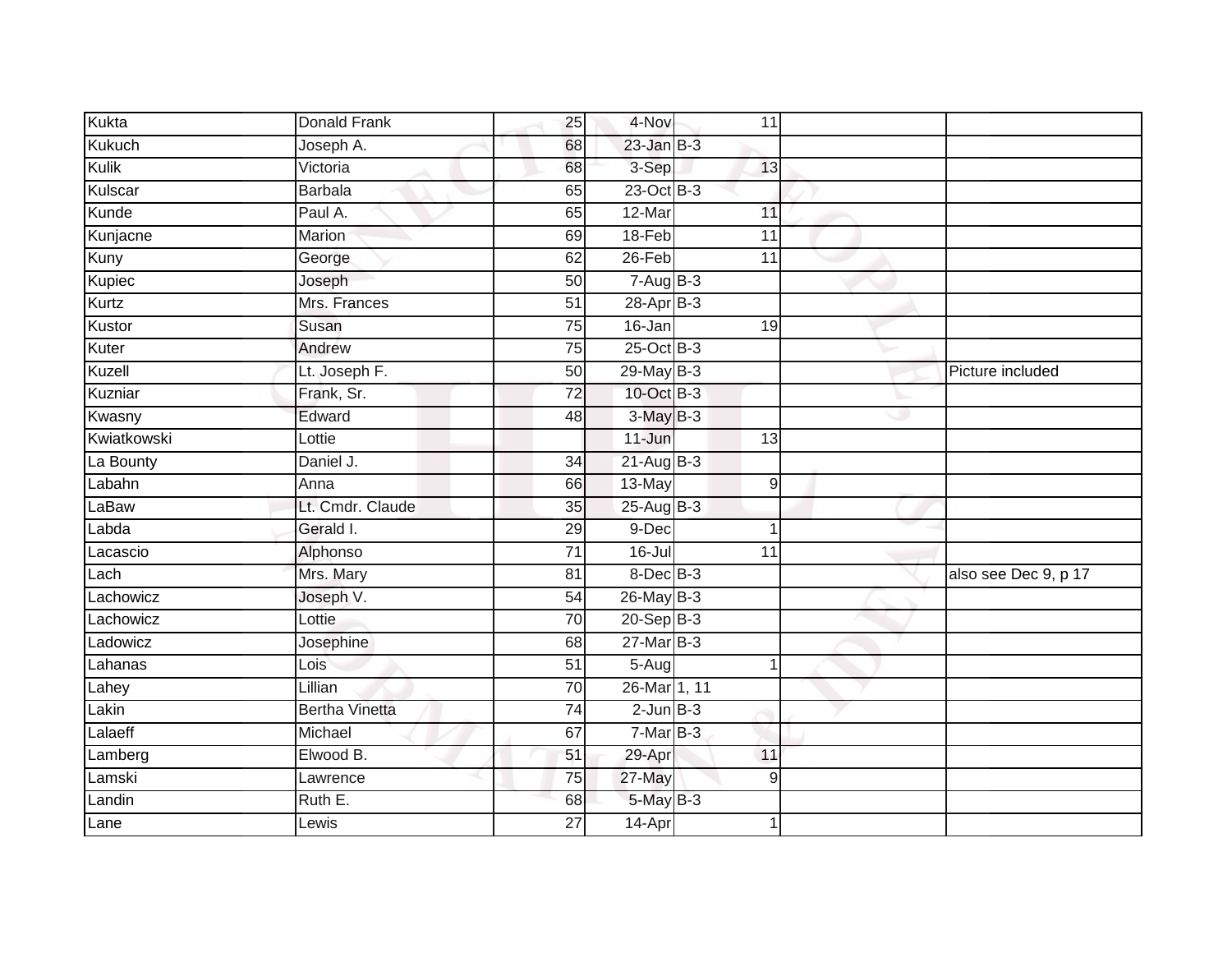| | | | | | | |
|---|---|---|---|---|---|---|
| Kukta | Donald Frank | 25 | 4-Nov | 11 | | |
| Kukuch | Joseph A. | 68 | 23-Jan | B-3 | | |
| Kulik | Victoria | 68 | 3-Sep | 13 | | |
| Kulscar | Barbala | 65 | 23-Oct | B-3 | | |
| Kunde | Paul A. | 65 | 12-Mar | 11 | | |
| Kunjacne | Marion | 69 | 18-Feb | 11 | | |
| Kuny | George | 62 | 26-Feb | 11 | | |
| Kupiec | Joseph | 50 | 7-Aug | B-3 | | |
| Kurtz | Mrs. Frances | 51 | 28-Apr | B-3 | | |
| Kustor | Susan | 75 | 16-Jan | 19 | | |
| Kuter | Andrew | 75 | 25-Oct | B-3 | | |
| Kuzell | Lt. Joseph F. | 50 | 29-May | B-3 | | Picture included |
| Kuzniar | Frank, Sr. | 72 | 10-Oct | B-3 | | |
| Kwasny | Edward | 48 | 3-May | B-3 | | |
| Kwiatkowski | Lottie | | 11-Jun | 13 | | |
| La Bounty | Daniel J. | 34 | 21-Aug | B-3 | | |
| Labahn | Anna | 66 | 13-May | 9 | | |
| LaBaw | Lt. Cmdr. Claude | 35 | 25-Aug | B-3 | | |
| Labda | Gerald I. | 29 | 9-Dec | 1 | | |
| Lacascio | Alphonso | 71 | 16-Jul | 11 | | |
| Lach | Mrs. Mary | 81 | 8-Dec | B-3 | | also see Dec 9, p 17 |
| Lachowicz | Joseph V. | 54 | 26-May | B-3 | | |
| Lachowicz | Lottie | 70 | 20-Sep | B-3 | | |
| Ladowicz | Josephine | 68 | 27-Mar | B-3 | | |
| Lahanas | Lois | 51 | 5-Aug | 1 | | |
| Lahey | Lillian | 70 | 26-Mar | 1, 11 | | |
| Lakin | Bertha Vinetta | 74 | 2-Jun | B-3 | | |
| Lalaeff | Michael | 67 | 7-Mar | B-3 | | |
| Lamberg | Elwood B. | 51 | 29-Apr | 11 | | |
| Lamski | Lawrence | 75 | 27-May | 9 | | |
| Landin | Ruth E. | 68 | 5-May | B-3 | | |
| Lane | Lewis | 27 | 14-Apr | 1 | | |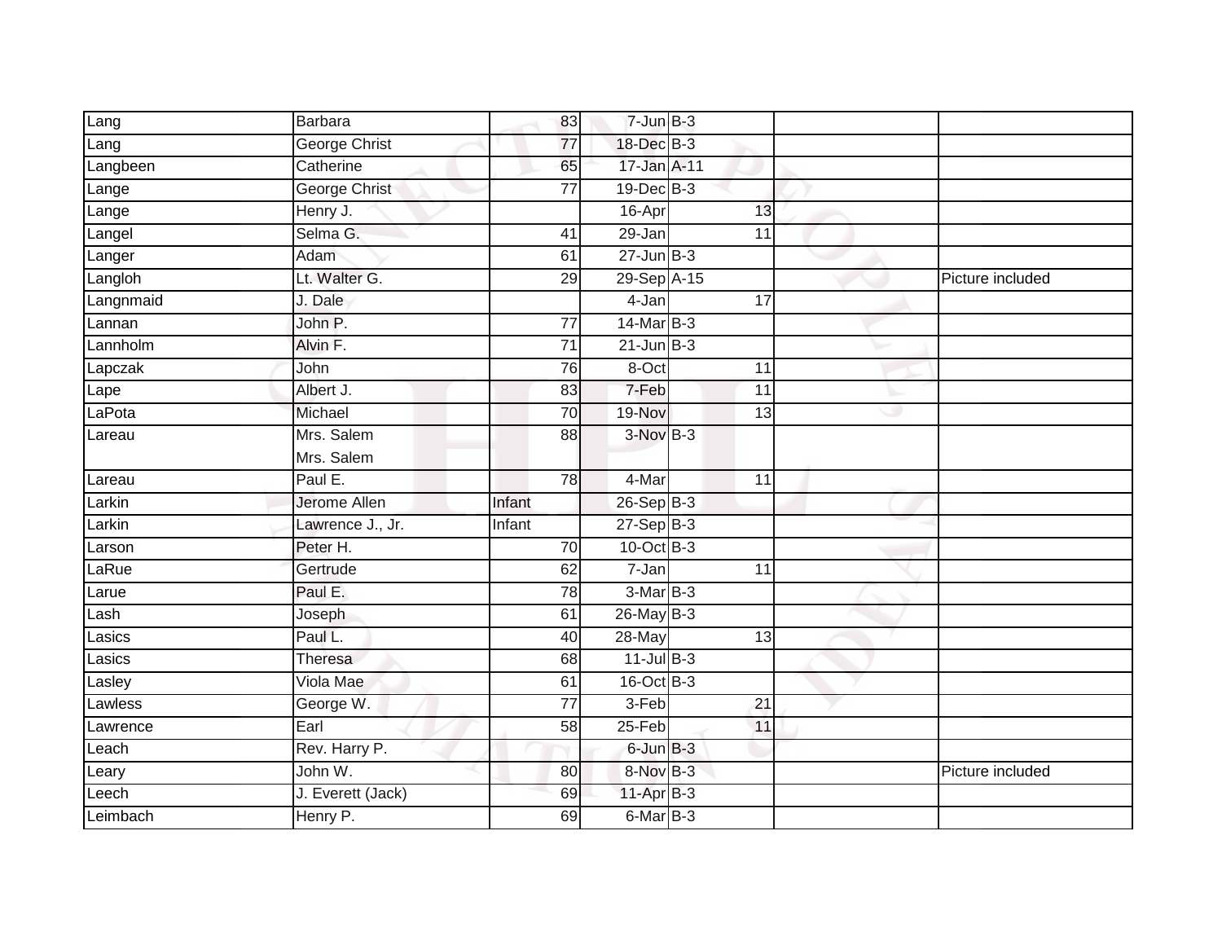| | | | | | | |
|---|---|---|---|---|---|---|
| Lang | Barbara | 83 | 7-Jun | B-3 | | |
| Lang | George Christ | 77 | 18-Dec | B-3 | | |
| Langbeen | Catherine | 65 | 17-Jan | A-11 | | |
| Lange | George Christ | 77 | 19-Dec | B-3 | | |
| Lange | Henry J. | | 16-Apr | 13 | | |
| Langel | Selma G. | 41 | 29-Jan | 11 | | |
| Langer | Adam | 61 | 27-Jun | B-3 | | |
| Langloh | Lt. Walter G. | 29 | 29-Sep | A-15 | | Picture included |
| Langnmaid | J. Dale | | 4-Jan | 17 | | |
| Lannan | John P. | 77 | 14-Mar | B-3 | | |
| Lannholm | Alvin F. | 71 | 21-Jun | B-3 | | |
| Lapczak | John | 76 | 8-Oct | 11 | | |
| Lape | Albert J. | 83 | 7-Feb | 11 | | |
| LaPota | Michael | 70 | 19-Nov | 13 | | |
| Lareau | Mrs. Salem Mrs. Salem | 88 | 3-Nov | B-3 | | |
| Lareau | Paul E. | 78 | 4-Mar | 11 | | |
| Larkin | Jerome Allen | Infant | 26-Sep | B-3 | | |
| Larkin | Lawrence J., Jr. | Infant | 27-Sep | B-3 | | |
| Larson | Peter H. | 70 | 10-Oct | B-3 | | |
| LaRue | Gertrude | 62 | 7-Jan | 11 | | |
| Larue | Paul E. | 78 | 3-Mar | B-3 | | |
| Lash | Joseph | 61 | 26-May | B-3 | | |
| Lasics | Paul L. | 40 | 28-May | 13 | | |
| Lasics | Theresa | 68 | 11-Jul | B-3 | | |
| Lasley | Viola Mae | 61 | 16-Oct | B-3 | | |
| Lawless | George W. | 77 | 3-Feb | 21 | | |
| Lawrence | Earl | 58 | 25-Feb | 11 | | |
| Leach | Rev. Harry P. | | 6-Jun | B-3 | | |
| Leary | John W. | 80 | 8-Nov | B-3 | | Picture included |
| Leech | J. Everett (Jack) | 69 | 11-Apr | B-3 | | |
| Leimbach | Henry P. | 69 | 6-Mar | B-3 | | |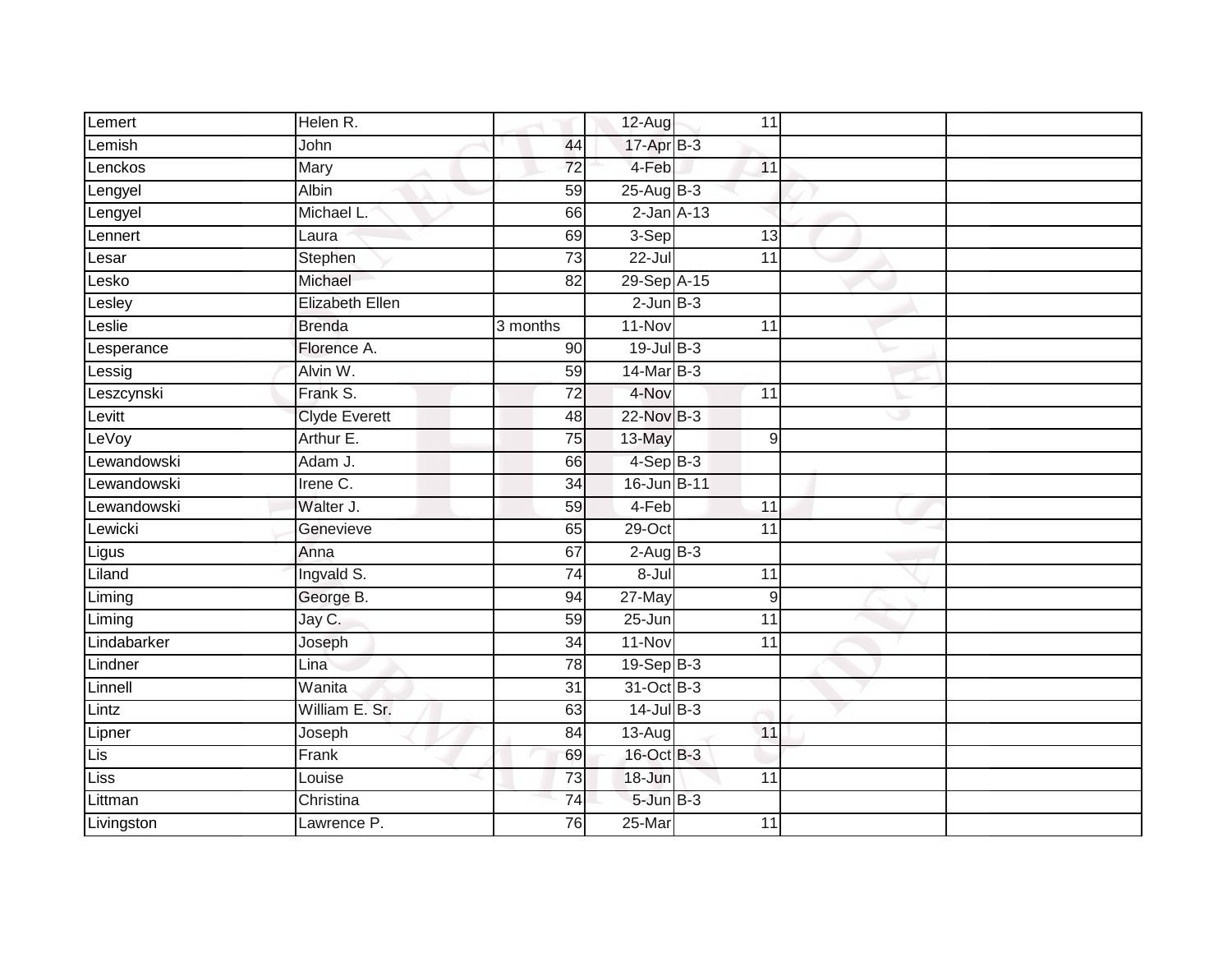| | | | | | | | |
|---|---|---|---|---|---|---|---|
| Lemert | Helen R. | | 12-Aug | | 11 | | |
| Lemish | John | 44 | 17-Apr | B-3 | | | |
| Lenckos | Mary | 72 | 4-Feb | | 11 | | |
| Lengyel | Albin | 59 | 25-Aug | B-3 | | | |
| Lengyel | Michael L. | 66 | 2-Jan | A-13 | | | |
| Lennert | Laura | 69 | 3-Sep | | 13 | | |
| Lesar | Stephen | 73 | 22-Jul | | 11 | | |
| Lesko | Michael | 82 | 29-Sep | A-15 | | | |
| Lesley | Elizabeth Ellen | | 2-Jun | B-3 | | | |
| Leslie | Brenda | 3 months | 11-Nov | | 11 | | |
| Lesperance | Florence A. | 90 | 19-Jul | B-3 | | | |
| Lessig | Alvin W. | 59 | 14-Mar | B-3 | | | |
| Leszcynski | Frank S. | 72 | 4-Nov | | 11 | | |
| Levitt | Clyde Everett | 48 | 22-Nov | B-3 | | | |
| LeVoy | Arthur E. | 75 | 13-May | | 9 | | |
| Lewandowski | Adam J. | 66 | 4-Sep | B-3 | | | |
| Lewandowski | Irene C. | 34 | 16-Jun | B-11 | | | |
| Lewandowski | Walter J. | 59 | 4-Feb | | 11 | | |
| Lewicki | Genevieve | 65 | 29-Oct | | 11 | | |
| Ligus | Anna | 67 | 2-Aug | B-3 | | | |
| Liland | Ingvald S. | 74 | 8-Jul | | 11 | | |
| Liming | George B. | 94 | 27-May | | 9 | | |
| Liming | Jay C. | 59 | 25-Jun | | 11 | | |
| Lindabarker | Joseph | 34 | 11-Nov | | 11 | | |
| Lindner | Lina | 78 | 19-Sep | B-3 | | | |
| Linnell | Wanita | 31 | 31-Oct | B-3 | | | |
| Lintz | William E. Sr. | 63 | 14-Jul | B-3 | | | |
| Lipner | Joseph | 84 | 13-Aug | | 11 | | |
| Lis | Frank | 69 | 16-Oct | B-3 | | | |
| Liss | Louise | 73 | 18-Jun | | 11 | | |
| Littman | Christina | 74 | 5-Jun | B-3 | | | |
| Livingston | Lawrence P. | 76 | 25-Mar | | 11 | | |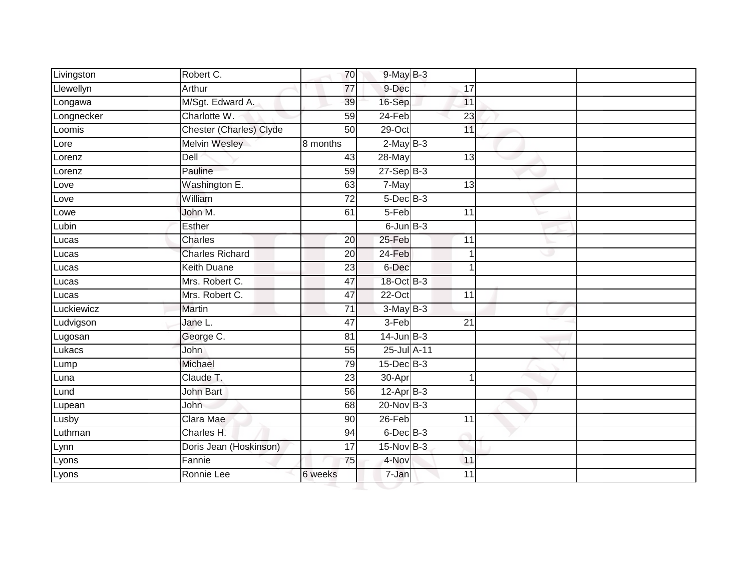| | | | | | | |
|---|---|---|---|---|---|---|
| Livingston | Robert C. | 70 | 9-May | B-3 | | |
| Llewellyn | Arthur | 77 | 9-Dec | 17 | | |
| Longawa | M/Sgt. Edward A. | 39 | 16-Sep | 11 | | |
| Longnecker | Charlotte W. | 59 | 24-Feb | 23 | | |
| Loomis | Chester (Charles) Clyde | 50 | 29-Oct | 11 | | |
| Lore | Melvin Wesley | 8 months | 2-May | B-3 | | |
| Lorenz | Dell | 43 | 28-May | 13 | | |
| Lorenz | Pauline | 59 | 27-Sep | B-3 | | |
| Love | Washington E. | 63 | 7-May | 13 | | |
| Love | William | 72 | 5-Dec | B-3 | | |
| Lowe | John M. | 61 | 5-Feb | 11 | | |
| Lubin | Esther | | 6-Jun | B-3 | | |
| Lucas | Charles | 20 | 25-Feb | 11 | | |
| Lucas | Charles Richard | 20 | 24-Feb | 1 | | |
| Lucas | Keith Duane | 23 | 6-Dec | 1 | | |
| Lucas | Mrs. Robert C. | 47 | 18-Oct | B-3 | | |
| Lucas | Mrs. Robert C. | 47 | 22-Oct | 11 | | |
| Luckiewicz | Martin | 71 | 3-May | B-3 | | |
| Ludvigson | Jane L. | 47 | 3-Feb | 21 | | |
| Lugosan | George C. | 81 | 14-Jun | B-3 | | |
| Lukacs | John | 55 | 25-Jul | A-11 | | |
| Lump | Michael | 79 | 15-Dec | B-3 | | |
| Luna | Claude T. | 23 | 30-Apr | 1 | | |
| Lund | John Bart | 56 | 12-Apr | B-3 | | |
| Lupean | John | 68 | 20-Nov | B-3 | | |
| Lusby | Clara Mae | 90 | 26-Feb | 11 | | |
| Luthman | Charles H. | 94 | 6-Dec | B-3 | | |
| Lynn | Doris Jean (Hoskinson) | 17 | 15-Nov | B-3 | | |
| Lyons | Fannie | 75 | 4-Nov | 11 | | |
| Lyons | Ronnie Lee | 6 weeks | 7-Jan | 11 | | |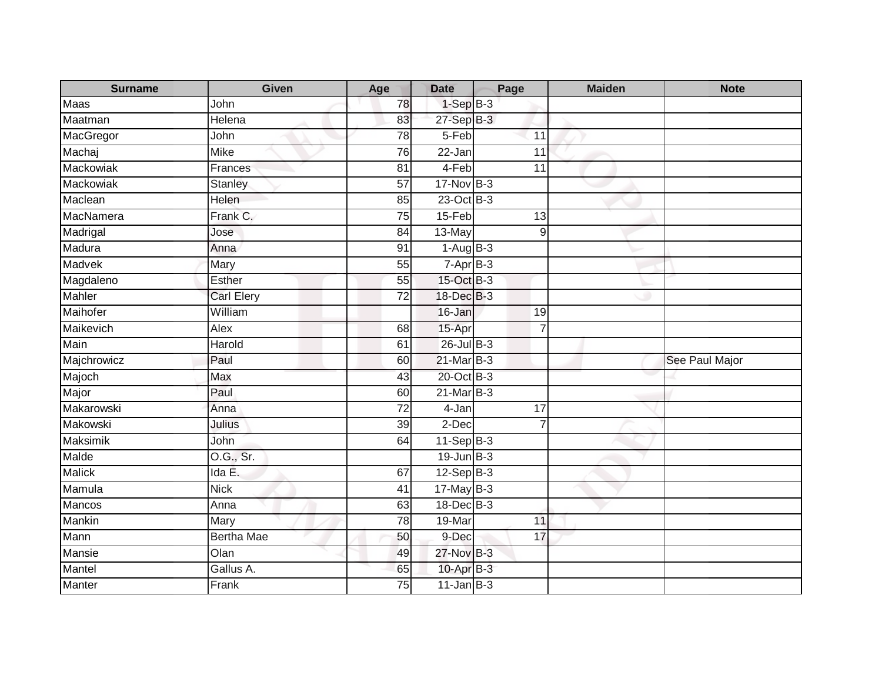| Surname | Given | Age | Date | Page | Maiden | Note |
| --- | --- | --- | --- | --- | --- | --- |
| Maas | John | 78 | 1-Sep | B-3 | | |
| Maatman | Helena | 83 | 27-Sep | B-3 | | |
| MacGregor | John | 78 | 5-Feb | 11 | | |
| Machaj | Mike | 76 | 22-Jan | 11 | | |
| Mackowiak | Frances | 81 | 4-Feb | 11 | | |
| Mackowiak | Stanley | 57 | 17-Nov | B-3 | | |
| Maclean | Helen | 85 | 23-Oct | B-3 | | |
| MacNamera | Frank C. | 75 | 15-Feb | 13 | | |
| Madrigal | Jose | 84 | 13-May | 9 | | |
| Madura | Anna | 91 | 1-Aug | B-3 | | |
| Madvek | Mary | 55 | 7-Apr | B-3 | | |
| Magdaleno | Esther | 55 | 15-Oct | B-3 | | |
| Mahler | Carl Elery | 72 | 18-Dec | B-3 | | |
| Maihofer | William | | 16-Jan | 19 | | |
| Maikevich | Alex | 68 | 15-Apr | 7 | | |
| Main | Harold | 61 | 26-Jul | B-3 | | |
| Majchrowicz | Paul | 60 | 21-Mar | B-3 | | See Paul Major |
| Majoch | Max | 43 | 20-Oct | B-3 | | |
| Major | Paul | 60 | 21-Mar | B-3 | | |
| Makarowski | Anna | 72 | 4-Jan | 17 | | |
| Makowski | Julius | 39 | 2-Dec | 7 | | |
| Maksimik | John | 64 | 11-Sep | B-3 | | |
| Malde | O.G., Sr. | | 19-Jun | B-3 | | |
| Malick | Ida E. | 67 | 12-Sep | B-3 | | |
| Mamula | Nick | 41 | 17-May | B-3 | | |
| Mancos | Anna | 63 | 18-Dec | B-3 | | |
| Mankin | Mary | 78 | 19-Mar | 11 | | |
| Mann | Bertha Mae | 50 | 9-Dec | 17 | | |
| Mansie | Olan | 49 | 27-Nov | B-3 | | |
| Mantel | Gallus A. | 65 | 10-Apr | B-3 | | |
| Manter | Frank | 75 | 11-Jan | B-3 | | |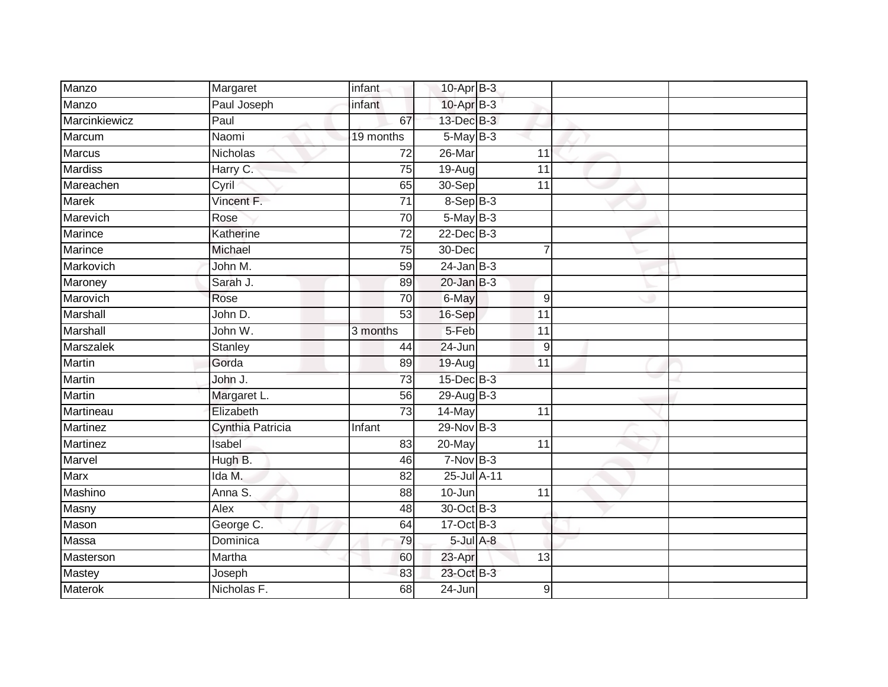| | | | | | | |
|---|---|---|---|---|---|---|
| Manzo | Margaret | infant | 10-Apr | B-3 | | |
| Manzo | Paul Joseph | infant | 10-Apr | B-3 | | |
| Marcinkiewicz | Paul | 67 | 13-Dec | B-3 | | |
| Marcum | Naomi | 19 months | 5-May | B-3 | | |
| Marcus | Nicholas | 72 | 26-Mar | 11 | | |
| Mardiss | Harry C. | 75 | 19-Aug | 11 | | |
| Mareachen | Cyril | 65 | 30-Sep | 11 | | |
| Marek | Vincent F. | 71 | 8-Sep | B-3 | | |
| Marevich | Rose | 70 | 5-May | B-3 | | |
| Marince | Katherine | 72 | 22-Dec | B-3 | | |
| Marince | Michael | 75 | 30-Dec | 7 | | |
| Markovich | John M. | 59 | 24-Jan | B-3 | | |
| Maroney | Sarah J. | 89 | 20-Jan | B-3 | | |
| Marovich | Rose | 70 | 6-May | 9 | | |
| Marshall | John D. | 53 | 16-Sep | 11 | | |
| Marshall | John W. | 3 months | 5-Feb | 11 | | |
| Marszalek | Stanley | 44 | 24-Jun | 9 | | |
| Martin | Gorda | 89 | 19-Aug | 11 | | |
| Martin | John J. | 73 | 15-Dec | B-3 | | |
| Martin | Margaret L. | 56 | 29-Aug | B-3 | | |
| Martineau | Elizabeth | 73 | 14-May | 11 | | |
| Martinez | Cynthia Patricia | Infant | 29-Nov | B-3 | | |
| Martinez | Isabel | 83 | 20-May | 11 | | |
| Marvel | Hugh B. | 46 | 7-Nov | B-3 | | |
| Marx | Ida M. | 82 | 25-Jul | A-11 | | |
| Mashino | Anna S. | 88 | 10-Jun | 11 | | |
| Masny | Alex | 48 | 30-Oct | B-3 | | |
| Mason | George C. | 64 | 17-Oct | B-3 | | |
| Massa | Dominica | 79 | 5-Jul | A-8 | | |
| Masterson | Martha | 60 | 23-Apr | 13 | | |
| Mastey | Joseph | 83 | 23-Oct | B-3 | | |
| Materok | Nicholas F. | 68 | 24-Jun | 9 | | |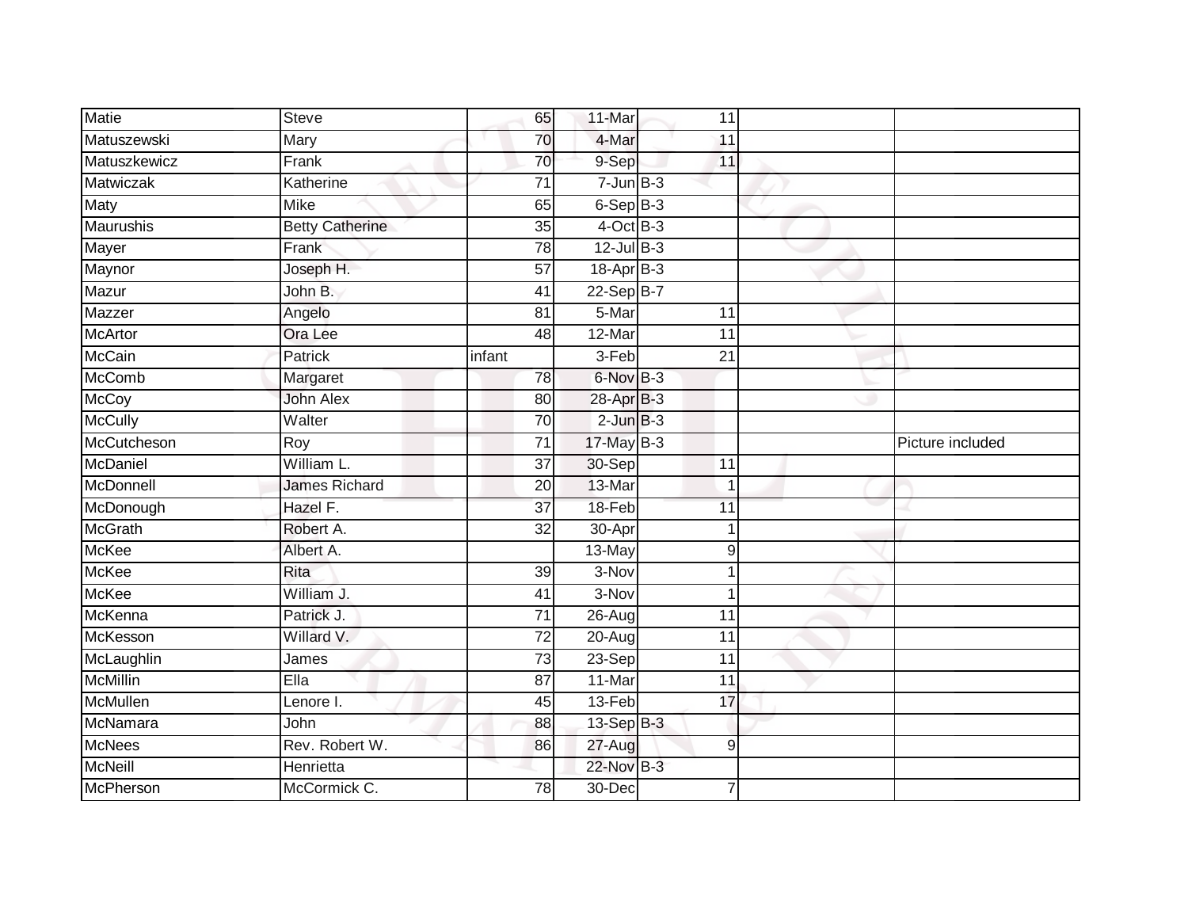| Matie | Steve | 65 | 11-Mar | 11 | | |
|---|---|---|---|---|---|---|
| Matuszewski | Mary | 70 | 4-Mar | 11 | | |
| Matuszkewicz | Frank | 70 | 9-Sep | 11 | | |
| Matwiczak | Katherine | 71 | 7-Jun | B-3 | | |
| Maty | Mike | 65 | 6-Sep | B-3 | | |
| Maurushis | Betty Catherine | 35 | 4-Oct | B-3 | | |
| Mayer | Frank | 78 | 12-Jul | B-3 | | |
| Maynor | Joseph H. | 57 | 18-Apr | B-3 | | |
| Mazur | John B. | 41 | 22-Sep | B-7 | | |
| Mazzer | Angelo | 81 | 5-Mar | 11 | | |
| McArtor | Ora Lee | 48 | 12-Mar | 11 | | |
| McCain | Patrick | infant | 3-Feb | 21 | | |
| McComb | Margaret | 78 | 6-Nov | B-3 | | |
| McCoy | John Alex | 80 | 28-Apr | B-3 | | |
| McCully | Walter | 70 | 2-Jun | B-3 | | |
| McCutcheson | Roy | 71 | 17-May | B-3 | | Picture included |
| McDaniel | William L. | 37 | 30-Sep | 11 | | |
| McDonnell | James Richard | 20 | 13-Mar | 1 | | |
| McDonough | Hazel F. | 37 | 18-Feb | 11 | | |
| McGrath | Robert A. | 32 | 30-Apr | 1 | | |
| McKee | Albert A. | | 13-May | 9 | | |
| McKee | Rita | 39 | 3-Nov | 1 | | |
| McKee | William J. | 41 | 3-Nov | 1 | | |
| McKenna | Patrick J. | 71 | 26-Aug | 11 | | |
| McKesson | Willard V. | 72 | 20-Aug | 11 | | |
| McLaughlin | James | 73 | 23-Sep | 11 | | |
| McMillin | Ella | 87 | 11-Mar | 11 | | |
| McMullen | Lenore I. | 45 | 13-Feb | 17 | | |
| McNamara | John | 88 | 13-Sep | B-3 | | |
| McNees | Rev. Robert W. | 86 | 27-Aug | 9 | | |
| McNeill | Henrietta | | 22-Nov | B-3 | | |
| McPherson | McCormick C. | 78 | 30-Dec | 7 | | |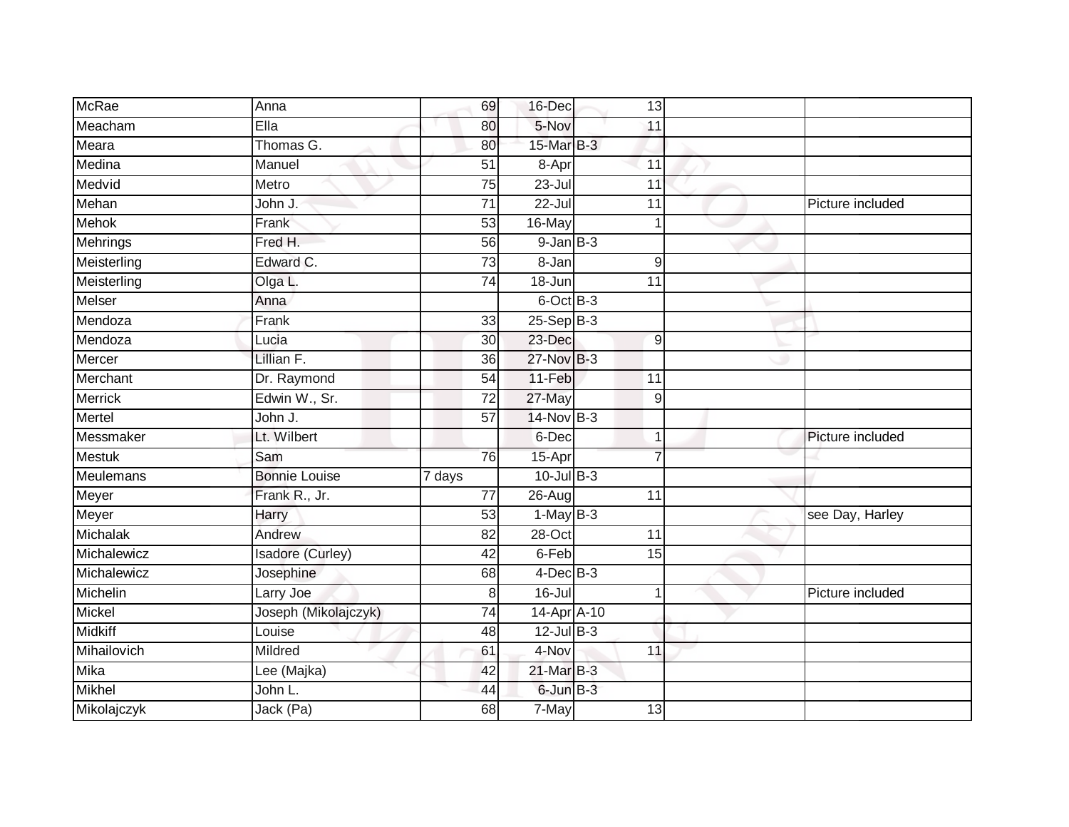| | | | | | | | |
|---|---|---|---|---|---|---|---|
| McRae | Anna | 69 | 16-Dec | | 13 | | |
| Meacham | Ella | 80 | 5-Nov | | 11 | | |
| Meara | Thomas G. | 80 | 15-Mar | B-3 | | | |
| Medina | Manuel | 51 | 8-Apr | | 11 | | |
| Medvid | Metro | 75 | 23-Jul | | 11 | | |
| Mehan | John J. | 71 | 22-Jul | | 11 | | Picture included |
| Mehok | Frank | 53 | 16-May | | 1 | | |
| Mehrings | Fred H. | 56 | 9-Jan | B-3 | | | |
| Meisterling | Edward C. | 73 | 8-Jan | | 9 | | |
| Meisterling | Olga L. | 74 | 18-Jun | | 11 | | |
| Melser | Anna | | 6-Oct | B-3 | | | |
| Mendoza | Frank | 33 | 25-Sep | B-3 | | | |
| Mendoza | Lucia | 30 | 23-Dec | | 9 | | |
| Mercer | Lillian F. | 36 | 27-Nov | B-3 | | | |
| Merchant | Dr. Raymond | 54 | 11-Feb | | 11 | | |
| Merrick | Edwin W., Sr. | 72 | 27-May | | 9 | | |
| Mertel | John J. | 57 | 14-Nov | B-3 | | | |
| Messmaker | Lt. Wilbert | | 6-Dec | | 1 | | Picture included |
| Mestuk | Sam | 76 | 15-Apr | | 7 | | |
| Meulemans | Bonnie Louise | 7 days | 10-Jul | B-3 | | | |
| Meyer | Frank R., Jr. | 77 | 26-Aug | | 11 | | |
| Meyer | Harry | 53 | 1-May | B-3 | | | see Day, Harley |
| Michalak | Andrew | 82 | 28-Oct | | 11 | | |
| Michalewicz | Isadore (Curley) | 42 | 6-Feb | | 15 | | |
| Michalewicz | Josephine | 68 | 4-Dec | B-3 | | | |
| Michelin | Larry Joe | 8 | 16-Jul | | 1 | | Picture included |
| Mickel | Joseph (Mikolajczyk) | 74 | 14-Apr | A-10 | | | |
| Midkiff | Louise | 48 | 12-Jul | B-3 | | | |
| Mihailovich | Mildred | 61 | 4-Nov | | 11 | | |
| Mika | Lee (Majka) | 42 | 21-Mar | B-3 | | | |
| Mikhel | John L. | 44 | 6-Jun | B-3 | | | |
| Mikolajczyk | Jack (Pa) | 68 | 7-May | | 13 | | |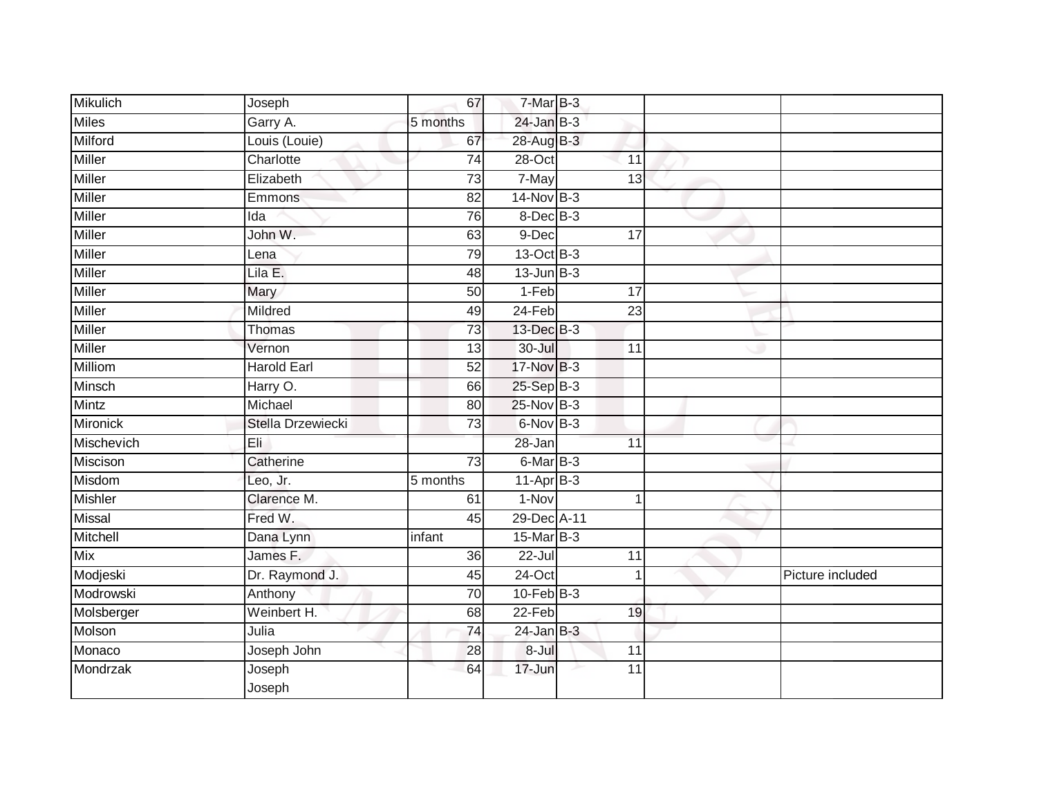| | | | | | | |
|---|---|---|---|---|---|---|
| Mikulich | Joseph | 67 | 7-Mar | B-3 | | |
| Miles | Garry A. | 5 months | 24-Jan | B-3 | | |
| Milford | Louis (Louie) | 67 | 28-Aug | B-3 | | |
| Miller | Charlotte | 74 | 28-Oct | 11 | | |
| Miller | Elizabeth | 73 | 7-May | 13 | | |
| Miller | Emmons | 82 | 14-Nov | B-3 | | |
| Miller | Ida | 76 | 8-Dec | B-3 | | |
| Miller | John W. | 63 | 9-Dec | 17 | | |
| Miller | Lena | 79 | 13-Oct | B-3 | | |
| Miller | Lila E. | 48 | 13-Jun | B-3 | | |
| Miller | Mary | 50 | 1-Feb | 17 | | |
| Miller | Mildred | 49 | 24-Feb | 23 | | |
| Miller | Thomas | 73 | 13-Dec | B-3 | | |
| Miller | Vernon | 13 | 30-Jul | 11 | | |
| Milliom | Harold Earl | 52 | 17-Nov | B-3 | | |
| Minsch | Harry O. | 66 | 25-Sep | B-3 | | |
| Mintz | Michael | 80 | 25-Nov | B-3 | | |
| Mironick | Stella Drzewiecki | 73 | 6-Nov | B-3 | | |
| Mischevich | Eli | | 28-Jan | 11 | | |
| Miscison | Catherine | 73 | 6-Mar | B-3 | | |
| Misdom | Leo, Jr. | 5 months | 11-Apr | B-3 | | |
| Mishler | Clarence M. | 61 | 1-Nov | 1 | | |
| Missal | Fred W. | 45 | 29-Dec | A-11 | | |
| Mitchell | Dana Lynn | infant | 15-Mar | B-3 | | |
| Mix | James F. | 36 | 22-Jul | 11 | | |
| Modjeski | Dr. Raymond J. | 45 | 24-Oct | 1 | | Picture included |
| Modrowski | Anthony | 70 | 10-Feb | B-3 | | |
| Molsberger | Weinbert H. | 68 | 22-Feb | 19 | | |
| Molson | Julia | 74 | 24-Jan | B-3 | | |
| Monaco | Joseph John | 28 | 8-Jul | 11 | | |
| Mondrzak | Joseph<br>Joseph | 64 | 17-Jun | 11 | | |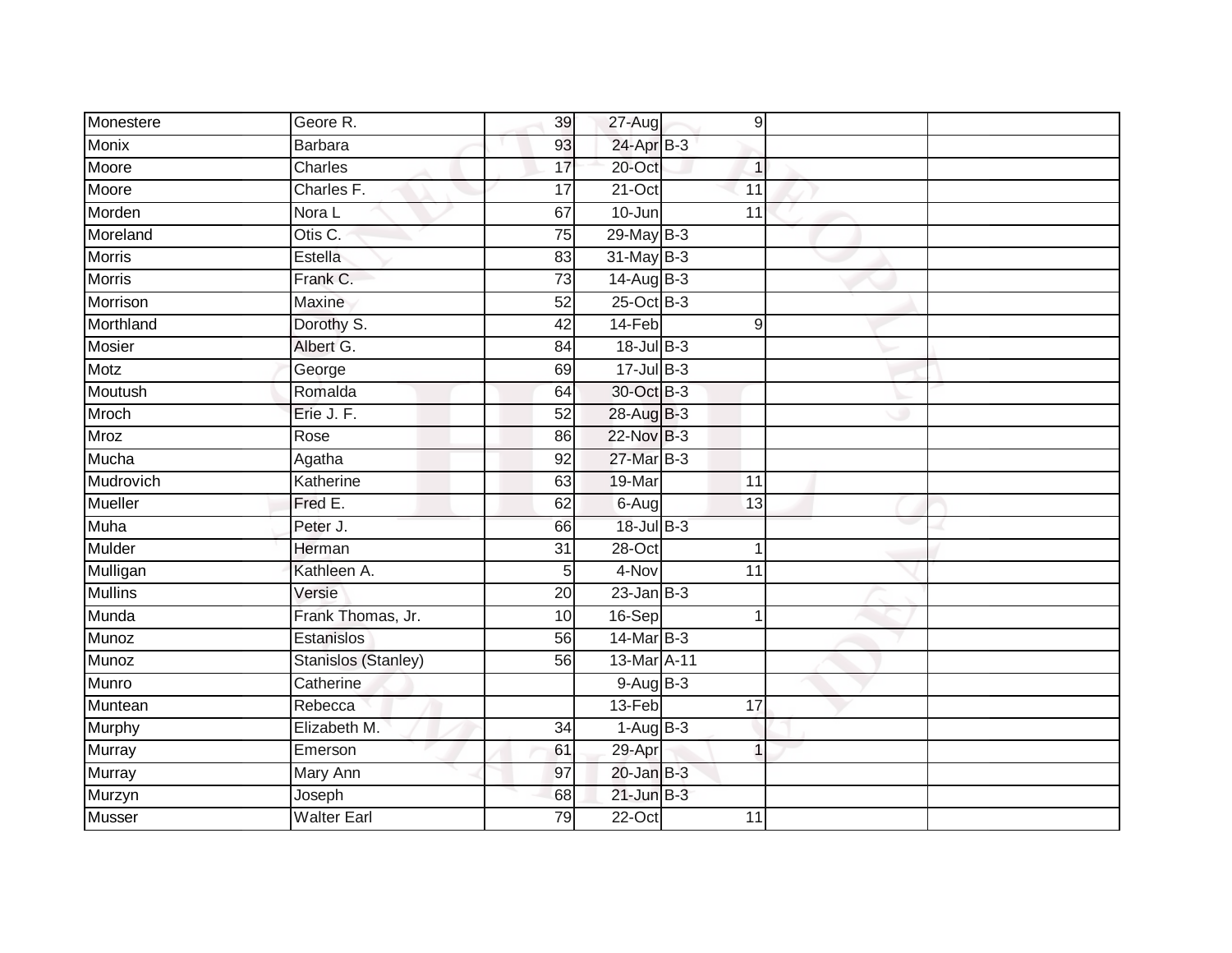| Monestere | Geore R. | 39 | 27-Aug | 9 | | |
|---|---|---|---|---|---|---|
| Monix | Barbara | 93 | 24-Apr | B-3 | | |
| Moore | Charles | 17 | 20-Oct | 1 | | |
| Moore | Charles F. | 17 | 21-Oct | 11 | | |
| Morden | Nora L | 67 | 10-Jun | 11 | | |
| Moreland | Otis C. | 75 | 29-May | B-3 | | |
| Morris | Estella | 83 | 31-May | B-3 | | |
| Morris | Frank C. | 73 | 14-Aug | B-3 | | |
| Morrison | Maxine | 52 | 25-Oct | B-3 | | |
| Morthland | Dorothy S. | 42 | 14-Feb | 9 | | |
| Mosier | Albert G. | 84 | 18-Jul | B-3 | | |
| Motz | George | 69 | 17-Jul | B-3 | | |
| Moutush | Romalda | 64 | 30-Oct | B-3 | | |
| Mroch | Erie J. F. | 52 | 28-Aug | B-3 | | |
| Mroz | Rose | 86 | 22-Nov | B-3 | | |
| Mucha | Agatha | 92 | 27-Mar | B-3 | | |
| Mudrovich | Katherine | 63 | 19-Mar | 11 | | |
| Mueller | Fred E. | 62 | 6-Aug | 13 | | |
| Muha | Peter J. | 66 | 18-Jul | B-3 | | |
| Mulder | Herman | 31 | 28-Oct | 1 | | |
| Mulligan | Kathleen A. | 5 | 4-Nov | 11 | | |
| Mullins | Versie | 20 | 23-Jan | B-3 | | |
| Munda | Frank Thomas, Jr. | 10 | 16-Sep | 1 | | |
| Munoz | Estanislos | 56 | 14-Mar | B-3 | | |
| Munoz | Stanislos (Stanley) | 56 | 13-Mar | A-11 | | |
| Munro | Catherine | | 9-Aug | B-3 | | |
| Muntean | Rebecca | | 13-Feb | 17 | | |
| Murphy | Elizabeth M. | 34 | 1-Aug | B-3 | | |
| Murray | Emerson | 61 | 29-Apr | 1 | | |
| Murray | Mary Ann | 97 | 20-Jan | B-3 | | |
| Murzyn | Joseph | 68 | 21-Jun | B-3 | | |
| Musser | Walter Earl | 79 | 22-Oct | 11 | | |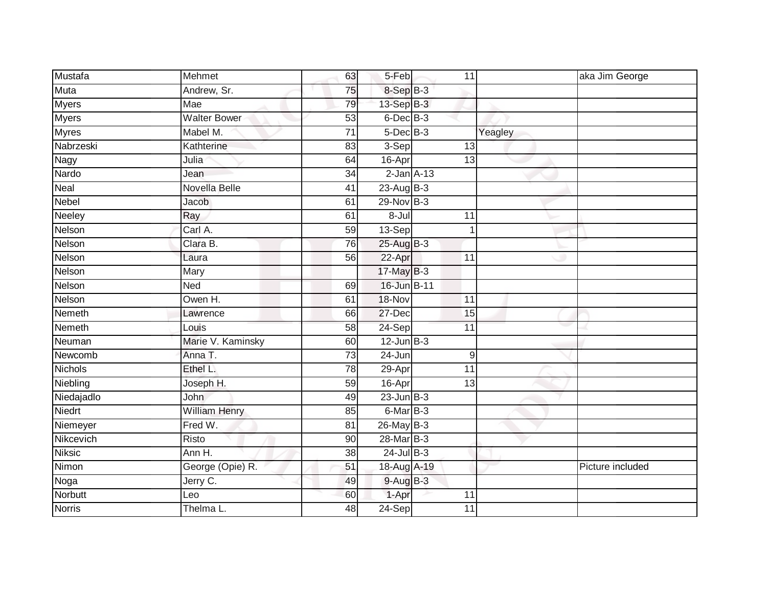| | | | | | | |
|---|---|---|---|---|---|---|
| Mustafa | Mehmet | 63 | 5-Feb | 11 | | aka Jim George |
| Muta | Andrew, Sr. | 75 | 8-Sep | B-3 | | |
| Myers | Mae | 79 | 13-Sep | B-3 | | |
| Myers | Walter Bower | 53 | 6-Dec | B-3 | | |
| Myres | Mabel M. | 71 | 5-Dec | B-3 | Yeagley | |
| Nabrzeski | Kathterine | 83 | 3-Sep | 13 | | |
| Nagy | Julia | 64 | 16-Apr | 13 | | |
| Nardo | Jean | 34 | 2-Jan | A-13 | | |
| Neal | Novella Belle | 41 | 23-Aug | B-3 | | |
| Nebel | Jacob | 61 | 29-Nov | B-3 | | |
| Neeley | Ray | 61 | 8-Jul | 11 | | |
| Nelson | Carl A. | 59 | 13-Sep | 1 | | |
| Nelson | Clara B. | 76 | 25-Aug | B-3 | | |
| Nelson | Laura | 56 | 22-Apr | 11 | | |
| Nelson | Mary | | 17-May | B-3 | | |
| Nelson | Ned | 69 | 16-Jun | B-11 | | |
| Nelson | Owen H. | 61 | 18-Nov | 11 | | |
| Nemeth | Lawrence | 66 | 27-Dec | 15 | | |
| Nemeth | Louis | 58 | 24-Sep | 11 | | |
| Neuman | Marie V. Kaminsky | 60 | 12-Jun | B-3 | | |
| Newcomb | Anna T. | 73 | 24-Jun | 9 | | |
| Nichols | Ethel L. | 78 | 29-Apr | 11 | | |
| Niebling | Joseph H. | 59 | 16-Apr | 13 | | |
| Niedajadlo | John | 49 | 23-Jun | B-3 | | |
| Niedrt | William Henry | 85 | 6-Mar | B-3 | | |
| Niemeyer | Fred W. | 81 | 26-May | B-3 | | |
| Nikcevich | Risto | 90 | 28-Mar | B-3 | | |
| Niksic | Ann H. | 38 | 24-Jul | B-3 | | |
| Nimon | George (Opie) R. | 51 | 18-Aug | A-19 | | Picture included |
| Noga | Jerry C. | 49 | 9-Aug | B-3 | | |
| Norbutt | Leo | 60 | 1-Apr | 11 | | |
| Norris | Thelma L. | 48 | 24-Sep | 11 | | |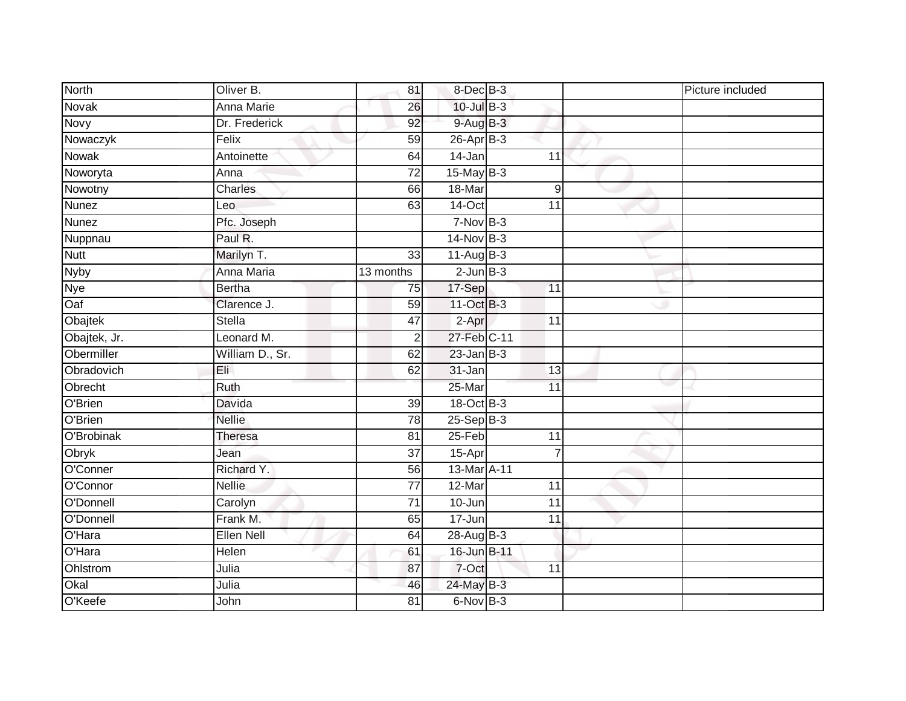| | | | | | | |
|---|---|---|---|---|---|---|
| North | Oliver B. | 81 | 8-Dec | B-3 | | Picture included |
| Novak | Anna Marie | 26 | 10-Jul | B-3 | | |
| Novy | Dr. Frederick | 92 | 9-Aug | B-3 | | |
| Nowaczyk | Felix | 59 | 26-Apr | B-3 | | |
| Nowak | Antoinette | 64 | 14-Jan | 11 | | |
| Noworyta | Anna | 72 | 15-May | B-3 | | |
| Nowotny | Charles | 66 | 18-Mar | 9 | | |
| Nunez | Leo | 63 | 14-Oct | 11 | | |
| Nunez | Pfc. Joseph | | 7-Nov | B-3 | | |
| Nuppnau | Paul R. | | 14-Nov | B-3 | | |
| Nutt | Marilyn T. | 33 | 11-Aug | B-3 | | |
| Nyby | Anna Maria | 13 months | 2-Jun | B-3 | | |
| Nye | Bertha | 75 | 17-Sep | 11 | | |
| Oaf | Clarence J. | 59 | 11-Oct | B-3 | | |
| Obajtek | Stella | 47 | 2-Apr | 11 | | |
| Obajtek, Jr. | Leonard M. | 2 | 27-Feb | C-11 | | |
| Obermiller | William D., Sr. | 62 | 23-Jan | B-3 | | |
| Obradovich | Eli | 62 | 31-Jan | 13 | | |
| Obrecht | Ruth | | 25-Mar | 11 | | |
| O'Brien | Davida | 39 | 18-Oct | B-3 | | |
| O'Brien | Nellie | 78 | 25-Sep | B-3 | | |
| O'Brobinak | Theresa | 81 | 25-Feb | 11 | | |
| Obryk | Jean | 37 | 15-Apr | 7 | | |
| O'Conner | Richard Y. | 56 | 13-Mar | A-11 | | |
| O'Connor | Nellie | 77 | 12-Mar | 11 | | |
| O'Donnell | Carolyn | 71 | 10-Jun | 11 | | |
| O'Donnell | Frank M. | 65 | 17-Jun | 11 | | |
| O'Hara | Ellen Nell | 64 | 28-Aug | B-3 | | |
| O'Hara | Helen | 61 | 16-Jun | B-11 | | |
| Ohlstrom | Julia | 87 | 7-Oct | 11 | | |
| Okal | Julia | 46 | 24-May | B-3 | | |
| O'Keefe | John | 81 | 6-Nov | B-3 | | |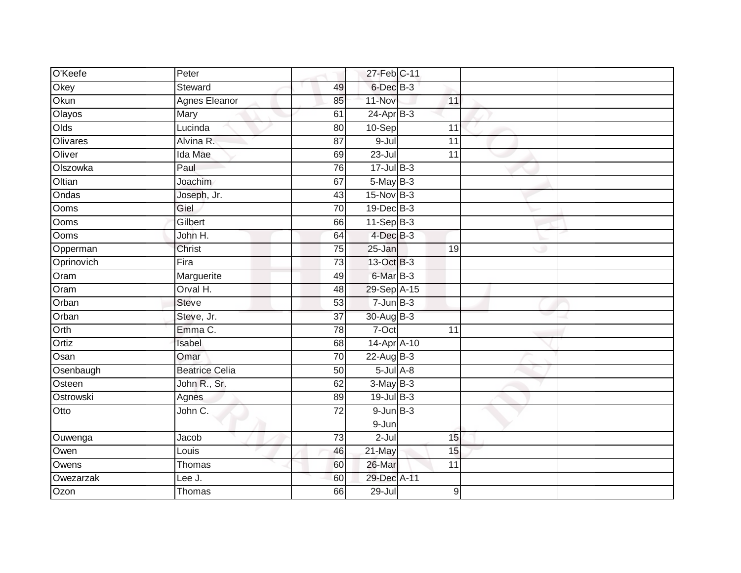| | | | | | | |
|---|---|---|---|---|---|---|
| O'Keefe | Peter | | 27-Feb | C-11 | | |
| Okey | Steward | 49 | 6-Dec | B-3 | | |
| Okun | Agnes Eleanor | 85 | 11-Nov | 11 | | |
| Olayos | Mary | 61 | 24-Apr | B-3 | | |
| Olds | Lucinda | 80 | 10-Sep | 11 | | |
| Olivares | Alvina R. | 87 | 9-Jul | 11 | | |
| Oliver | Ida Mae | 69 | 23-Jul | 11 | | |
| Olszowka | Paul | 76 | 17-Jul | B-3 | | |
| Oltian | Joachim | 67 | 5-May | B-3 | | |
| Ondas | Joseph, Jr. | 43 | 15-Nov | B-3 | | |
| Ooms | Giel | 70 | 19-Dec | B-3 | | |
| Ooms | Gilbert | 66 | 11-Sep | B-3 | | |
| Ooms | John H. | 64 | 4-Dec | B-3 | | |
| Opperman | Christ | 75 | 25-Jan | 19 | | |
| Oprinovich | Fira | 73 | 13-Oct | B-3 | | |
| Oram | Marguerite | 49 | 6-Mar | B-3 | | |
| Oram | Orval H. | 48 | 29-Sep | A-15 | | |
| Orban | Steve | 53 | 7-Jun | B-3 | | |
| Orban | Steve, Jr. | 37 | 30-Aug | B-3 | | |
| Orth | Emma C. | 78 | 7-Oct | 11 | | |
| Ortiz | Isabel | 68 | 14-Apr | A-10 | | |
| Osan | Omar | 70 | 22-Aug | B-3 | | |
| Osenbaugh | Beatrice Celia | 50 | 5-Jul | A-8 | | |
| Osteen | John R., Sr. | 62 | 3-May | B-3 | | |
| Ostrowski | Agnes | 89 | 19-Jul | B-3 | | |
| Otto | John C. | 72 | 9-Jun<br>9-Jun | B-3 | | |
| Ouwenga | Jacob | 73 | 2-Jul | 15 | | |
| Owen | Louis | 46 | 21-May | 15 | | |
| Owens | Thomas | 60 | 26-Mar | 11 | | |
| Owezarzak | Lee J. | 60 | 29-Dec | A-11 | | |
| Ozon | Thomas | 66 | 29-Jul | 9 | | |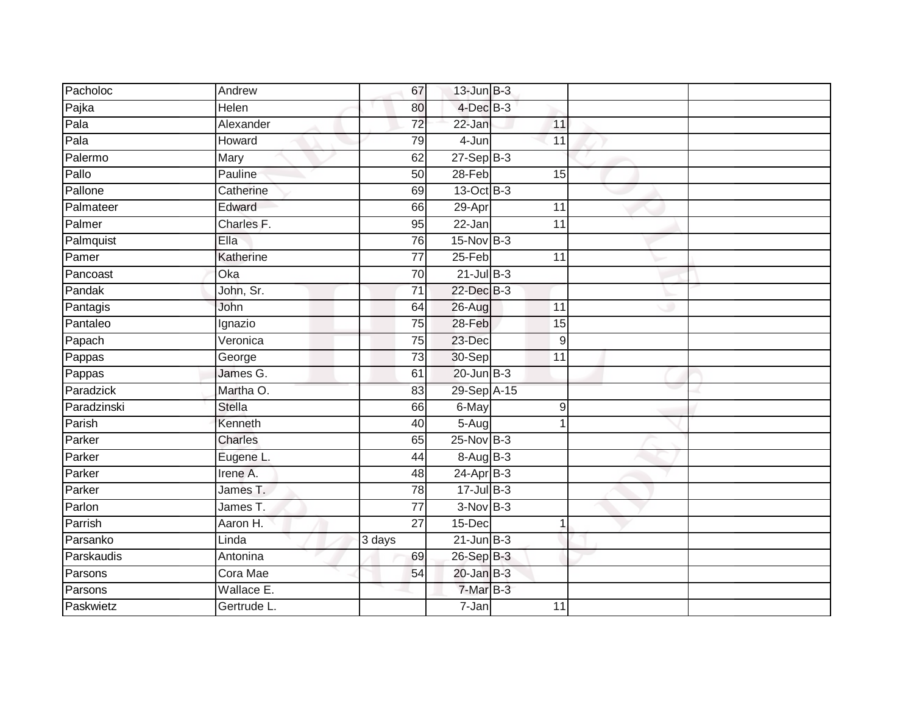| | | | | | | |
|---|---|---|---|---|---|---|
| Pacholoc | Andrew | 67 | 13-Jun | B-3 | | |
| Pajka | Helen | 80 | 4-Dec | B-3 | | |
| Pala | Alexander | 72 | 22-Jan | 11 | | |
| Pala | Howard | 79 | 4-Jun | 11 | | |
| Palermo | Mary | 62 | 27-Sep | B-3 | | |
| Pallo | Pauline | 50 | 28-Feb | 15 | | |
| Pallone | Catherine | 69 | 13-Oct | B-3 | | |
| Palmateer | Edward | 66 | 29-Apr | 11 | | |
| Palmer | Charles F. | 95 | 22-Jan | 11 | | |
| Palmquist | Ella | 76 | 15-Nov | B-3 | | |
| Pamer | Katherine | 77 | 25-Feb | 11 | | |
| Pancoast | Oka | 70 | 21-Jul | B-3 | | |
| Pandak | John, Sr. | 71 | 22-Dec | B-3 | | |
| Pantagis | John | 64 | 26-Aug | 11 | | |
| Pantaleo | Ignazio | 75 | 28-Feb | 15 | | |
| Papach | Veronica | 75 | 23-Dec | 9 | | |
| Pappas | George | 73 | 30-Sep | 11 | | |
| Pappas | James G. | 61 | 20-Jun | B-3 | | |
| Paradzick | Martha O. | 83 | 29-Sep | A-15 | | |
| Paradzinski | Stella | 66 | 6-May | 9 | | |
| Parish | Kenneth | 40 | 5-Aug | 1 | | |
| Parker | Charles | 65 | 25-Nov | B-3 | | |
| Parker | Eugene L. | 44 | 8-Aug | B-3 | | |
| Parker | Irene A. | 48 | 24-Apr | B-3 | | |
| Parker | James T. | 78 | 17-Jul | B-3 | | |
| Parlon | James T. | 77 | 3-Nov | B-3 | | |
| Parrish | Aaron H. | 27 | 15-Dec | 1 | | |
| Parsanko | Linda | 3 days | 21-Jun | B-3 | | |
| Parskaudis | Antonina | 69 | 26-Sep | B-3 | | |
| Parsons | Cora Mae | 54 | 20-Jan | B-3 | | |
| Parsons | Wallace E. | | 7-Mar | B-3 | | |
| Paskwietz | Gertrude L. | | 7-Jan | 11 | | |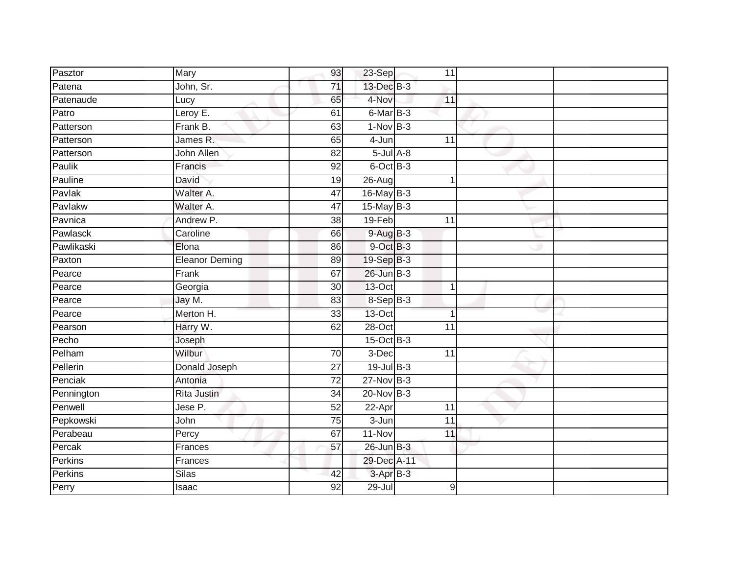| | | | | | | | |
|---|---|---|---|---|---|---|---|
| Pasztor | Mary | 93 | 23-Sep | | 11 | | |
| Patena | John, Sr. | 71 | 13-Dec | B-3 | | | |
| Patenaude | Lucy | 65 | 4-Nov | | 11 | | |
| Patro | Leroy E. | 61 | 6-Mar | B-3 | | | |
| Patterson | Frank B. | 63 | 1-Nov | B-3 | | | |
| Patterson | James R. | 65 | 4-Jun | | 11 | | |
| Patterson | John Allen | 82 | 5-Jul | A-8 | | | |
| Paulik | Francis | 92 | 6-Oct | B-3 | | | |
| Pauline | David | 19 | 26-Aug | | 1 | | |
| Pavlak | Walter A. | 47 | 16-May | B-3 | | | |
| Pavlakw | Walter A. | 47 | 15-May | B-3 | | | |
| Pavnica | Andrew P. | 38 | 19-Feb | | 11 | | |
| Pawlasck | Caroline | 66 | 9-Aug | B-3 | | | |
| Pawlikaski | Elona | 86 | 9-Oct | B-3 | | | |
| Paxton | Eleanor Deming | 89 | 19-Sep | B-3 | | | |
| Pearce | Frank | 67 | 26-Jun | B-3 | | | |
| Pearce | Georgia | 30 | 13-Oct | | 1 | | |
| Pearce | Jay M. | 83 | 8-Sep | B-3 | | | |
| Pearce | Merton H. | 33 | 13-Oct | | 1 | | |
| Pearson | Harry W. | 62 | 28-Oct | | 11 | | |
| Pecho | Joseph | | 15-Oct | B-3 | | | |
| Pelham | Wilbur | 70 | 3-Dec | | 11 | | |
| Pellerin | Donald Joseph | 27 | 19-Jul | B-3 | | | |
| Penciak | Antonia | 72 | 27-Nov | B-3 | | | |
| Pennington | Rita Justin | 34 | 20-Nov | B-3 | | | |
| Penwell | Jese P. | 52 | 22-Apr | | 11 | | |
| Pepkowski | John | 75 | 3-Jun | | 11 | | |
| Perabeau | Percy | 67 | 11-Nov | | 11 | | |
| Percak | Frances | 57 | 26-Jun | B-3 | | | |
| Perkins | Frances | | 29-Dec | A-11 | | | |
| Perkins | Silas | 42 | 3-Apr | B-3 | | | |
| Perry | Isaac | 92 | 29-Jul | | 9 | | |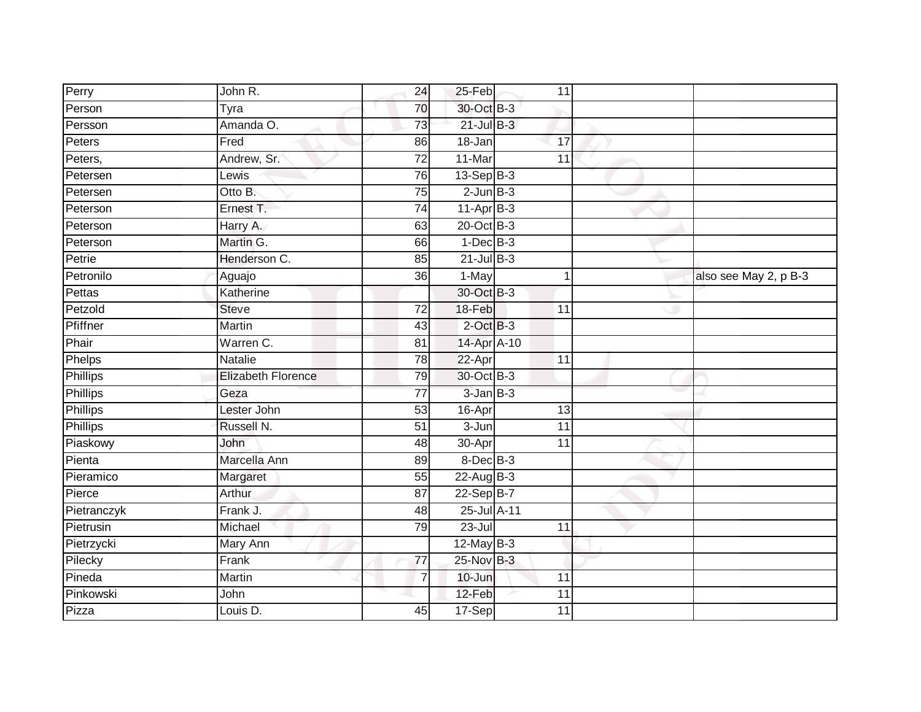| | | | | | | |
|---|---|---|---|---|---|---|
| Perry | John R. | 24 | 25-Feb | 11 | | |
| Person | Tyra | 70 | 30-Oct | B-3 | | |
| Persson | Amanda O. | 73 | 21-Jul | B-3 | | |
| Peters | Fred | 86 | 18-Jan | 17 | | |
| Peters, | Andrew, Sr. | 72 | 11-Mar | 11 | | |
| Petersen | Lewis | 76 | 13-Sep | B-3 | | |
| Petersen | Otto B. | 75 | 2-Jun | B-3 | | |
| Peterson | Ernest T. | 74 | 11-Apr | B-3 | | |
| Peterson | Harry A. | 63 | 20-Oct | B-3 | | |
| Peterson | Martin G. | 66 | 1-Dec | B-3 | | |
| Petrie | Henderson C. | 85 | 21-Jul | B-3 | | |
| Petronilo | Aguajo | 36 | 1-May | 1 | | also see May 2, p B-3 |
| Pettas | Katherine | | 30-Oct | B-3 | | |
| Petzold | Steve | 72 | 18-Feb | 11 | | |
| Pfiffner | Martin | 43 | 2-Oct | B-3 | | |
| Phair | Warren C. | 81 | 14-Apr | A-10 | | |
| Phelps | Natalie | 78 | 22-Apr | 11 | | |
| Phillips | Elizabeth Florence | 79 | 30-Oct | B-3 | | |
| Phillips | Geza | 77 | 3-Jan | B-3 | | |
| Phillips | Lester John | 53 | 16-Apr | 13 | | |
| Phillips | Russell N. | 51 | 3-Jun | 11 | | |
| Piaskowy | John | 48 | 30-Apr | 11 | | |
| Pienta | Marcella Ann | 89 | 8-Dec | B-3 | | |
| Pieramico | Margaret | 55 | 22-Aug | B-3 | | |
| Pierce | Arthur | 87 | 22-Sep | B-7 | | |
| Pietranczyk | Frank J. | 48 | 25-Jul | A-11 | | |
| Pietrusin | Michael | 79 | 23-Jul | 11 | | |
| Pietrzycki | Mary Ann | | 12-May | B-3 | | |
| Pilecky | Frank | 77 | 25-Nov | B-3 | | |
| Pineda | Martin | 7 | 10-Jun | 11 | | |
| Pinkowski | John | | 12-Feb | 11 | | |
| Pizza | Louis D. | 45 | 17-Sep | 11 | | |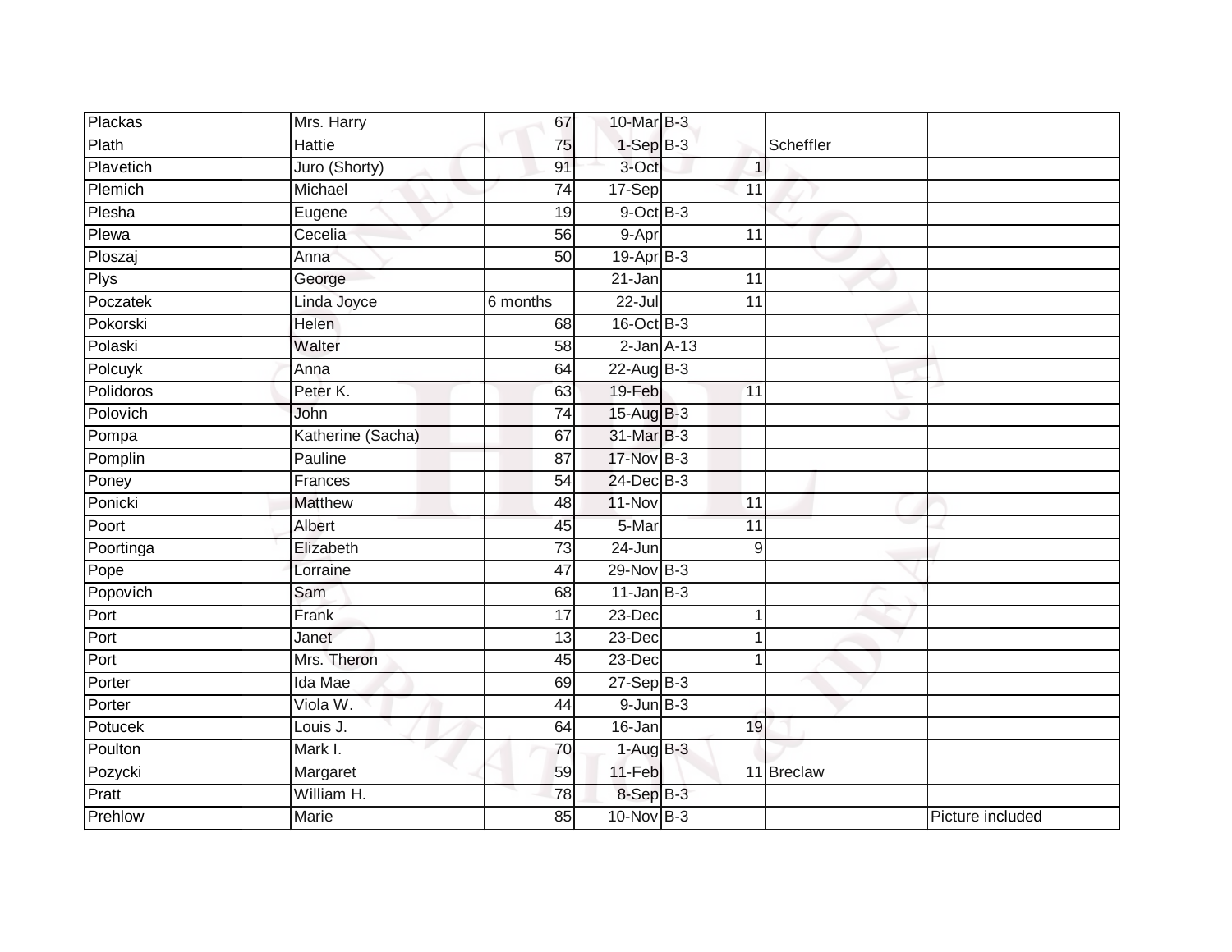| | | | | | | | |
|---|---|---|---|---|---|---|---|
| Plackas | Mrs. Harry | 67 | 10-Mar | B-3 | | | |
| Plath | Hattie | 75 | 1-Sep | B-3 | | Scheffler | |
| Plavetich | Juro (Shorty) | 91 | 3-Oct | | 1 | | |
| Plemich | Michael | 74 | 17-Sep | | 11 | | |
| Plesha | Eugene | 19 | 9-Oct | B-3 | | | |
| Plewa | Cecelia | 56 | 9-Apr | | 11 | | |
| Ploszaj | Anna | 50 | 19-Apr | B-3 | | | |
| Plys | George | | 21-Jan | | 11 | | |
| Poczatek | Linda Joyce | 6 months | 22-Jul | | 11 | | |
| Pokorski | Helen | 68 | 16-Oct | B-3 | | | |
| Polaski | Walter | 58 | 2-Jan | A-13 | | | |
| Polcuyk | Anna | 64 | 22-Aug | B-3 | | | |
| Polidoros | Peter K. | 63 | 19-Feb | | 11 | | |
| Polovich | John | 74 | 15-Aug | B-3 | | | |
| Pompa | Katherine (Sacha) | 67 | 31-Mar | B-3 | | | |
| Pomplin | Pauline | 87 | 17-Nov | B-3 | | | |
| Poney | Frances | 54 | 24-Dec | B-3 | | | |
| Ponicki | Matthew | 48 | 11-Nov | | 11 | | |
| Poort | Albert | 45 | 5-Mar | | 11 | | |
| Poortinga | Elizabeth | 73 | 24-Jun | | 9 | | |
| Pope | Lorraine | 47 | 29-Nov | B-3 | | | |
| Popovich | Sam | 68 | 11-Jan | B-3 | | | |
| Port | Frank | 17 | 23-Dec | | 1 | | |
| Port | Janet | 13 | 23-Dec | | 1 | | |
| Port | Mrs. Theron | 45 | 23-Dec | | 1 | | |
| Porter | Ida Mae | 69 | 27-Sep | B-3 | | | |
| Porter | Viola W. | 44 | 9-Jun | B-3 | | | |
| Potucek | Louis J. | 64 | 16-Jan | | 19 | | |
| Poulton | Mark I. | 70 | 1-Aug | B-3 | | | |
| Pozycki | Margaret | 59 | 11-Feb | | 11 | Breclaw | |
| Pratt | William H. | 78 | 8-Sep | B-3 | | | |
| Prehlow | Marie | 85 | 10-Nov | B-3 | | | Picture included |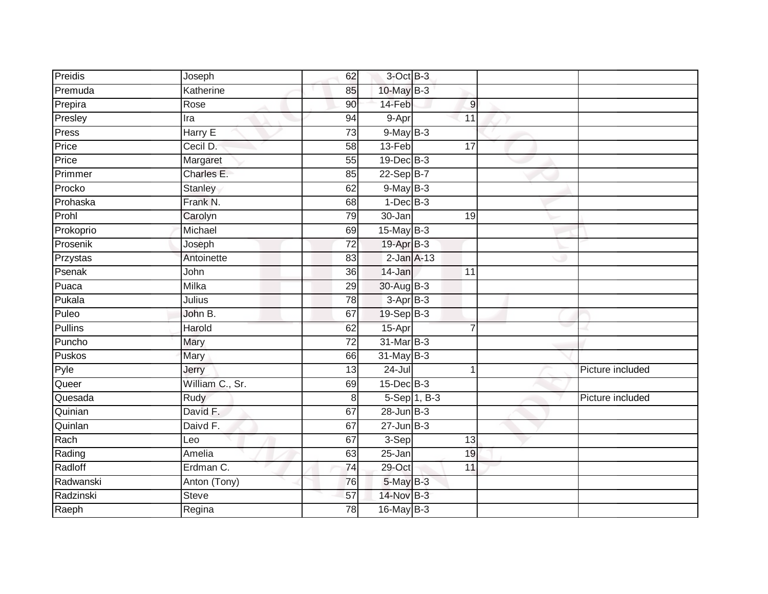| | | | | | | |
|---|---|---|---|---|---|---|
| Preidis | Joseph | 62 | 3-Oct | B-3 | | |
| Premuda | Katherine | 85 | 10-May | B-3 | | |
| Prepira | Rose | 90 | 14-Feb | 9 | | |
| Presley | Ira | 94 | 9-Apr | 11 | | |
| Press | Harry E | 73 | 9-May | B-3 | | |
| Price | Cecil D. | 58 | 13-Feb | 17 | | |
| Price | Margaret | 55 | 19-Dec | B-3 | | |
| Primmer | Charles E. | 85 | 22-Sep | B-7 | | |
| Procko | Stanley | 62 | 9-May | B-3 | | |
| Prohaska | Frank N. | 68 | 1-Dec | B-3 | | |
| Prohl | Carolyn | 79 | 30-Jan | 19 | | |
| Prokoprio | Michael | 69 | 15-May | B-3 | | |
| Prosenik | Joseph | 72 | 19-Apr | B-3 | | |
| Przystas | Antoinette | 83 | 2-Jan | A-13 | | |
| Psenak | John | 36 | 14-Jan | 11 | | |
| Puaca | Milka | 29 | 30-Aug | B-3 | | |
| Pukala | Julius | 78 | 3-Apr | B-3 | | |
| Puleo | John B. | 67 | 19-Sep | B-3 | | |
| Pullins | Harold | 62 | 15-Apr | 7 | | |
| Puncho | Mary | 72 | 31-Mar | B-3 | | |
| Puskos | Mary | 66 | 31-May | B-3 | | |
| Pyle | Jerry | 13 | 24-Jul | 1 | | Picture included |
| Queer | William C., Sr. | 69 | 15-Dec | B-3 | | |
| Quesada | Rudy | 8 | 5-Sep | 1, B-3 | | Picture included |
| Quinian | David F. | 67 | 28-Jun | B-3 | | |
| Quinlan | Daivd F. | 67 | 27-Jun | B-3 | | |
| Rach | Leo | 67 | 3-Sep | 13 | | |
| Rading | Amelia | 63 | 25-Jan | 19 | | |
| Radloff | Erdman C. | 74 | 29-Oct | 11 | | |
| Radwanski | Anton (Tony) | 76 | 5-May | B-3 | | |
| Radzinski | Steve | 57 | 14-Nov | B-3 | | |
| Raeph | Regina | 78 | 16-May | B-3 | | |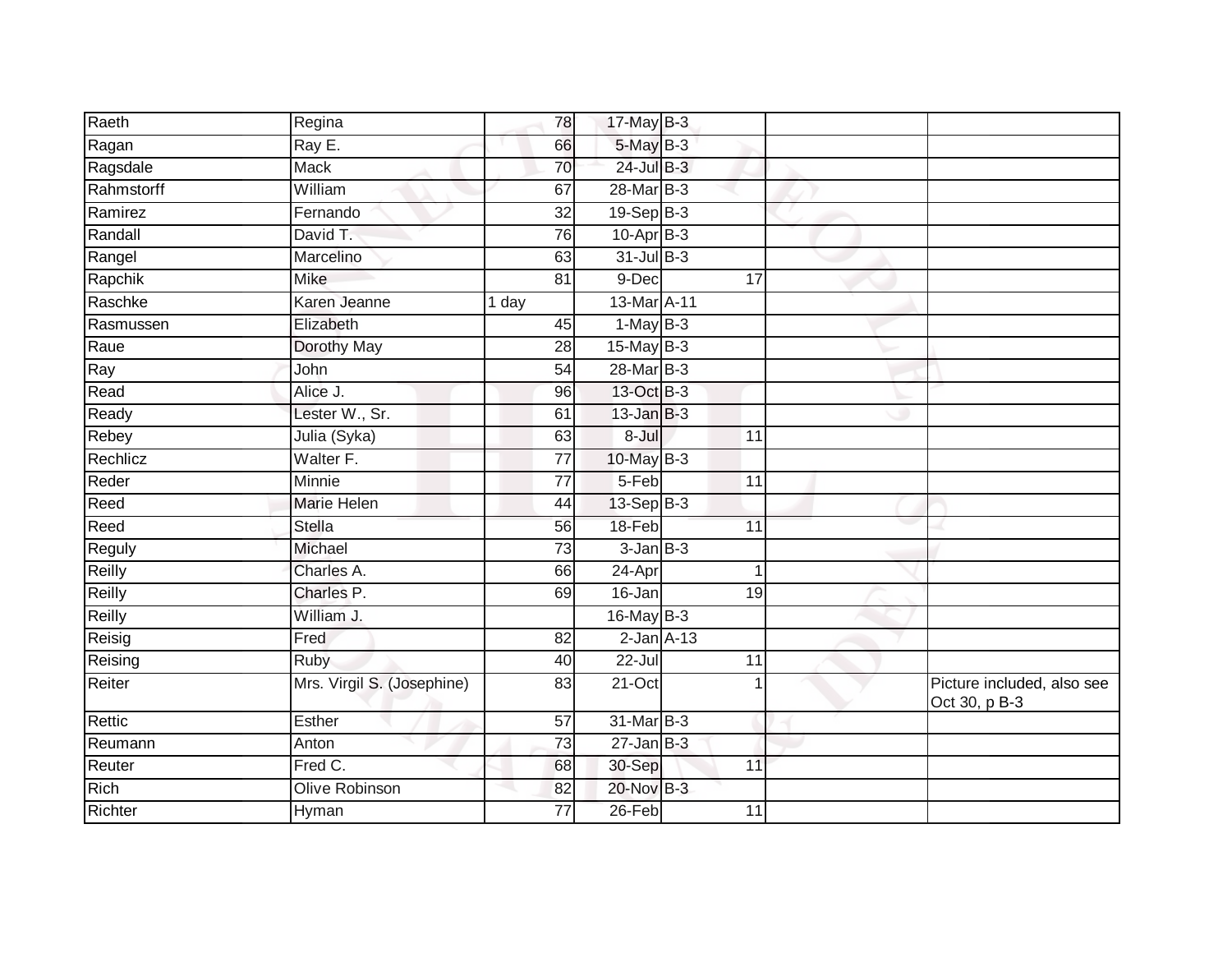| | | | | | | | |
|---|---|---|---|---|---|---|---|
| Raeth | Regina | 78 | 17-May | B-3 | | | |
| Ragan | Ray E. | 66 | 5-May | B-3 | | | |
| Ragsdale | Mack | 70 | 24-Jul | B-3 | | | |
| Rahmstorff | William | 67 | 28-Mar | B-3 | | | |
| Ramirez | Fernando | 32 | 19-Sep | B-3 | | | |
| Randall | David T. | 76 | 10-Apr | B-3 | | | |
| Rangel | Marcelino | 63 | 31-Jul | B-3 | | | |
| Rapchik | Mike | 81 | 9-Dec | | 17 | | |
| Raschke | Karen Jeanne | 1 day | 13-Mar | A-11 | | | |
| Rasmussen | Elizabeth | 45 | 1-May | B-3 | | | |
| Raue | Dorothy May | 28 | 15-May | B-3 | | | |
| Ray | John | 54 | 28-Mar | B-3 | | | |
| Read | Alice J. | 96 | 13-Oct | B-3 | | | |
| Ready | Lester W., Sr. | 61 | 13-Jan | B-3 | | | |
| Rebey | Julia (Syka) | 63 | 8-Jul | | 11 | | |
| Rechlicz | Walter F. | 77 | 10-May | B-3 | | | |
| Reder | Minnie | 77 | 5-Feb | | 11 | | |
| Reed | Marie Helen | 44 | 13-Sep | B-3 | | | |
| Reed | Stella | 56 | 18-Feb | | 11 | | |
| Reguly | Michael | 73 | 3-Jan | B-3 | | | |
| Reilly | Charles A. | 66 | 24-Apr | | 1 | | |
| Reilly | Charles P. | 69 | 16-Jan | | 19 | | |
| Reilly | William J. | | 16-May | B-3 | | | |
| Reisig | Fred | 82 | 2-Jan | A-13 | | | |
| Reising | Ruby | 40 | 22-Jul | | 11 | | |
| Reiter | Mrs. Virgil S. (Josephine) | 83 | 21-Oct | | 1 | | Picture included, also see Oct 30, p B-3 |
| Rettic | Esther | 57 | 31-Mar | B-3 | | | |
| Reumann | Anton | 73 | 27-Jan | B-3 | | | |
| Reuter | Fred C. | 68 | 30-Sep | | 11 | | |
| Rich | Olive Robinson | 82 | 20-Nov | B-3 | | | |
| Richter | Hyman | 77 | 26-Feb | | 11 | | |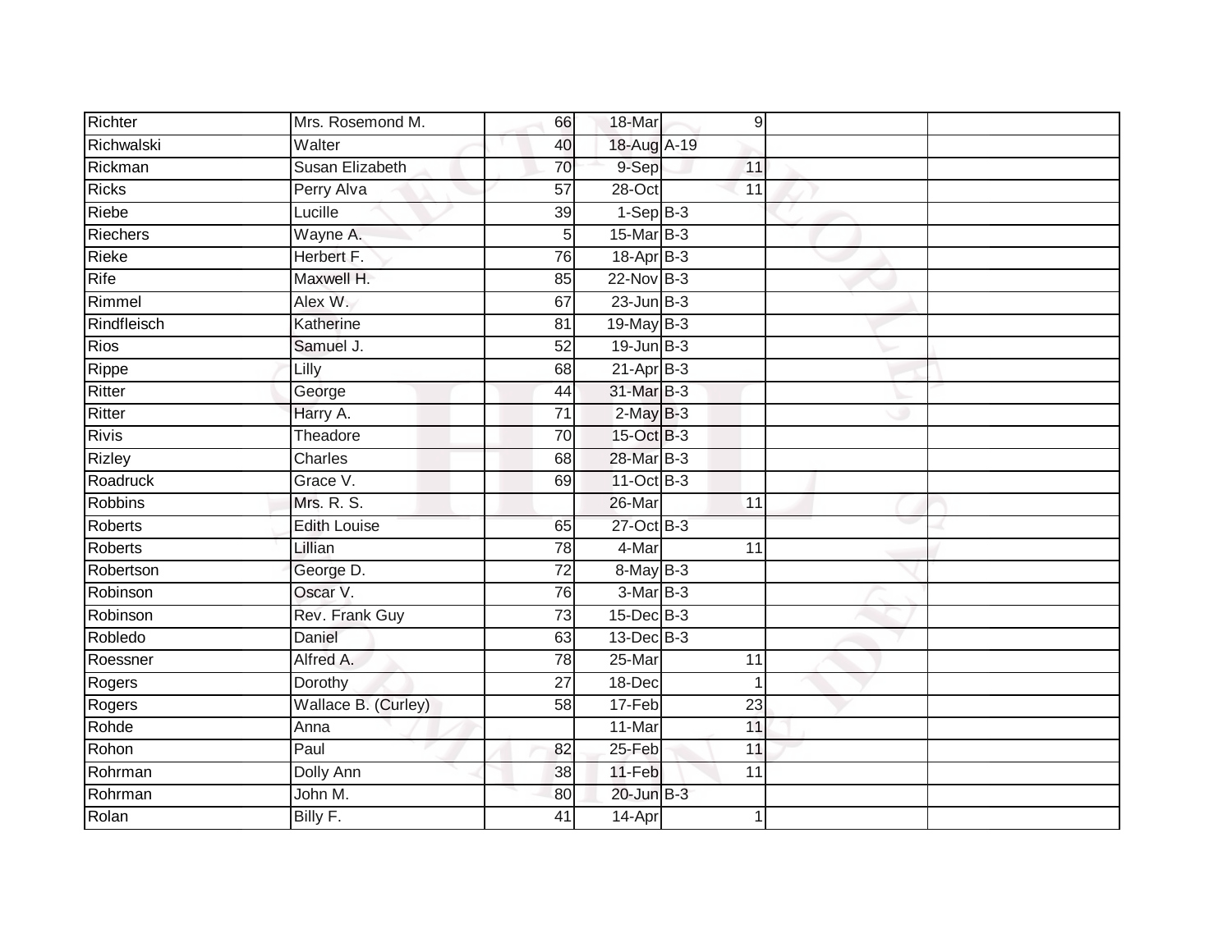| Richter | Mrs. Rosemond M. | 66 | 18-Mar | 9 | | |
|---|---|---|---|---|---|---|
| Richwalski | Walter | 40 | 18-Aug | A-19 | | |
| Rickman | Susan Elizabeth | 70 | 9-Sep | 11 | | |
| Ricks | Perry Alva | 57 | 28-Oct | 11 | | |
| Riebe | Lucille | 39 | 1-Sep | B-3 | | |
| Riechers | Wayne A. | 5 | 15-Mar | B-3 | | |
| Rieke | Herbert F. | 76 | 18-Apr | B-3 | | |
| Rife | Maxwell H. | 85 | 22-Nov | B-3 | | |
| Rimmel | Alex W. | 67 | 23-Jun | B-3 | | |
| Rindfleisch | Katherine | 81 | 19-May | B-3 | | |
| Rios | Samuel J. | 52 | 19-Jun | B-3 | | |
| Rippe | Lilly | 68 | 21-Apr | B-3 | | |
| Ritter | George | 44 | 31-Mar | B-3 | | |
| Ritter | Harry A. | 71 | 2-May | B-3 | | |
| Rivis | Theadore | 70 | 15-Oct | B-3 | | |
| Rizley | Charles | 68 | 28-Mar | B-3 | | |
| Roadruck | Grace V. | 69 | 11-Oct | B-3 | | |
| Robbins | Mrs. R. S. | | 26-Mar | 11 | | |
| Roberts | Edith Louise | 65 | 27-Oct | B-3 | | |
| Roberts | Lillian | 78 | 4-Mar | 11 | | |
| Robertson | George D. | 72 | 8-May | B-3 | | |
| Robinson | Oscar V. | 76 | 3-Mar | B-3 | | |
| Robinson | Rev. Frank Guy | 73 | 15-Dec | B-3 | | |
| Robledo | Daniel | 63 | 13-Dec | B-3 | | |
| Roessner | Alfred A. | 78 | 25-Mar | 11 | | |
| Rogers | Dorothy | 27 | 18-Dec | 1 | | |
| Rogers | Wallace B. (Curley) | 58 | 17-Feb | 23 | | |
| Rohde | Anna | | 11-Mar | 11 | | |
| Rohon | Paul | 82 | 25-Feb | 11 | | |
| Rohrman | Dolly Ann | 38 | 11-Feb | 11 | | |
| Rohrman | John M. | 80 | 20-Jun | B-3 | | |
| Rolan | Billy F. | 41 | 14-Apr | 1 | | |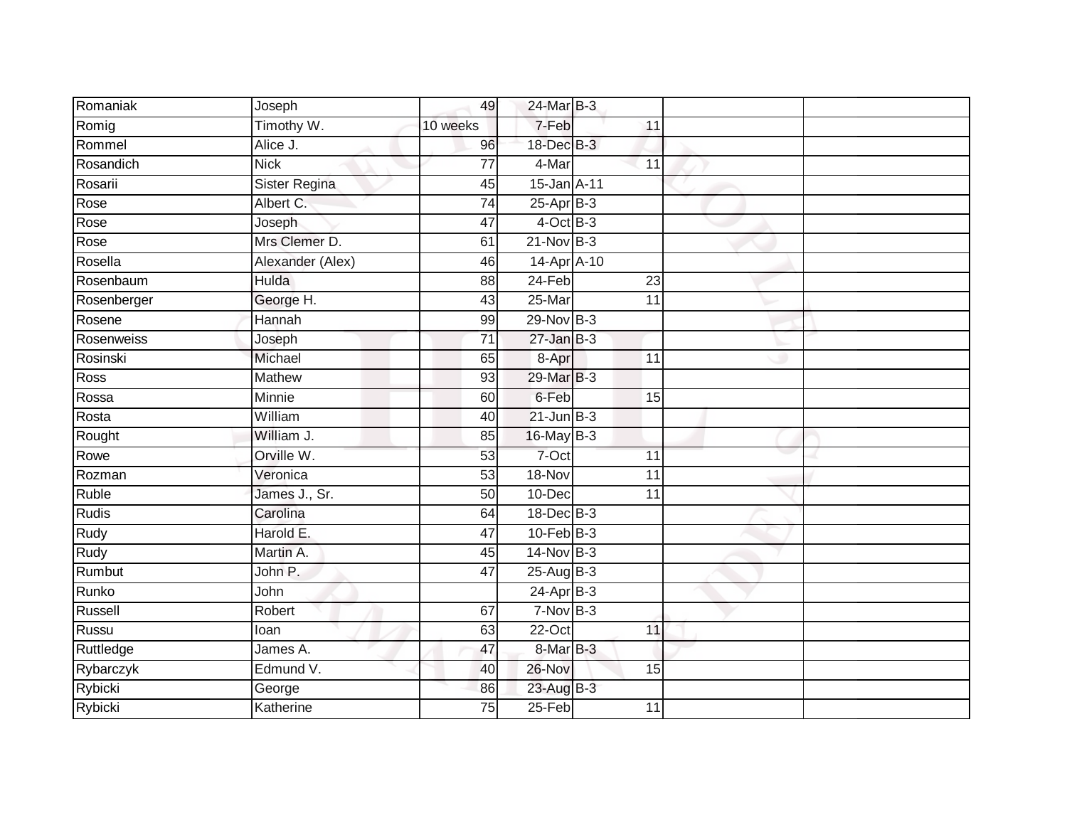| | | | | | | | |
|---|---|---|---|---|---|---|---|
| Romaniak | Joseph | 49 | 24-Mar | B-3 | | | |
| Romig | Timothy W. | 10 weeks | 7-Feb | | 11 | | |
| Rommel | Alice J. | 96 | 18-Dec | B-3 | | | |
| Rosandich | Nick | 77 | 4-Mar | | 11 | | |
| Rosarii | Sister Regina | 45 | 15-Jan | A-11 | | | |
| Rose | Albert C. | 74 | 25-Apr | B-3 | | | |
| Rose | Joseph | 47 | 4-Oct | B-3 | | | |
| Rose | Mrs Clemer D. | 61 | 21-Nov | B-3 | | | |
| Rosella | Alexander (Alex) | 46 | 14-Apr | A-10 | | | |
| Rosenbaum | Hulda | 88 | 24-Feb | | 23 | | |
| Rosenberger | George H. | 43 | 25-Mar | | 11 | | |
| Rosene | Hannah | 99 | 29-Nov | B-3 | | | |
| Rosenweiss | Joseph | 71 | 27-Jan | B-3 | | | |
| Rosinski | Michael | 65 | 8-Apr | | 11 | | |
| Ross | Mathew | 93 | 29-Mar | B-3 | | | |
| Rossa | Minnie | 60 | 6-Feb | | 15 | | |
| Rosta | William | 40 | 21-Jun | B-3 | | | |
| Rought | William J. | 85 | 16-May | B-3 | | | |
| Rowe | Orville W. | 53 | 7-Oct | | 11 | | |
| Rozman | Veronica | 53 | 18-Nov | | 11 | | |
| Ruble | James J., Sr. | 50 | 10-Dec | | 11 | | |
| Rudis | Carolina | 64 | 18-Dec | B-3 | | | |
| Rudy | Harold E. | 47 | 10-Feb | B-3 | | | |
| Rudy | Martin A. | 45 | 14-Nov | B-3 | | | |
| Rumbut | John P. | 47 | 25-Aug | B-3 | | | |
| Runko | John | | 24-Apr | B-3 | | | |
| Russell | Robert | 67 | 7-Nov | B-3 | | | |
| Russu | Ioan | 63 | 22-Oct | | 11 | | |
| Ruttledge | James A. | 47 | 8-Mar | B-3 | | | |
| Rybarczyk | Edmund V. | 40 | 26-Nov | | 15 | | |
| Rybicki | George | 86 | 23-Aug | B-3 | | | |
| Rybicki | Katherine | 75 | 25-Feb | | 11 | | |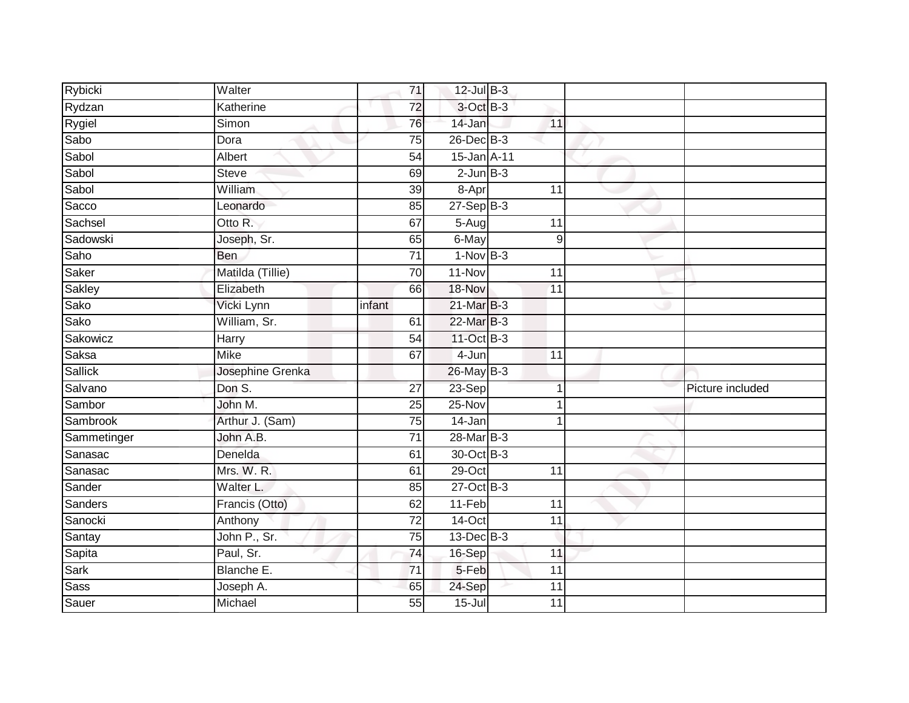| | | | | | | | |
|---|---|---|---|---|---|---|---|
| Rybicki | Walter | 71 | 12-Jul | B-3 | | | |
| Rydzan | Katherine | 72 | 3-Oct | B-3 | | | |
| Rygiel | Simon | 76 | 14-Jan | | 11 | | |
| Sabo | Dora | 75 | 26-Dec | B-3 | | | |
| Sabol | Albert | 54 | 15-Jan | A-11 | | | |
| Sabol | Steve | 69 | 2-Jun | B-3 | | | |
| Sabol | William | 39 | 8-Apr | | 11 | | |
| Sacco | Leonardo | 85 | 27-Sep | B-3 | | | |
| Sachsel | Otto R. | 67 | 5-Aug | | 11 | | |
| Sadowski | Joseph, Sr. | 65 | 6-May | | 9 | | |
| Saho | Ben | 71 | 1-Nov | B-3 | | | |
| Saker | Matilda (Tillie) | 70 | 11-Nov | | 11 | | |
| Sakley | Elizabeth | 66 | 18-Nov | | 11 | | |
| Sako | Vicki Lynn | infant | 21-Mar | B-3 | | | |
| Sako | William, Sr. | 61 | 22-Mar | B-3 | | | |
| Sakowicz | Harry | 54 | 11-Oct | B-3 | | | |
| Saksa | Mike | 67 | 4-Jun | | 11 | | |
| Sallick | Josephine Grenka | | 26-May | B-3 | | | |
| Salvano | Don S. | 27 | 23-Sep | | 1 | | Picture included |
| Sambor | John M. | 25 | 25-Nov | | 1 | | |
| Sambrook | Arthur J. (Sam) | 75 | 14-Jan | | 1 | | |
| Sammetinger | John A.B. | 71 | 28-Mar | B-3 | | | |
| Sanasac | Denelda | 61 | 30-Oct | B-3 | | | |
| Sanasac | Mrs. W. R. | 61 | 29-Oct | | 11 | | |
| Sander | Walter L. | 85 | 27-Oct | B-3 | | | |
| Sanders | Francis (Otto) | 62 | 11-Feb | | 11 | | |
| Sanocki | Anthony | 72 | 14-Oct | | 11 | | |
| Santay | John P., Sr. | 75 | 13-Dec | B-3 | | | |
| Sapita | Paul, Sr. | 74 | 16-Sep | | 11 | | |
| Sark | Blanche E. | 71 | 5-Feb | | 11 | | |
| Sass | Joseph A. | 65 | 24-Sep | | 11 | | |
| Sauer | Michael | 55 | 15-Jul | | 11 | | |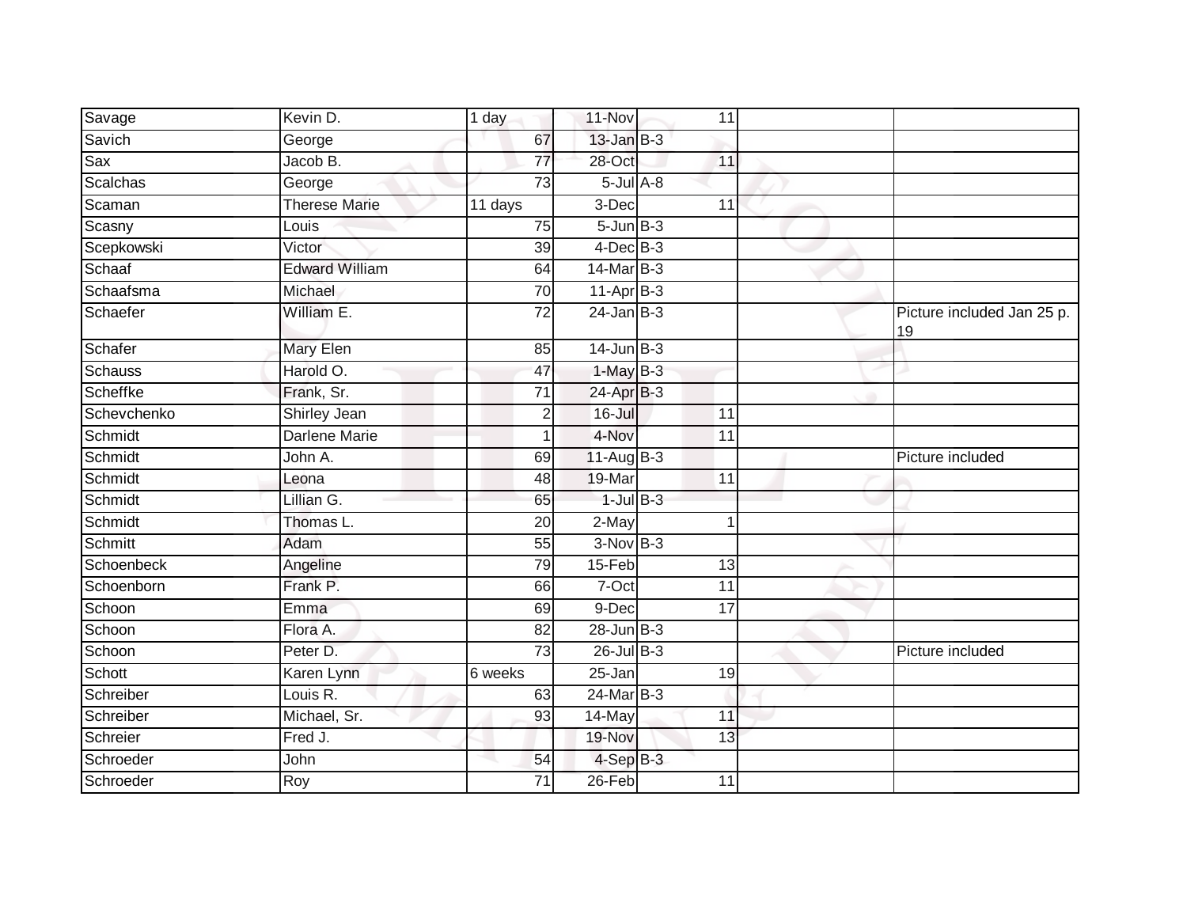| | | | | | | |
|---|---|---|---|---|---|---|
| Savage | Kevin D. | 1 day | 11-Nov | 11 | | |
| Savich | George | 67 | 13-Jan | B-3 | | |
| Sax | Jacob B. | 77 | 28-Oct | 11 | | |
| Scalchas | George | 73 | 5-Jul | A-8 | | |
| Scaman | Therese Marie | 11 days | 3-Dec | 11 | | |
| Scasny | Louis | 75 | 5-Jun | B-3 | | |
| Scepkowski | Victor | 39 | 4-Dec | B-3 | | |
| Schaaf | Edward William | 64 | 14-Mar | B-3 | | |
| Schaafsma | Michael | 70 | 11-Apr | B-3 | | |
| Schaefer | William E. | 72 | 24-Jan | B-3 | | Picture included Jan 25 p. 19 |
| Schafer | Mary Elen | 85 | 14-Jun | B-3 | | |
| Schauss | Harold O. | 47 | 1-May | B-3 | | |
| Scheffke | Frank, Sr. | 71 | 24-Apr | B-3 | | |
| Schevchenko | Shirley Jean | 2 | 16-Jul | 11 | | |
| Schmidt | Darlene Marie | 1 | 4-Nov | 11 | | |
| Schmidt | John A. | 69 | 11-Aug | B-3 | | Picture included |
| Schmidt | Leona | 48 | 19-Mar | 11 | | |
| Schmidt | Lillian G. | 65 | 1-Jul | B-3 | | |
| Schmidt | Thomas L. | 20 | 2-May | 1 | | |
| Schmitt | Adam | 55 | 3-Nov | B-3 | | |
| Schoenbeck | Angeline | 79 | 15-Feb | 13 | | |
| Schoenborn | Frank P. | 66 | 7-Oct | 11 | | |
| Schoon | Emma | 69 | 9-Dec | 17 | | |
| Schoon | Flora A. | 82 | 28-Jun | B-3 | | |
| Schoon | Peter D. | 73 | 26-Jul | B-3 | | Picture included |
| Schott | Karen Lynn | 6 weeks | 25-Jan | 19 | | |
| Schreiber | Louis R. | 63 | 24-Mar | B-3 | | |
| Schreiber | Michael, Sr. | 93 | 14-May | 11 | | |
| Schreier | Fred J. | | 19-Nov | 13 | | |
| Schroeder | John | 54 | 4-Sep | B-3 | | |
| Schroeder | Roy | 71 | 26-Feb | 11 | | |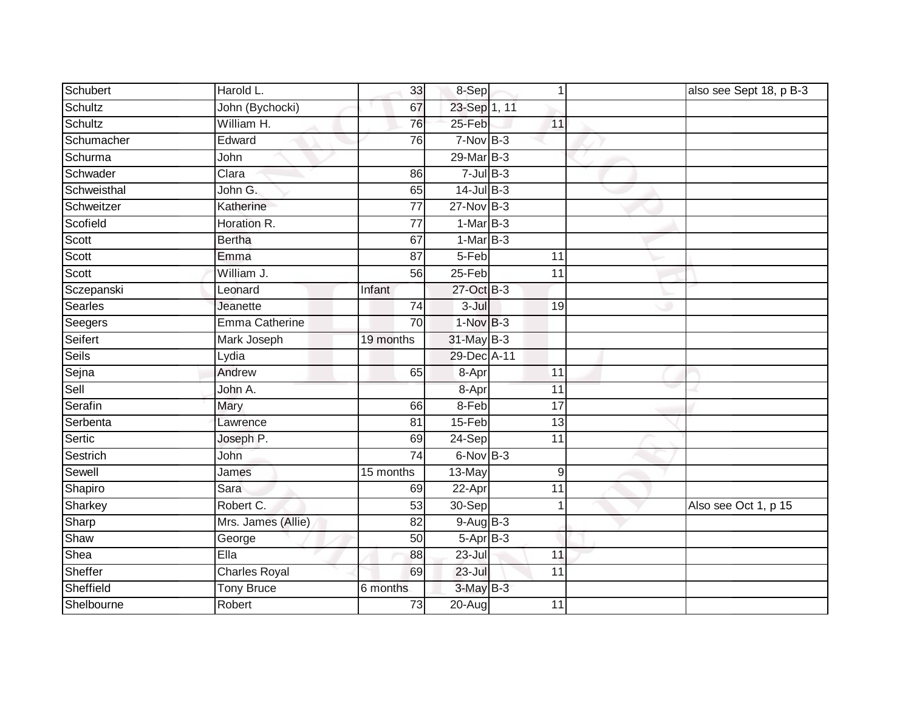| Schubert | Harold L. | 33 | 8-Sep | 1 | | also see Sept 18, p B-3 |
|---|---|---|---|---|---|---|
| Schultz | John (Bychocki) | 67 | 23-Sep | 1, 11 | | |
| Schultz | William H. | 76 | 25-Feb | 11 | | |
| Schumacher | Edward | 76 | 7-Nov | B-3 | | |
| Schurma | John | | 29-Mar | B-3 | | |
| Schwader | Clara | 86 | 7-Jul | B-3 | | |
| Schweisthal | John G. | 65 | 14-Jul | B-3 | | |
| Schweitzer | Katherine | 77 | 27-Nov | B-3 | | |
| Scofield | Horation R. | 77 | 1-Mar | B-3 | | |
| Scott | Bertha | 67 | 1-Mar | B-3 | | |
| Scott | Emma | 87 | 5-Feb | 11 | | |
| Scott | William J. | 56 | 25-Feb | 11 | | |
| Sczepanski | Leonard | Infant | 27-Oct | B-3 | | |
| Searles | Jeanette | 74 | 3-Jul | 19 | | |
| Seegers | Emma Catherine | 70 | 1-Nov | B-3 | | |
| Seifert | Mark Joseph | 19 months | 31-May | B-3 | | |
| Seils | Lydia | | 29-Dec | A-11 | | |
| Sejna | Andrew | 65 | 8-Apr | 11 | | |
| Sell | John A. | | 8-Apr | 11 | | |
| Serafin | Mary | 66 | 8-Feb | 17 | | |
| Serbenta | Lawrence | 81 | 15-Feb | 13 | | |
| Sertic | Joseph P. | 69 | 24-Sep | 11 | | |
| Sestrich | John | 74 | 6-Nov | B-3 | | |
| Sewell | James | 15 months | 13-May | 9 | | |
| Shapiro | Sara | 69 | 22-Apr | 11 | | |
| Sharkey | Robert C. | 53 | 30-Sep | 1 | | Also see Oct 1, p 15 |
| Sharp | Mrs. James (Allie) | 82 | 9-Aug | B-3 | | |
| Shaw | George | 50 | 5-Apr | B-3 | | |
| Shea | Ella | 88 | 23-Jul | 11 | | |
| Sheffer | Charles Royal | 69 | 23-Jul | 11 | | |
| Sheffield | Tony Bruce | 6 months | 3-May | B-3 | | |
| Shelbourne | Robert | 73 | 20-Aug | 11 | | |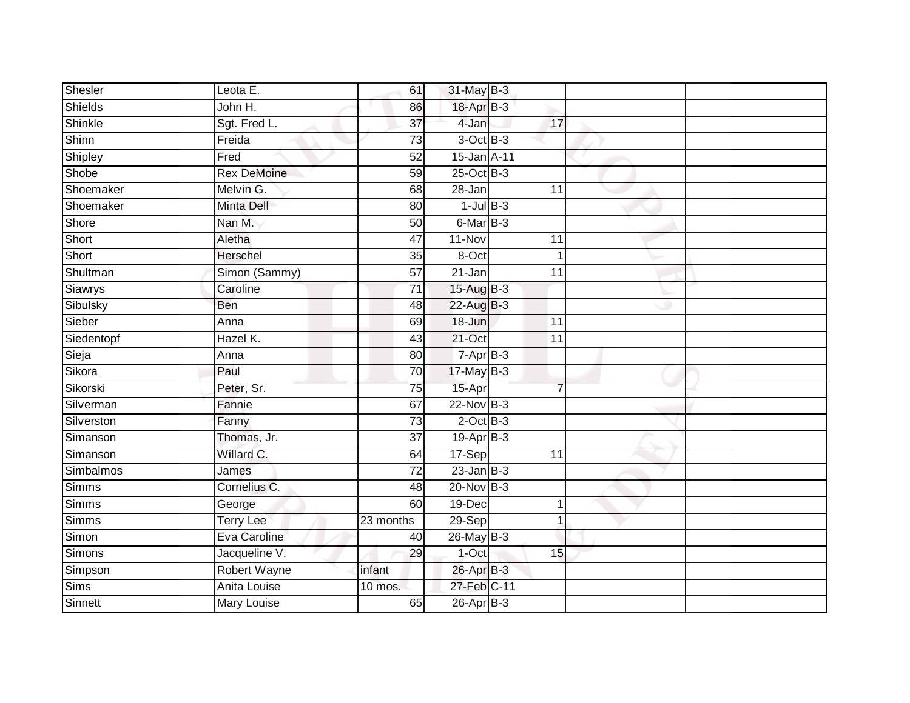| Shesler | Leota E. | 61 | 31-May | B-3 | | | |
|---|---|---|---|---|---|---|---|
| Shields | John H. | 86 | 18-Apr | B-3 | | | |
| Shinkle | Sgt. Fred L. | 37 | 4-Jan | | 17 | | |
| Shinn | Freida | 73 | 3-Oct | B-3 | | | |
| Shipley | Fred | 52 | 15-Jan | A-11 | | | |
| Shobe | Rex DeMoine | 59 | 25-Oct | B-3 | | | |
| Shoemaker | Melvin G. | 68 | 28-Jan | | 11 | | |
| Shoemaker | Minta Dell | 80 | 1-Jul | B-3 | | | |
| Shore | Nan M. | 50 | 6-Mar | B-3 | | | |
| Short | Aletha | 47 | 11-Nov | | 11 | | |
| Short | Herschel | 35 | 8-Oct | | 1 | | |
| Shultman | Simon (Sammy) | 57 | 21-Jan | | 11 | | |
| Siawrys | Caroline | 71 | 15-Aug | B-3 | | | |
| Sibulsky | Ben | 48 | 22-Aug | B-3 | | | |
| Sieber | Anna | 69 | 18-Jun | | 11 | | |
| Siedentopf | Hazel K. | 43 | 21-Oct | | 11 | | |
| Sieja | Anna | 80 | 7-Apr | B-3 | | | |
| Sikora | Paul | 70 | 17-May | B-3 | | | |
| Sikorski | Peter, Sr. | 75 | 15-Apr | | 7 | | |
| Silverman | Fannie | 67 | 22-Nov | B-3 | | | |
| Silverston | Fanny | 73 | 2-Oct | B-3 | | | |
| Simanson | Thomas, Jr. | 37 | 19-Apr | B-3 | | | |
| Simanson | Willard C. | 64 | 17-Sep | | 11 | | |
| Simbalmos | James | 72 | 23-Jan | B-3 | | | |
| Simms | Cornelius C. | 48 | 20-Nov | B-3 | | | |
| Simms | George | 60 | 19-Dec | | 1 | | |
| Simms | Terry Lee | 23 months | 29-Sep | | 1 | | |
| Simon | Eva Caroline | 40 | 26-May | B-3 | | | |
| Simons | Jacqueline V. | 29 | 1-Oct | | 15 | | |
| Simpson | Robert Wayne | infant | 26-Apr | B-3 | | | |
| Sims | Anita Louise | 10 mos. | 27-Feb | C-11 | | | |
| Sinnett | Mary Louise | 65 | 26-Apr | B-3 | | | |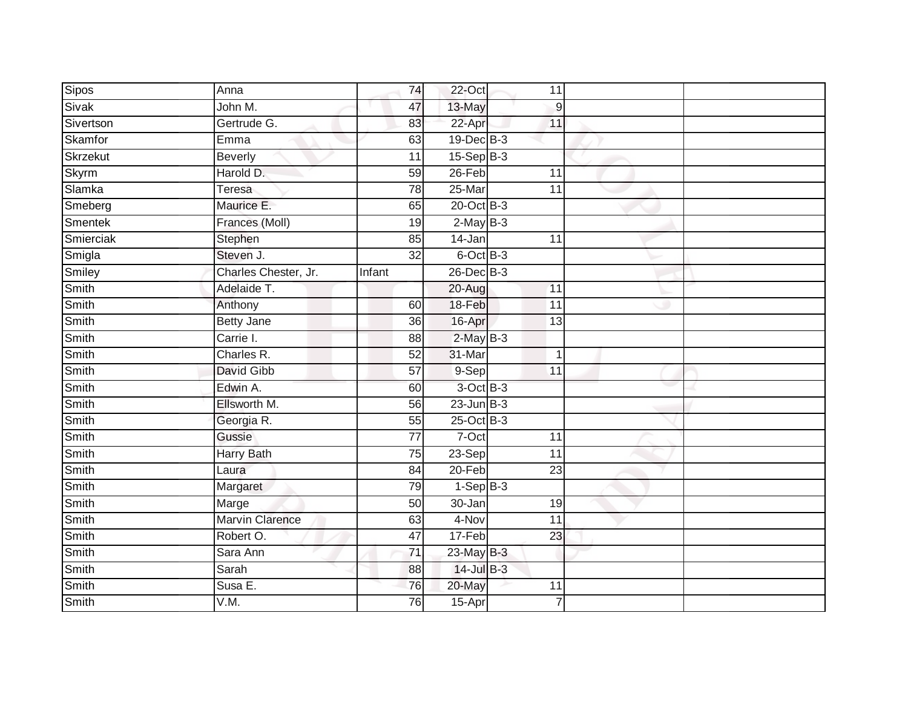| | | | | | | | |
|---|---|---|---|---|---|---|---|
| Sipos | Anna | 74 | 22-Oct | | 11 | | |
| Sivak | John M. | 47 | 13-May | | 9 | | |
| Sivertson | Gertrude G. | 83 | 22-Apr | | 11 | | |
| Skamfor | Emma | 63 | 19-Dec | B-3 | | | |
| Skrzekut | Beverly | 11 | 15-Sep | B-3 | | | |
| Skyrm | Harold D. | 59 | 26-Feb | | 11 | | |
| Slamka | Teresa | 78 | 25-Mar | | 11 | | |
| Smeberg | Maurice E. | 65 | 20-Oct | B-3 | | | |
| Smentek | Frances (Moll) | 19 | 2-May | B-3 | | | |
| Smierciak | Stephen | 85 | 14-Jan | | 11 | | |
| Smigla | Steven J. | 32 | 6-Oct | B-3 | | | |
| Smiley | Charles Chester, Jr. | Infant | 26-Dec | B-3 | | | |
| Smith | Adelaide T. | | 20-Aug | | 11 | | |
| Smith | Anthony | 60 | 18-Feb | | 11 | | |
| Smith | Betty Jane | 36 | 16-Apr | | 13 | | |
| Smith | Carrie I. | 88 | 2-May | B-3 | | | |
| Smith | Charles R. | 52 | 31-Mar | | 1 | | |
| Smith | David Gibb | 57 | 9-Sep | | 11 | | |
| Smith | Edwin A. | 60 | 3-Oct | B-3 | | | |
| Smith | Ellsworth M. | 56 | 23-Jun | B-3 | | | |
| Smith | Georgia R. | 55 | 25-Oct | B-3 | | | |
| Smith | Gussie | 77 | 7-Oct | | 11 | | |
| Smith | Harry Bath | 75 | 23-Sep | | 11 | | |
| Smith | Laura | 84 | 20-Feb | | 23 | | |
| Smith | Margaret | 79 | 1-Sep | B-3 | | | |
| Smith | Marge | 50 | 30-Jan | | 19 | | |
| Smith | Marvin Clarence | 63 | 4-Nov | | 11 | | |
| Smith | Robert O. | 47 | 17-Feb | | 23 | | |
| Smith | Sara Ann | 71 | 23-May | B-3 | | | |
| Smith | Sarah | 88 | 14-Jul | B-3 | | | |
| Smith | Susa E. | 76 | 20-May | | 11 | | |
| Smith | V.M. | 76 | 15-Apr | | 7 | | |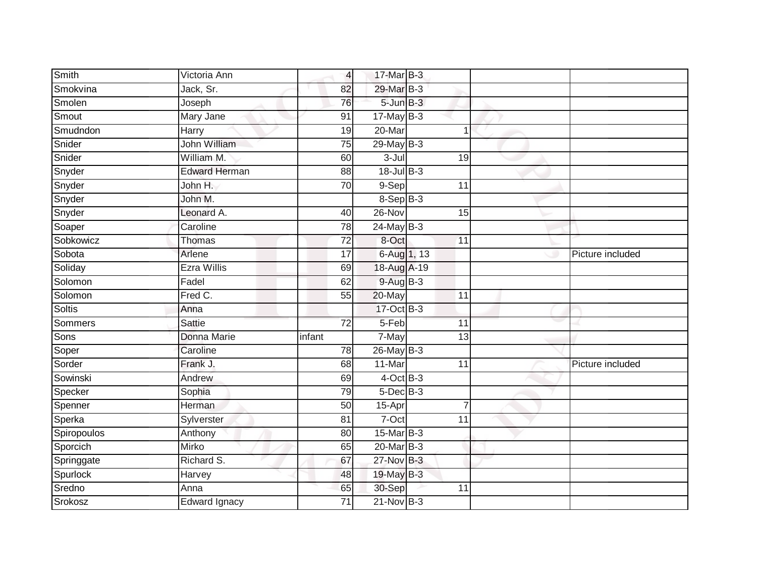| | | | | | | |
|---|---|---|---|---|---|---|
| Smith | Victoria Ann | 4 | 17-Mar | B-3 | | |
| Smokvina | Jack, Sr. | 82 | 29-Mar | B-3 | | |
| Smolen | Joseph | 76 | 5-Jun | B-3 | | |
| Smout | Mary Jane | 91 | 17-May | B-3 | | |
| Smudndon | Harry | 19 | 20-Mar | 1 | | |
| Snider | John William | 75 | 29-May | B-3 | | |
| Snider | William M. | 60 | 3-Jul | 19 | | |
| Snyder | Edward Herman | 88 | 18-Jul | B-3 | | |
| Snyder | John H. | 70 | 9-Sep | 11 | | |
| Snyder | John M. | | 8-Sep | B-3 | | |
| Snyder | Leonard A. | 40 | 26-Nov | 15 | | |
| Soaper | Caroline | 78 | 24-May | B-3 | | |
| Sobkowicz | Thomas | 72 | 8-Oct | 11 | | |
| Sobota | Arlene | 17 | 6-Aug | 1, 13 | | Picture included |
| Soliday | Ezra Willis | 69 | 18-Aug | A-19 | | |
| Solomon | Fadel | 62 | 9-Aug | B-3 | | |
| Solomon | Fred C. | 55 | 20-May | 11 | | |
| Soltis | Anna | | 17-Oct | B-3 | | |
| Sommers | Sattie | 72 | 5-Feb | 11 | | |
| Sons | Donna Marie | infant | 7-May | 13 | | |
| Soper | Caroline | 78 | 26-May | B-3 | | |
| Sorder | Frank J. | 68 | 11-Mar | 11 | | Picture included |
| Sowinski | Andrew | 69 | 4-Oct | B-3 | | |
| Specker | Sophia | 79 | 5-Dec | B-3 | | |
| Spenner | Herman | 50 | 15-Apr | 7 | | |
| Sperka | Sylverster | 81 | 7-Oct | 11 | | |
| Spiropoulos | Anthony | 80 | 15-Mar | B-3 | | |
| Sporcich | Mirko | 65 | 20-Mar | B-3 | | |
| Springgate | Richard S. | 67 | 27-Nov | B-3 | | |
| Spurlock | Harvey | 48 | 19-May | B-3 | | |
| Sredno | Anna | 65 | 30-Sep | 11 | | |
| Srokosz | Edward Ignacy | 71 | 21-Nov | B-3 | | |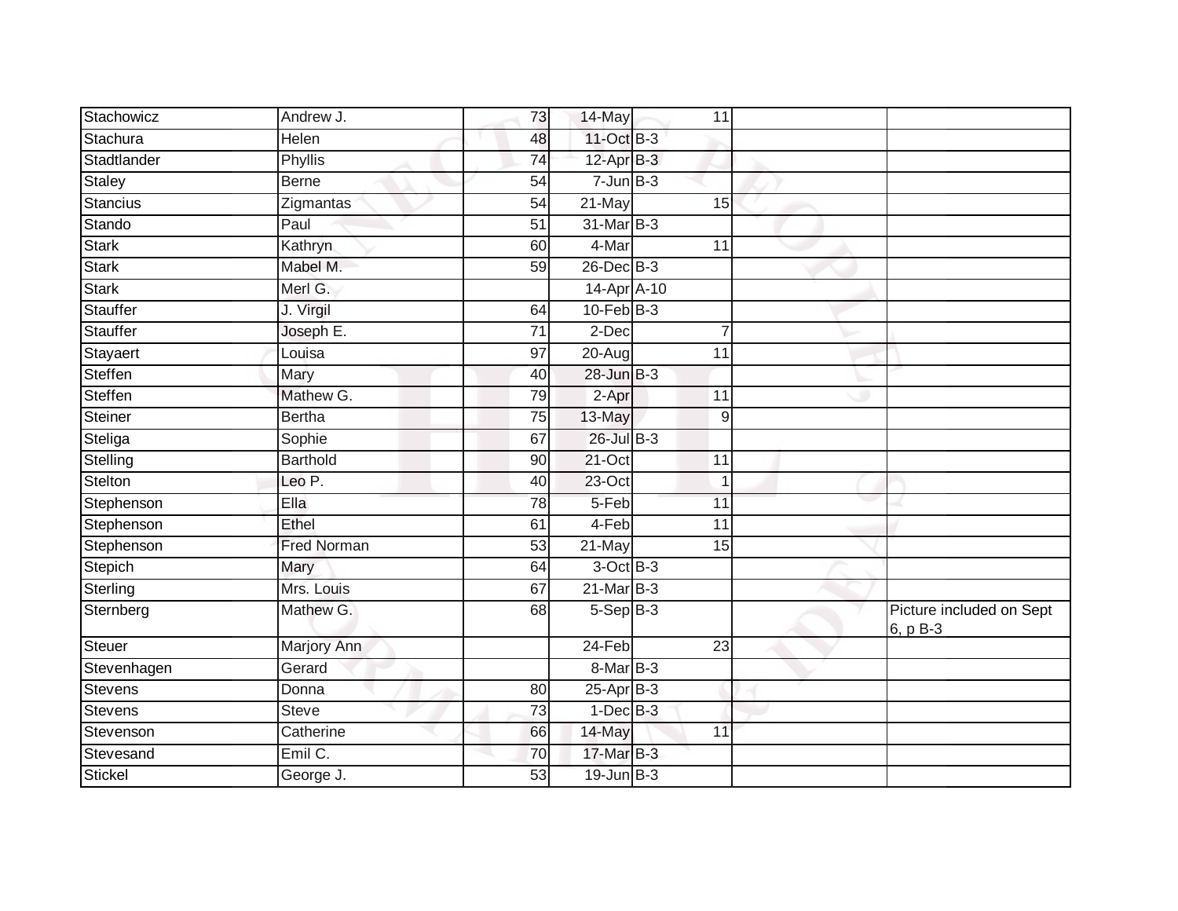| | | | | | | |
|---|---|---|---|---|---|---|
| Stachowicz | Andrew J. | 73 | 14-May | 11 | | |
| Stachura | Helen | 48 | 11-Oct | B-3 | | |
| Stadtlander | Phyllis | 74 | 12-Apr | B-3 | | |
| Staley | Berne | 54 | 7-Jun | B-3 | | |
| Stancius | Zigmantas | 54 | 21-May | 15 | | |
| Stando | Paul | 51 | 31-Mar | B-3 | | |
| Stark | Kathryn | 60 | 4-Mar | 11 | | |
| Stark | Mabel M. | 59 | 26-Dec | B-3 | | |
| Stark | Merl G. | | 14-Apr | A-10 | | |
| Stauffer | J. Virgil | 64 | 10-Feb | B-3 | | |
| Stauffer | Joseph E. | 71 | 2-Dec | 7 | | |
| Stayaert | Louisa | 97 | 20-Aug | 11 | | |
| Steffen | Mary | 40 | 28-Jun | B-3 | | |
| Steffen | Mathew G. | 79 | 2-Apr | 11 | | |
| Steiner | Bertha | 75 | 13-May | 9 | | |
| Steliga | Sophie | 67 | 26-Jul | B-3 | | |
| Stelling | Barthold | 90 | 21-Oct | 11 | | |
| Stelton | Leo P. | 40 | 23-Oct | 1 | | |
| Stephenson | Ella | 78 | 5-Feb | 11 | | |
| Stephenson | Ethel | 61 | 4-Feb | 11 | | |
| Stephenson | Fred Norman | 53 | 21-May | 15 | | |
| Stepich | Mary | 64 | 3-Oct | B-3 | | |
| Sterling | Mrs. Louis | 67 | 21-Mar | B-3 | | |
| Sternberg | Mathew G. | 68 | 5-Sep | B-3 | | Picture included on Sept 6, p B-3 |
| Steuer | Marjory Ann | | 24-Feb | 23 | | |
| Stevenhagen | Gerard | | 8-Mar | B-3 | | |
| Stevens | Donna | 80 | 25-Apr | B-3 | | |
| Stevens | Steve | 73 | 1-Dec | B-3 | | |
| Stevenson | Catherine | 66 | 14-May | 11 | | |
| Stevesand | Emil C. | 70 | 17-Mar | B-3 | | |
| Stickel | George J. | 53 | 19-Jun | B-3 | | |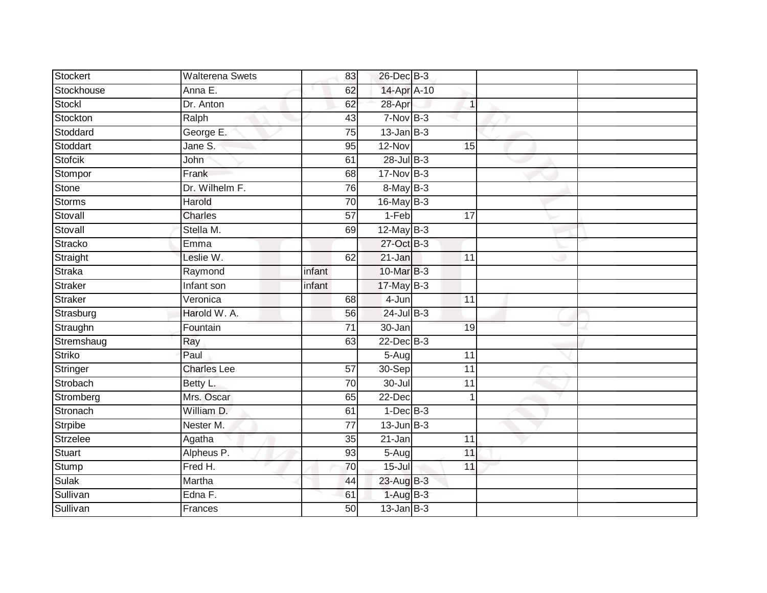| | | | | | | | |
|---|---|---|---|---|---|---|---|
| Stockert | Walterena Swets | 83 | 26-Dec | B-3 | | | |
| Stockhouse | Anna E. | 62 | 14-Apr | A-10 | | | |
| Stockl | Dr. Anton | 62 | 28-Apr | | 1 | | |
| Stockton | Ralph | 43 | 7-Nov | B-3 | | | |
| Stoddard | George E. | 75 | 13-Jan | B-3 | | | |
| Stoddart | Jane S. | 95 | 12-Nov | | 15 | | |
| Stofcik | John | 61 | 28-Jul | B-3 | | | |
| Stompor | Frank | 68 | 17-Nov | B-3 | | | |
| Stone | Dr. Wilhelm F. | 76 | 8-May | B-3 | | | |
| Storms | Harold | 70 | 16-May | B-3 | | | |
| Stovall | Charles | 57 | 1-Feb | | 17 | | |
| Stovall | Stella M. | 69 | 12-May | B-3 | | | |
| Stracko | Emma | | 27-Oct | B-3 | | | |
| Straight | Leslie W. | 62 | 21-Jan | | 11 | | |
| Straka | Raymond | infant | 10-Mar | B-3 | | | |
| Straker | Infant son | infant | 17-May | B-3 | | | |
| Straker | Veronica | 68 | 4-Jun | | 11 | | |
| Strasburg | Harold W. A. | 56 | 24-Jul | B-3 | | | |
| Straughn | Fountain | 71 | 30-Jan | | 19 | | |
| Stremshaug | Ray | 63 | 22-Dec | B-3 | | | |
| Striko | Paul | | 5-Aug | | 11 | | |
| Stringer | Charles Lee | 57 | 30-Sep | | 11 | | |
| Strobach | Betty L. | 70 | 30-Jul | | 11 | | |
| Stromberg | Mrs. Oscar | 65 | 22-Dec | | 1 | | |
| Stronach | William D. | 61 | 1-Dec | B-3 | | | |
| Strpibe | Nester M. | 77 | 13-Jun | B-3 | | | |
| Strzelee | Agatha | 35 | 21-Jan | | 11 | | |
| Stuart | Alpheus P. | 93 | 5-Aug | | 11 | | |
| Stump | Fred H. | 70 | 15-Jul | | 11 | | |
| Sulak | Martha | 44 | 23-Aug | B-3 | | | |
| Sullivan | Edna F. | 61 | 1-Aug | B-3 | | | |
| Sullivan | Frances | 50 | 13-Jan | B-3 | | | |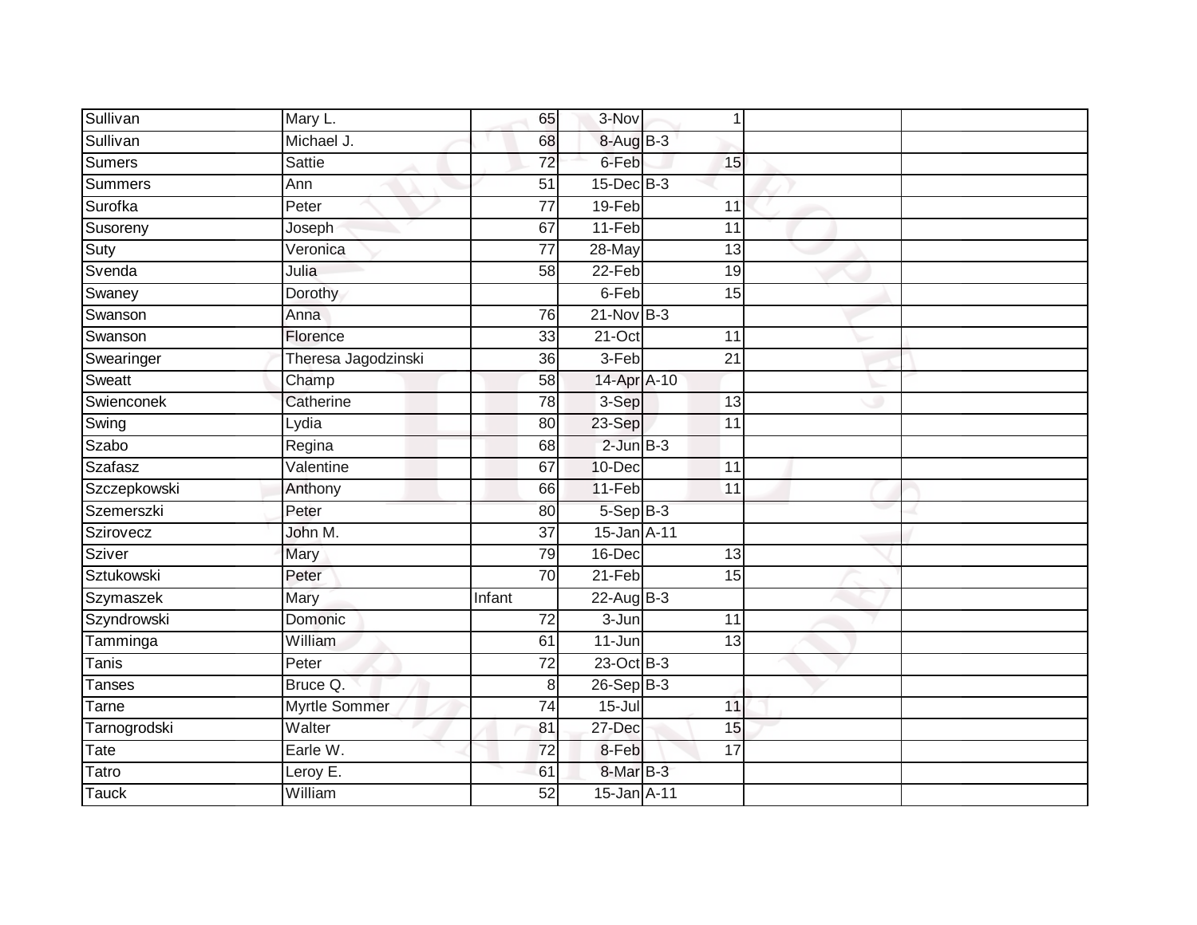| | | | | | | |
|---|---|---|---|---|---|---|
| Sullivan | Mary L. | 65 | 3-Nov | 1 | | |
| Sullivan | Michael J. | 68 | 8-Aug | B-3 | | |
| Sumers | Sattie | 72 | 6-Feb | 15 | | |
| Summers | Ann | 51 | 15-Dec | B-3 | | |
| Surofka | Peter | 77 | 19-Feb | 11 | | |
| Susoreny | Joseph | 67 | 11-Feb | 11 | | |
| Suty | Veronica | 77 | 28-May | 13 | | |
| Svenda | Julia | 58 | 22-Feb | 19 | | |
| Swaney | Dorothy | | 6-Feb | 15 | | |
| Swanson | Anna | 76 | 21-Nov | B-3 | | |
| Swanson | Florence | 33 | 21-Oct | 11 | | |
| Swearinger | Theresa Jagodzinski | 36 | 3-Feb | 21 | | |
| Sweatt | Champ | 58 | 14-Apr | A-10 | | |
| Swienconek | Catherine | 78 | 3-Sep | 13 | | |
| Swing | Lydia | 80 | 23-Sep | 11 | | |
| Szabo | Regina | 68 | 2-Jun | B-3 | | |
| Szafasz | Valentine | 67 | 10-Dec | 11 | | |
| Szczepkowski | Anthony | 66 | 11-Feb | 11 | | |
| Szemerszki | Peter | 80 | 5-Sep | B-3 | | |
| Szirovecz | John M. | 37 | 15-Jan | A-11 | | |
| Sziver | Mary | 79 | 16-Dec | 13 | | |
| Sztukowski | Peter | 70 | 21-Feb | 15 | | |
| Szymaszek | Mary | Infant | 22-Aug | B-3 | | |
| Szyndrowski | Domonic | 72 | 3-Jun | 11 | | |
| Tamminga | William | 61 | 11-Jun | 13 | | |
| Tanis | Peter | 72 | 23-Oct | B-3 | | |
| Tanses | Bruce Q. | 8 | 26-Sep | B-3 | | |
| Tarne | Myrtle Sommer | 74 | 15-Jul | 11 | | |
| Tarnogrodski | Walter | 81 | 27-Dec | 15 | | |
| Tate | Earle W. | 72 | 8-Feb | 17 | | |
| Tatro | Leroy E. | 61 | 8-Mar | B-3 | | |
| Tauck | William | 52 | 15-Jan | A-11 | | |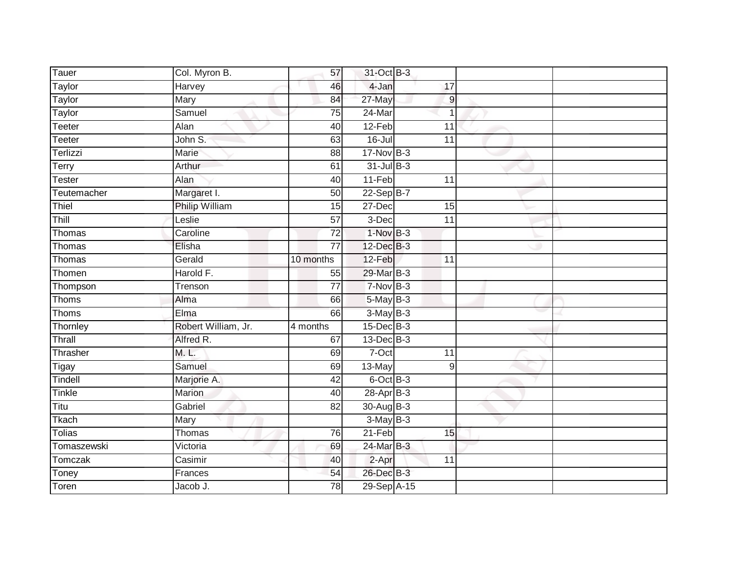| Tauer | Col. Myron B. | 57 | 31-Oct | B-3 | | |
|---|---|---|---|---|---|---|
| Taylor | Harvey | 46 | 4-Jan | 17 | | |
| Taylor | Mary | 84 | 27-May | 9 | | |
| Taylor | Samuel | 75 | 24-Mar | 1 | | |
| Teeter | Alan | 40 | 12-Feb | 11 | | |
| Teeter | John S. | 63 | 16-Jul | 11 | | |
| Terlizzi | Marie | 88 | 17-Nov | B-3 | | |
| Terry | Arthur | 61 | 31-Jul | B-3 | | |
| Tester | Alan | 40 | 11-Feb | 11 | | |
| Teutemacher | Margaret I. | 50 | 22-Sep | B-7 | | |
| Thiel | Philip William | 15 | 27-Dec | 15 | | |
| Thill | Leslie | 57 | 3-Dec | 11 | | |
| Thomas | Caroline | 72 | 1-Nov | B-3 | | |
| Thomas | Elisha | 77 | 12-Dec | B-3 | | |
| Thomas | Gerald | 10 months | 12-Feb | 11 | | |
| Thomen | Harold F. | 55 | 29-Mar | B-3 | | |
| Thompson | Trenson | 77 | 7-Nov | B-3 | | |
| Thoms | Alma | 66 | 5-May | B-3 | | |
| Thoms | Elma | 66 | 3-May | B-3 | | |
| Thornley | Robert William, Jr. | 4 months | 15-Dec | B-3 | | |
| Thrall | Alfred R. | 67 | 13-Dec | B-3 | | |
| Thrasher | M. L. | 69 | 7-Oct | 11 | | |
| Tigay | Samuel | 69 | 13-May | 9 | | |
| Tindell | Marjorie A. | 42 | 6-Oct | B-3 | | |
| Tinkle | Marion | 40 | 28-Apr | B-3 | | |
| Titu | Gabriel | 82 | 30-Aug | B-3 | | |
| Tkach | Mary | | 3-May | B-3 | | |
| Tolias | Thomas | 76 | 21-Feb | 15 | | |
| Tomaszewski | Victoria | 69 | 24-Mar | B-3 | | |
| Tomczak | Casimir | 40 | 2-Apr | 11 | | |
| Toney | Frances | 54 | 26-Dec | B-3 | | |
| Toren | Jacob J. | 78 | 29-Sep | A-15 | | |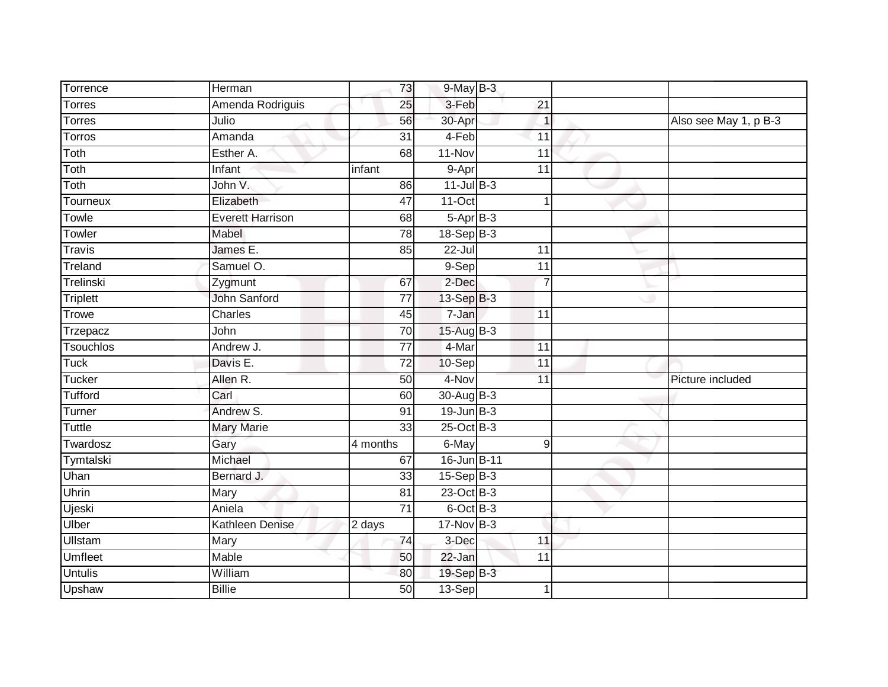| | | | | | | |
|---|---|---|---|---|---|---|
| Torrence | Herman | 73 | 9-May | B-3 | | |
| Torres | Amenda Rodriguis | 25 | 3-Feb | 21 | | |
| Torres | Julio | 56 | 30-Apr | 1 | | Also see May 1, p B-3 |
| Torros | Amanda | 31 | 4-Feb | 11 | | |
| Toth | Esther A. | 68 | 11-Nov | 11 | | |
| Toth | Infant | infant | 9-Apr | 11 | | |
| Toth | John V. | 86 | 11-Jul | B-3 | | |
| Tourneux | Elizabeth | 47 | 11-Oct | 1 | | |
| Towle | Everett Harrison | 68 | 5-Apr | B-3 | | |
| Towler | Mabel | 78 | 18-Sep | B-3 | | |
| Travis | James E. | 85 | 22-Jul | 11 | | |
| Treland | Samuel O. | | 9-Sep | 11 | | |
| Trelinski | Zygmunt | 67 | 2-Dec | 7 | | |
| Triplett | John Sanford | 77 | 13-Sep | B-3 | | |
| Trowe | Charles | 45 | 7-Jan | 11 | | |
| Trzepacz | John | 70 | 15-Aug | B-3 | | |
| Tsouchlos | Andrew J. | 77 | 4-Mar | 11 | | |
| Tuck | Davis E. | 72 | 10-Sep | 11 | | |
| Tucker | Allen R. | 50 | 4-Nov | 11 | | Picture included |
| Tufford | Carl | 60 | 30-Aug | B-3 | | |
| Turner | Andrew S. | 91 | 19-Jun | B-3 | | |
| Tuttle | Mary Marie | 33 | 25-Oct | B-3 | | |
| Twardosz | Gary | 4 months | 6-May | 9 | | |
| Tymtalski | Michael | 67 | 16-Jun | B-11 | | |
| Uhan | Bernard J. | 33 | 15-Sep | B-3 | | |
| Uhrin | Mary | 81 | 23-Oct | B-3 | | |
| Ujeski | Aniela | 71 | 6-Oct | B-3 | | |
| Ulber | Kathleen Denise | 2 days | 17-Nov | B-3 | | |
| Ullstam | Mary | 74 | 3-Dec | 11 | | |
| Umfleet | Mable | 50 | 22-Jan | 11 | | |
| Untulis | William | 80 | 19-Sep | B-3 | | |
| Upshaw | Billie | 50 | 13-Sep | 1 | | |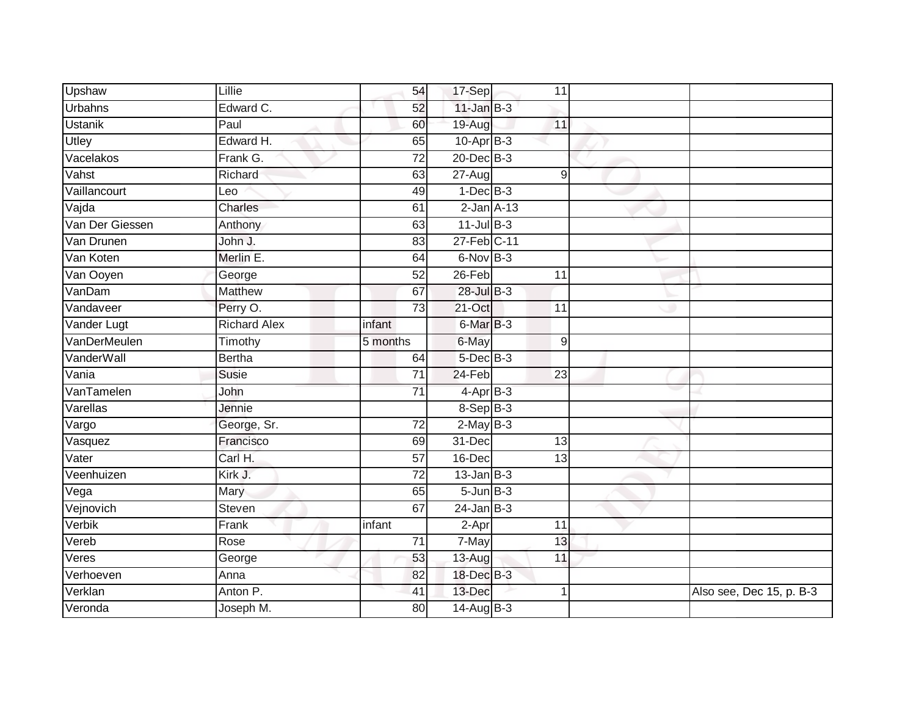| | | | | | | | |
|---|---|---|---|---|---|---|---|
| Upshaw | Lillie | 54 | 17-Sep | | 11 | | |
| Urbahns | Edward C. | 52 | 11-Jan | B-3 | | | |
| Ustanik | Paul | 60 | 19-Aug | | 11 | | |
| Utley | Edward H. | 65 | 10-Apr | B-3 | | | |
| Vacelakos | Frank G. | 72 | 20-Dec | B-3 | | | |
| Vahst | Richard | 63 | 27-Aug | | 9 | | |
| Vaillancourt | Leo | 49 | 1-Dec | B-3 | | | |
| Vajda | Charles | 61 | 2-Jan | A-13 | | | |
| Van Der Giessen | Anthony | 63 | 11-Jul | B-3 | | | |
| Van Drunen | John J. | 83 | 27-Feb | C-11 | | | |
| Van Koten | Merlin E. | 64 | 6-Nov | B-3 | | | |
| Van Ooyen | George | 52 | 26-Feb | | 11 | | |
| VanDam | Matthew | 67 | 28-Jul | B-3 | | | |
| Vandaveer | Perry O. | 73 | 21-Oct | | 11 | | |
| Vander Lugt | Richard Alex | infant | 6-Mar | B-3 | | | |
| VanDerMeulen | Timothy | 5 months | 6-May | | 9 | | |
| VanderWall | Bertha | 64 | 5-Dec | B-3 | | | |
| Vania | Susie | 71 | 24-Feb | | 23 | | |
| VanTamelen | John | 71 | 4-Apr | B-3 | | | |
| Varellas | Jennie | | 8-Sep | B-3 | | | |
| Vargo | George, Sr. | 72 | 2-May | B-3 | | | |
| Vasquez | Francisco | 69 | 31-Dec | | 13 | | |
| Vater | Carl H. | 57 | 16-Dec | | 13 | | |
| Veenhuizen | Kirk J. | 72 | 13-Jan | B-3 | | | |
| Vega | Mary | 65 | 5-Jun | B-3 | | | |
| Vejnovich | Steven | 67 | 24-Jan | B-3 | | | |
| Verbik | Frank | infant | 2-Apr | | 11 | | |
| Vereb | Rose | 71 | 7-May | | 13 | | |
| Veres | George | 53 | 13-Aug | | 11 | | |
| Verhoeven | Anna | 82 | 18-Dec | B-3 | | | |
| Verklan | Anton P. | 41 | 13-Dec | | 1 | | Also see, Dec 15, p. B-3 |
| Veronda | Joseph M. | 80 | 14-Aug | B-3 | | | |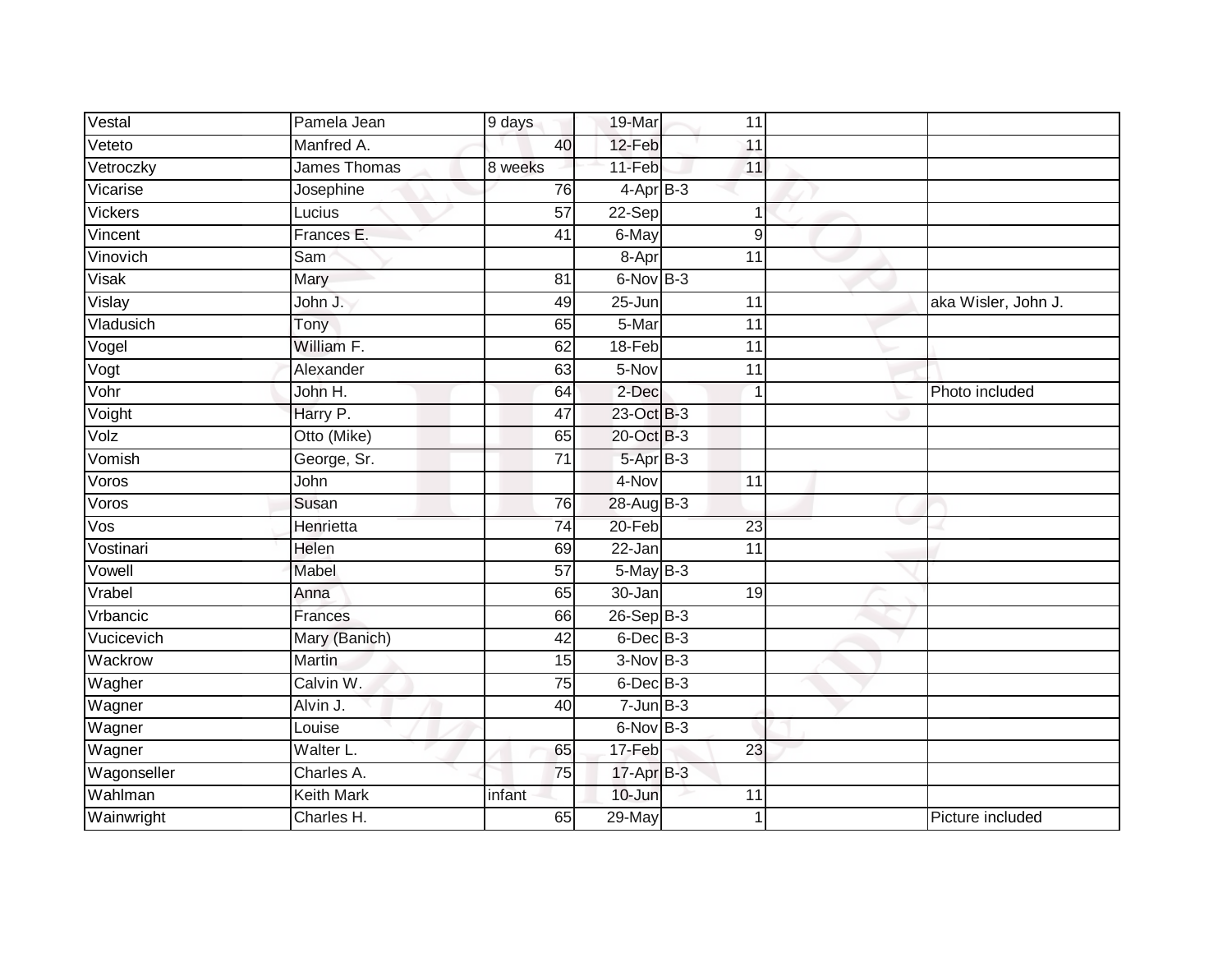| | | | | | | |
|---|---|---|---|---|---|---|
| Vestal | Pamela Jean | 9 days | 19-Mar | 11 | | |
| Veteto | Manfred A. | 40 | 12-Feb | 11 | | |
| Vetroczky | James Thomas | 8 weeks | 11-Feb | 11 | | |
| Vicarise | Josephine | 76 | 4-Apr | B-3 | | |
| Vickers | Lucius | 57 | 22-Sep | 1 | | |
| Vincent | Frances E. | 41 | 6-May | 9 | | |
| Vinovich | Sam | | 8-Apr | 11 | | |
| Visak | Mary | 81 | 6-Nov | B-3 | | |
| Vislay | John J. | 49 | 25-Jun | 11 | | aka Wisler, John J. |
| Vladusich | Tony | 65 | 5-Mar | 11 | | |
| Vogel | William F. | 62 | 18-Feb | 11 | | |
| Vogt | Alexander | 63 | 5-Nov | 11 | | |
| Vohr | John H. | 64 | 2-Dec | 1 | | Photo included |
| Voight | Harry P. | 47 | 23-Oct | B-3 | | |
| Volz | Otto (Mike) | 65 | 20-Oct | B-3 | | |
| Vomish | George, Sr. | 71 | 5-Apr | B-3 | | |
| Voros | John | | 4-Nov | 11 | | |
| Voros | Susan | 76 | 28-Aug | B-3 | | |
| Vos | Henrietta | 74 | 20-Feb | 23 | | |
| Vostinari | Helen | 69 | 22-Jan | 11 | | |
| Vowell | Mabel | 57 | 5-May | B-3 | | |
| Vrabel | Anna | 65 | 30-Jan | 19 | | |
| Vrbancic | Frances | 66 | 26-Sep | B-3 | | |
| Vucicevich | Mary (Banich) | 42 | 6-Dec | B-3 | | |
| Wackrow | Martin | 15 | 3-Nov | B-3 | | |
| Wagher | Calvin W. | 75 | 6-Dec | B-3 | | |
| Wagner | Alvin J. | 40 | 7-Jun | B-3 | | |
| Wagner | Louise | | 6-Nov | B-3 | | |
| Wagner | Walter L. | 65 | 17-Feb | 23 | | |
| Wagonseller | Charles A. | 75 | 17-Apr | B-3 | | |
| Wahlman | Keith Mark | infant | 10-Jun | 11 | | |
| Wainwright | Charles H. | 65 | 29-May | 1 | | Picture included |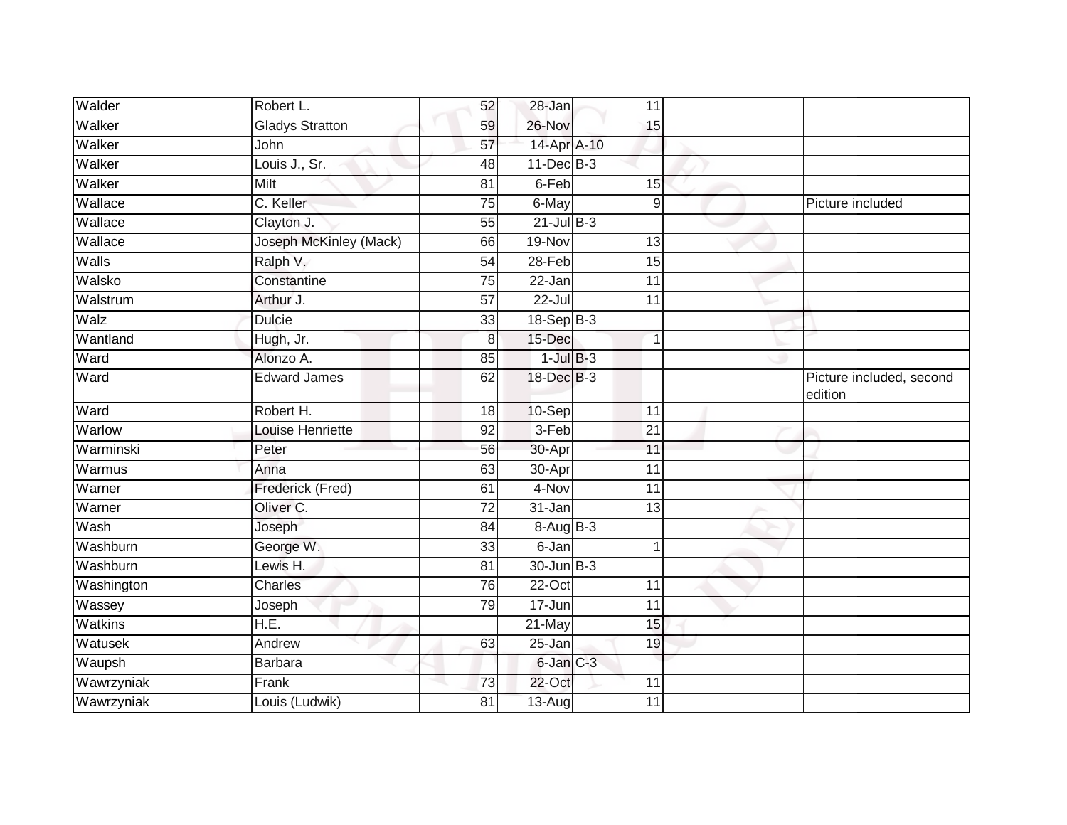| | | | | | | |
|---|---|---|---|---|---|---|
| Walder | Robert L. | 52 | 28-Jan | 11 | | |
| Walker | Gladys Stratton | 59 | 26-Nov | 15 | | |
| Walker | John | 57 | 14-Apr | A-10 | | |
| Walker | Louis J., Sr. | 48 | 11-Dec | B-3 | | |
| Walker | Milt | 81 | 6-Feb | 15 | | |
| Wallace | C. Keller | 75 | 6-May | 9 | | Picture included |
| Wallace | Clayton J. | 55 | 21-Jul | B-3 | | |
| Wallace | Joseph McKinley (Mack) | 66 | 19-Nov | 13 | | |
| Walls | Ralph V. | 54 | 28-Feb | 15 | | |
| Walsko | Constantine | 75 | 22-Jan | 11 | | |
| Walstrum | Arthur J. | 57 | 22-Jul | 11 | | |
| Walz | Dulcie | 33 | 18-Sep | B-3 | | |
| Wantland | Hugh, Jr. | 8 | 15-Dec | 1 | | |
| Ward | Alonzo A. | 85 | 1-Jul | B-3 | | |
| Ward | Edward James | 62 | 18-Dec | B-3 | | Picture included, second edition |
| Ward | Robert H. | 18 | 10-Sep | 11 | | |
| Warlow | Louise Henriette | 92 | 3-Feb | 21 | | |
| Warminski | Peter | 56 | 30-Apr | 11 | | |
| Warmus | Anna | 63 | 30-Apr | 11 | | |
| Warner | Frederick (Fred) | 61 | 4-Nov | 11 | | |
| Warner | Oliver C. | 72 | 31-Jan | 13 | | |
| Wash | Joseph | 84 | 8-Aug | B-3 | | |
| Washburn | George W. | 33 | 6-Jan | 1 | | |
| Washburn | Lewis H. | 81 | 30-Jun | B-3 | | |
| Washington | Charles | 76 | 22-Oct | 11 | | |
| Wassey | Joseph | 79 | 17-Jun | 11 | | |
| Watkins | H.E. | | 21-May | 15 | | |
| Watusek | Andrew | 63 | 25-Jan | 19 | | |
| Waupsh | Barbara | | 6-Jan | C-3 | | |
| Wawrzyniak | Frank | 73 | 22-Oct | 11 | | |
| Wawrzyniak | Louis (Ludwik) | 81 | 13-Aug | 11 | | |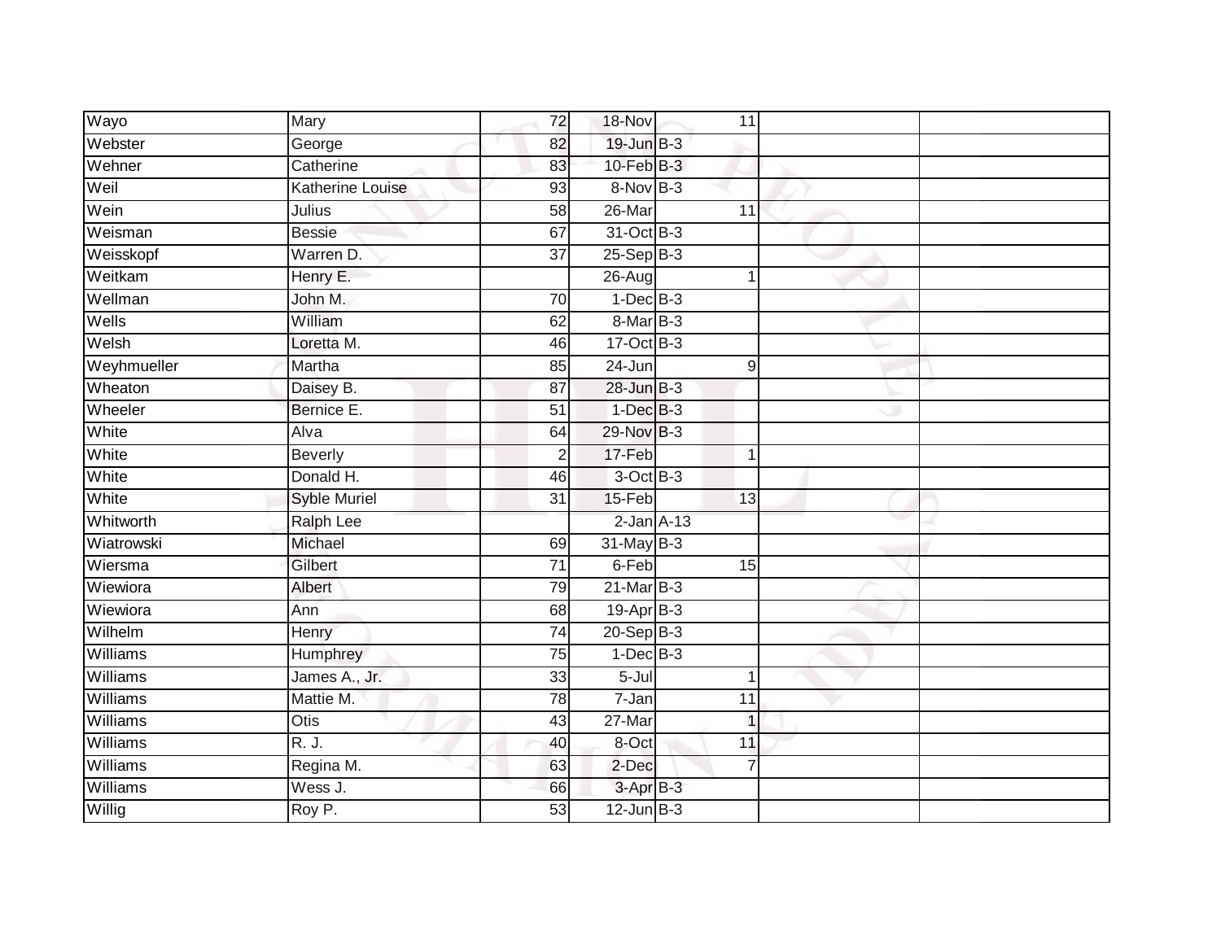| | | | | | | | |
|---|---|---|---|---|---|---|---|
| Wayo | Mary | 72 | 18-Nov | | 11 | | |
| Webster | George | 82 | 19-Jun | B-3 | | | |
| Wehner | Catherine | 83 | 10-Feb | B-3 | | | |
| Weil | Katherine Louise | 93 | 8-Nov | B-3 | | | |
| Wein | Julius | 58 | 26-Mar | | 11 | | |
| Weisman | Bessie | 67 | 31-Oct | B-3 | | | |
| Weisskopf | Warren D. | 37 | 25-Sep | B-3 | | | |
| Weitkam | Henry E. | | 26-Aug | | 1 | | |
| Wellman | John M. | 70 | 1-Dec | B-3 | | | |
| Wells | William | 62 | 8-Mar | B-3 | | | |
| Welsh | Loretta M. | 46 | 17-Oct | B-3 | | | |
| Weyhmueller | Martha | 85 | 24-Jun | | 9 | | |
| Wheaton | Daisey B. | 87 | 28-Jun | B-3 | | | |
| Wheeler | Bernice E. | 51 | 1-Dec | B-3 | | | |
| White | Alva | 64 | 29-Nov | B-3 | | | |
| White | Beverly | 2 | 17-Feb | | 1 | | |
| White | Donald H. | 46 | 3-Oct | B-3 | | | |
| White | Syble Muriel | 31 | 15-Feb | | 13 | | |
| Whitworth | Ralph Lee | | 2-Jan | A-13 | | | |
| Wiatrowski | Michael | 69 | 31-May | B-3 | | | |
| Wiersma | Gilbert | 71 | 6-Feb | | 15 | | |
| Wiewiora | Albert | 79 | 21-Mar | B-3 | | | |
| Wiewiora | Ann | 68 | 19-Apr | B-3 | | | |
| Wilhelm | Henry | 74 | 20-Sep | B-3 | | | |
| Williams | Humphrey | 75 | 1-Dec | B-3 | | | |
| Williams | James A., Jr. | 33 | 5-Jul | | 1 | | |
| Williams | Mattie M. | 78 | 7-Jan | | 11 | | |
| Williams | Otis | 43 | 27-Mar | | 1 | | |
| Williams | R. J. | 40 | 8-Oct | | 11 | | |
| Williams | Regina M. | 63 | 2-Dec | | 7 | | |
| Williams | Wess J. | 66 | 3-Apr | B-3 | | | |
| Willig | Roy P. | 53 | 12-Jun | B-3 | | | |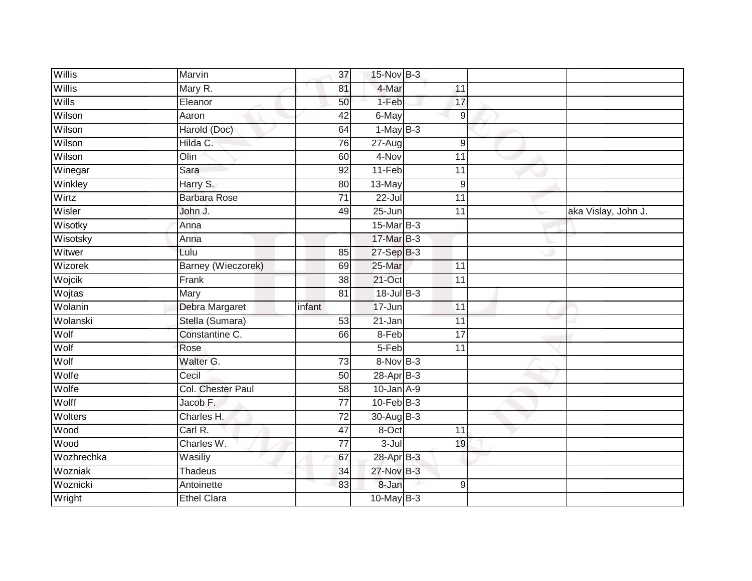| Willis | Marvin | 37 | 15-Nov | B-3 | | |
|---|---|---|---|---|---|---|
| Willis | Mary R. | 81 | 4-Mar | 11 | | |
| Wills | Eleanor | 50 | 1-Feb | 17 | | |
| Wilson | Aaron | 42 | 6-May | 9 | | |
| Wilson | Harold (Doc) | 64 | 1-May | B-3 | | |
| Wilson | Hilda C. | 76 | 27-Aug | 9 | | |
| Wilson | Olin | 60 | 4-Nov | 11 | | |
| Winegar | Sara | 92 | 11-Feb | 11 | | |
| Winkley | Harry S. | 80 | 13-May | 9 | | |
| Wirtz | Barbara Rose | 71 | 22-Jul | 11 | | |
| Wisler | John J. | 49 | 25-Jun | 11 | | aka Vislay, John J. |
| Wisotky | Anna | | 15-Mar | B-3 | | |
| Wisotsky | Anna | | 17-Mar | B-3 | | |
| Witwer | Lulu | 85 | 27-Sep | B-3 | | |
| Wizorek | Barney (Wieczorek) | 69 | 25-Mar | 11 | | |
| Wojcik | Frank | 38 | 21-Oct | 11 | | |
| Wojtas | Mary | 81 | 18-Jul | B-3 | | |
| Wolanin | Debra Margaret | infant | 17-Jun | 11 | | |
| Wolanski | Stella (Sumara) | 53 | 21-Jan | 11 | | |
| Wolf | Constantine C. | 66 | 8-Feb | 17 | | |
| Wolf | Rose | | 5-Feb | 11 | | |
| Wolf | Walter G. | 73 | 8-Nov | B-3 | | |
| Wolfe | Cecil | 50 | 28-Apr | B-3 | | |
| Wolfe | Col. Chester Paul | 58 | 10-Jan | A-9 | | |
| Wolff | Jacob F. | 77 | 10-Feb | B-3 | | |
| Wolters | Charles H. | 72 | 30-Aug | B-3 | | |
| Wood | Carl R. | 47 | 8-Oct | 11 | | |
| Wood | Charles W. | 77 | 3-Jul | 19 | | |
| Wozhrechka | Wasiliy | 67 | 28-Apr | B-3 | | |
| Wozniak | Thadeus | 34 | 27-Nov | B-3 | | |
| Woznicki | Antoinette | 83 | 8-Jan | 9 | | |
| Wright | Ethel Clara | | 10-May | B-3 | | |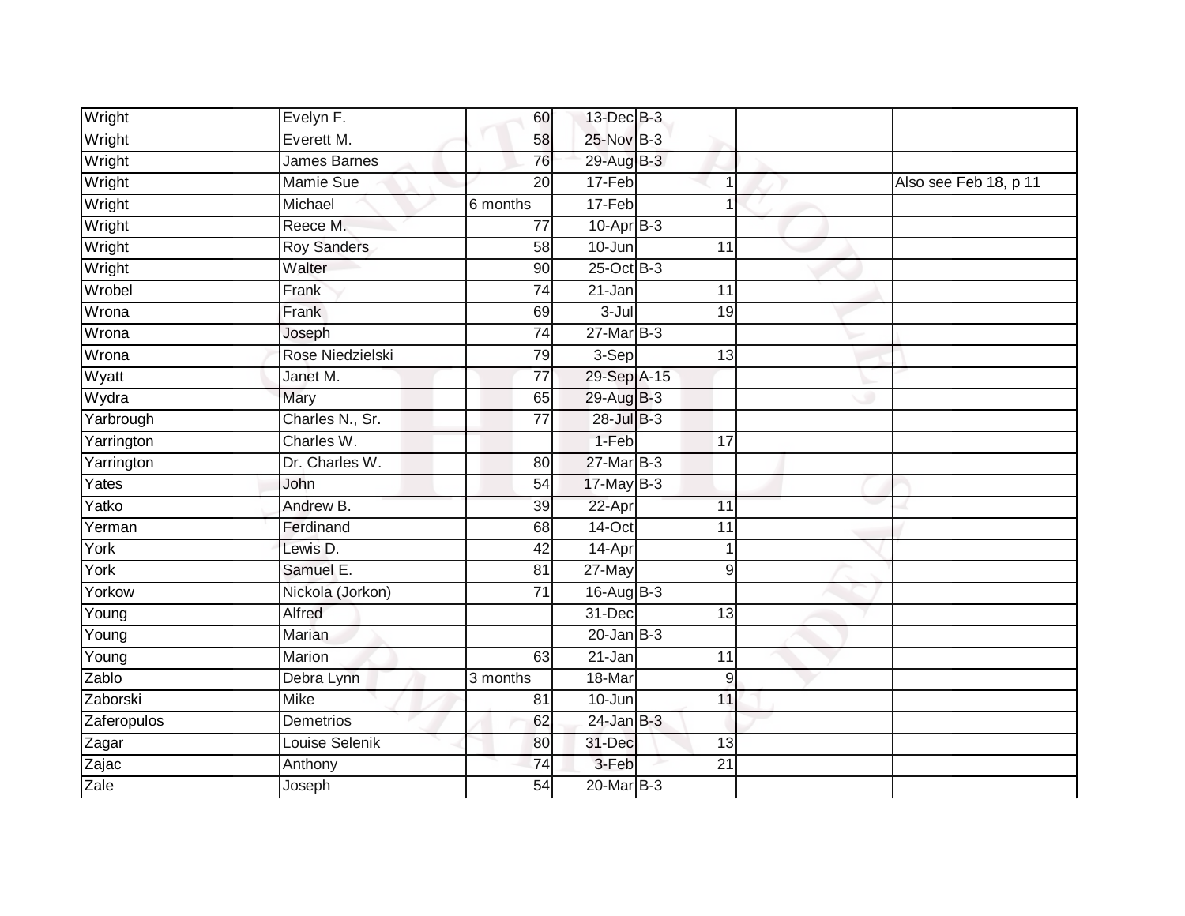| | | | | | | | |
|---|---|---|---|---|---|---|---|
| Wright | Evelyn F. | 60 | 13-Dec | B-3 | | | |
| Wright | Everett M. | 58 | 25-Nov | B-3 | | | |
| Wright | James Barnes | 76 | 29-Aug | B-3 | | | |
| Wright | Mamie Sue | 20 | 17-Feb | | 1 | | Also see Feb 18, p 11 |
| Wright | Michael | 6 months | 17-Feb | | 1 | | |
| Wright | Reece M. | 77 | 10-Apr | B-3 | | | |
| Wright | Roy Sanders | 58 | 10-Jun | | 11 | | |
| Wright | Walter | 90 | 25-Oct | B-3 | | | |
| Wrobel | Frank | 74 | 21-Jan | | 11 | | |
| Wrona | Frank | 69 | 3-Jul | | 19 | | |
| Wrona | Joseph | 74 | 27-Mar | B-3 | | | |
| Wrona | Rose Niedzielski | 79 | 3-Sep | | 13 | | |
| Wyatt | Janet M. | 77 | 29-Sep | A-15 | | | |
| Wydra | Mary | 65 | 29-Aug | B-3 | | | |
| Yarbrough | Charles N., Sr. | 77 | 28-Jul | B-3 | | | |
| Yarrington | Charles W. | | 1-Feb | | 17 | | |
| Yarrington | Dr. Charles W. | 80 | 27-Mar | B-3 | | | |
| Yates | John | 54 | 17-May | B-3 | | | |
| Yatko | Andrew B. | 39 | 22-Apr | | 11 | | |
| Yerman | Ferdinand | 68 | 14-Oct | | 11 | | |
| York | Lewis D. | 42 | 14-Apr | | 1 | | |
| York | Samuel E. | 81 | 27-May | | 9 | | |
| Yorkow | Nickola (Jorkon) | 71 | 16-Aug | B-3 | | | |
| Young | Alfred | | 31-Dec | | 13 | | |
| Young | Marian | | 20-Jan | B-3 | | | |
| Young | Marion | 63 | 21-Jan | | 11 | | |
| Zablo | Debra Lynn | 3 months | 18-Mar | | 9 | | |
| Zaborski | Mike | 81 | 10-Jun | | 11 | | |
| Zaferopulos | Demetrios | 62 | 24-Jan | B-3 | | | |
| Zagar | Louise Selenik | 80 | 31-Dec | | 13 | | |
| Zajac | Anthony | 74 | 3-Feb | | 21 | | |
| Zale | Joseph | 54 | 20-Mar | B-3 | | | |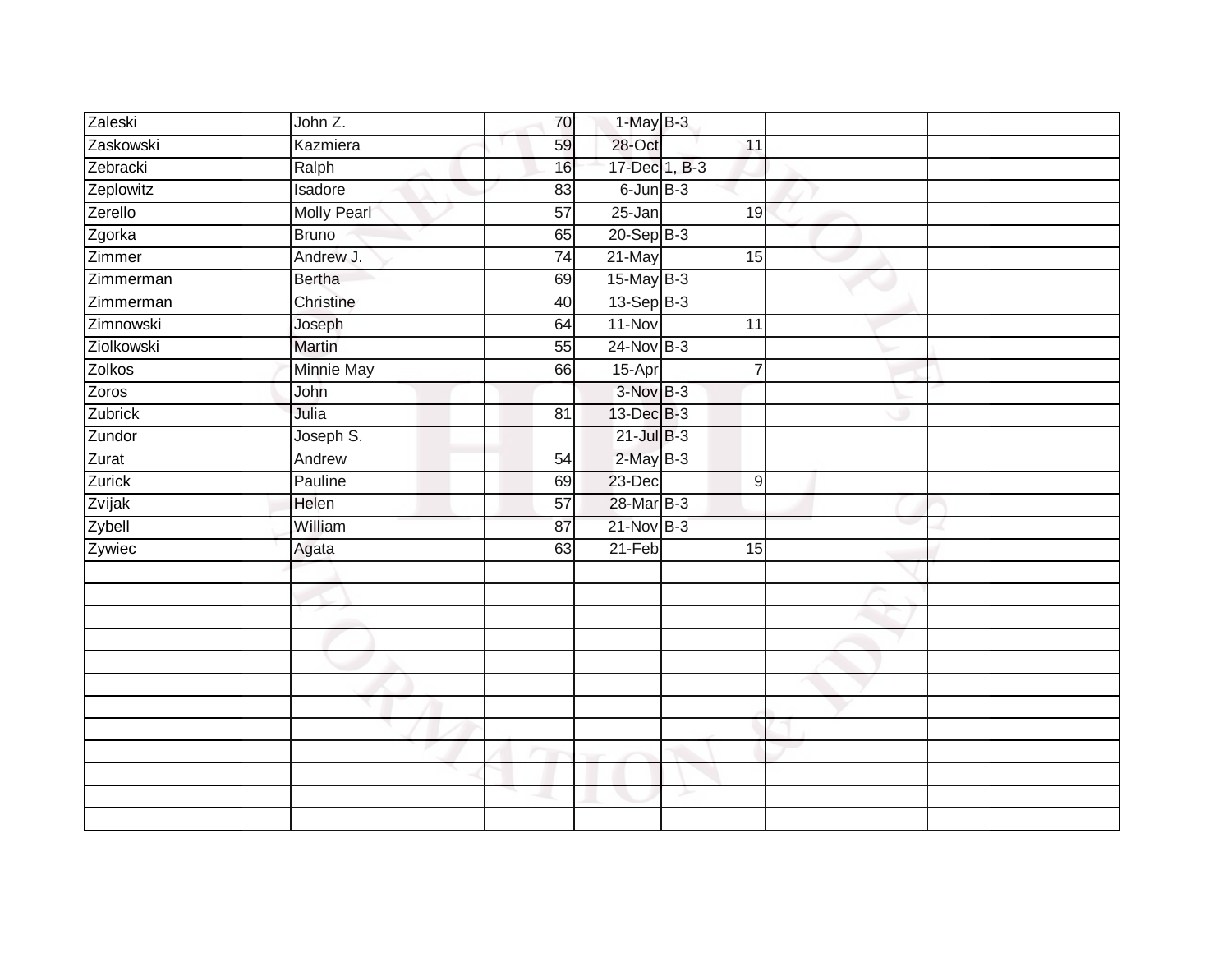| | | | | | | |
|---|---|---|---|---|---|---|
| Zaleski | John Z. | 70 | 1-May | B-3 | | |
| Zaskowski | Kazmiera | 59 | 28-Oct | 11 | | |
| Zebracki | Ralph | 16 | 17-Dec | 1, B-3 | | |
| Zeplowitz | Isadore | 83 | 6-Jun | B-3 | | |
| Zerello | Molly Pearl | 57 | 25-Jan | 19 | | |
| Zgorka | Bruno | 65 | 20-Sep | B-3 | | |
| Zimmer | Andrew J. | 74 | 21-May | 15 | | |
| Zimmerman | Bertha | 69 | 15-May | B-3 | | |
| Zimmerman | Christine | 40 | 13-Sep | B-3 | | |
| Zimnowski | Joseph | 64 | 11-Nov | 11 | | |
| Ziolkowski | Martin | 55 | 24-Nov | B-3 | | |
| Zolkos | Minnie May | 66 | 15-Apr | 7 | | |
| Zoros | John | | 3-Nov | B-3 | | |
| Zubrick | Julia | 81 | 13-Dec | B-3 | | |
| Zundor | Joseph S. | | 21-Jul | B-3 | | |
| Zurat | Andrew | 54 | 2-May | B-3 | | |
| Zurick | Pauline | 69 | 23-Dec | 9 | | |
| Zvijak | Helen | 57 | 28-Mar | B-3 | | |
| Zybell | William | 87 | 21-Nov | B-3 | | |
| Zywiec | Agata | 63 | 21-Feb | 15 | | |